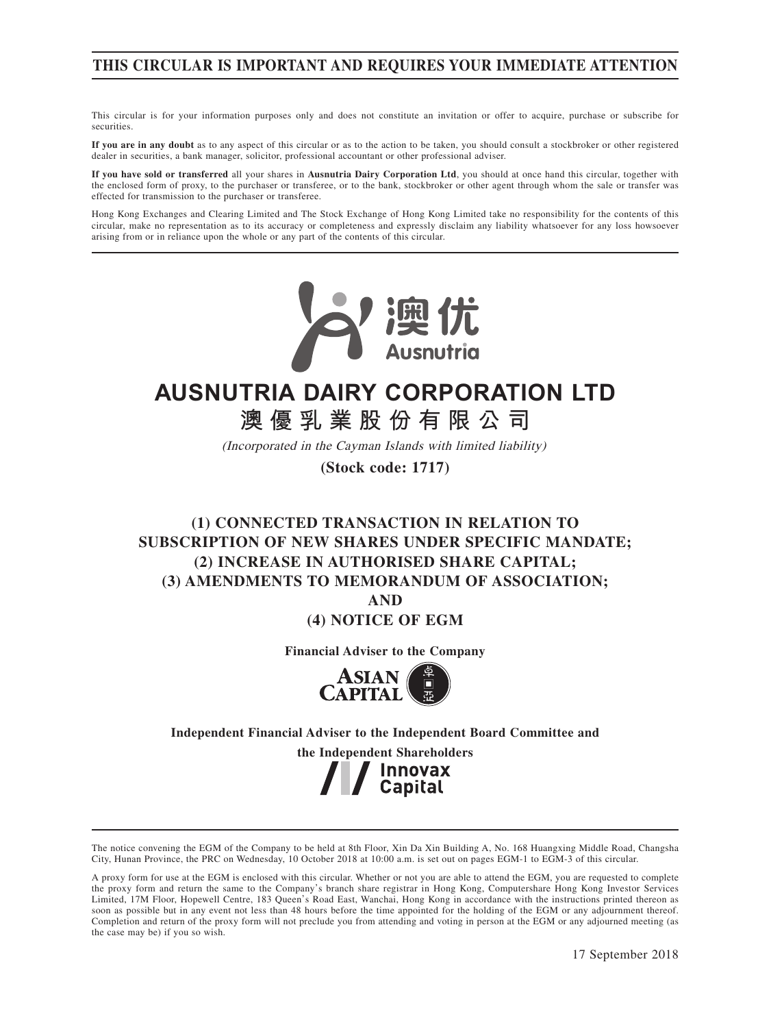**THIS CIRCULAR IS IMPORTANT AND REQUIRES YOUR IMMEDIATE ATTENTION**

This circular is for your information purposes only and does not constitute an invitation or offer to acquire, purchase or subscribe for securities.

**If you are in any doubt** as to any aspect of this circular or as to the action to be taken, you should consult a stockbroker or other registered dealer in securities, a bank manager, solicitor, professional accountant or other professional adviser.

**If you have sold or transferred** all your shares in **Ausnutria Dairy Corporation Ltd**, you should at once hand this circular, together with the enclosed form of proxy, to the purchaser or transferee, or to the bank, stockbroker or other agent through whom the sale or transfer was effected for transmission to the purchaser or transferee.

Hong Kong Exchanges and Clearing Limited and The Stock Exchange of Hong Kong Limited take no responsibility for the contents of this circular, make no representation as to its accuracy or completeness and expressly disclaim any liability whatsoever for any loss howsoever arising from or in reliance upon the whole or any part of the contents of this circular.

澳优 Ausnutria

# AUSNUTRIA DAIRY CORPORATION LTD
# 澳優乳業股份有限公司

*(Incorporated in the Cayman Islands with limited liability)*

**(Stock code: 1717)**

## (1) CONNECTED TRANSACTION IN RELATION TO SUBSCRIPTION OF NEW SHARES UNDER SPECIFIC MANDATE; (2) INCREASE IN AUTHORISED SHARE CAPITAL; (3) AMENDMENTS TO MEMORANDUM OF ASSOCIATION; AND (4) NOTICE OF EGM

**Financial Adviser to the Company**

ASIAN CAPITAL 卓亞

**Independent Financial Adviser to the Independent Board Committee and the Independent Shareholders**

Innovax Capital

The notice convening the EGM of the Company to be held at 8th Floor, Xin Da Xin Building A, No. 168 Huangxing Middle Road, Changsha City, Hunan Province, the PRC on Wednesday, 10 October 2018 at 10:00 a.m. is set out on pages EGM-1 to EGM-3 of this circular.

A proxy form for use at the EGM is enclosed with this circular. Whether or not you are able to attend the EGM, you are requested to complete the proxy form and return the same to the Company's branch share registrar in Hong Kong, Computershare Hong Kong Investor Services Limited, 17M Floor, Hopewell Centre, 183 Queen's Road East, Wanchai, Hong Kong in accordance with the instructions printed thereon as soon as possible but in any event not less than 48 hours before the time appointed for the holding of the EGM or any adjournment thereof. Completion and return of the proxy form will not preclude you from attending and voting in person at the EGM or any adjourned meeting (as the case may be) if you so wish.

17 September 2018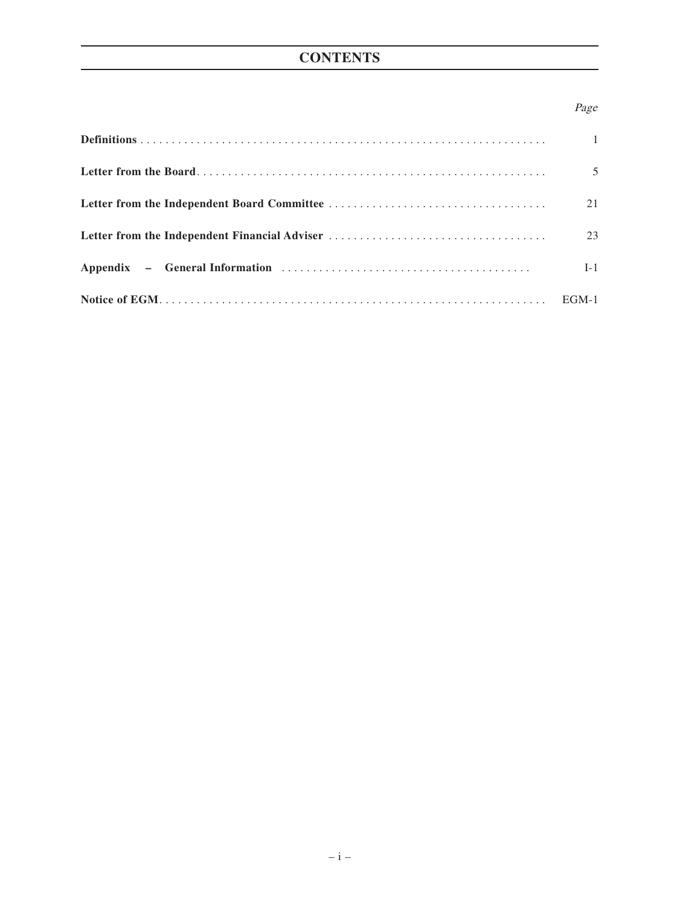# CONTENTS

| | Page |
|---|---|
| **Definitions** | 1 |
| **Letter from the Board** | 5 |
| **Letter from the Independent Board Committee** | 21 |
| **Letter from the Independent Financial Adviser** | 23 |
| **Appendix – General Information** | I-1 |
| **Notice of EGM** | EGM-1 |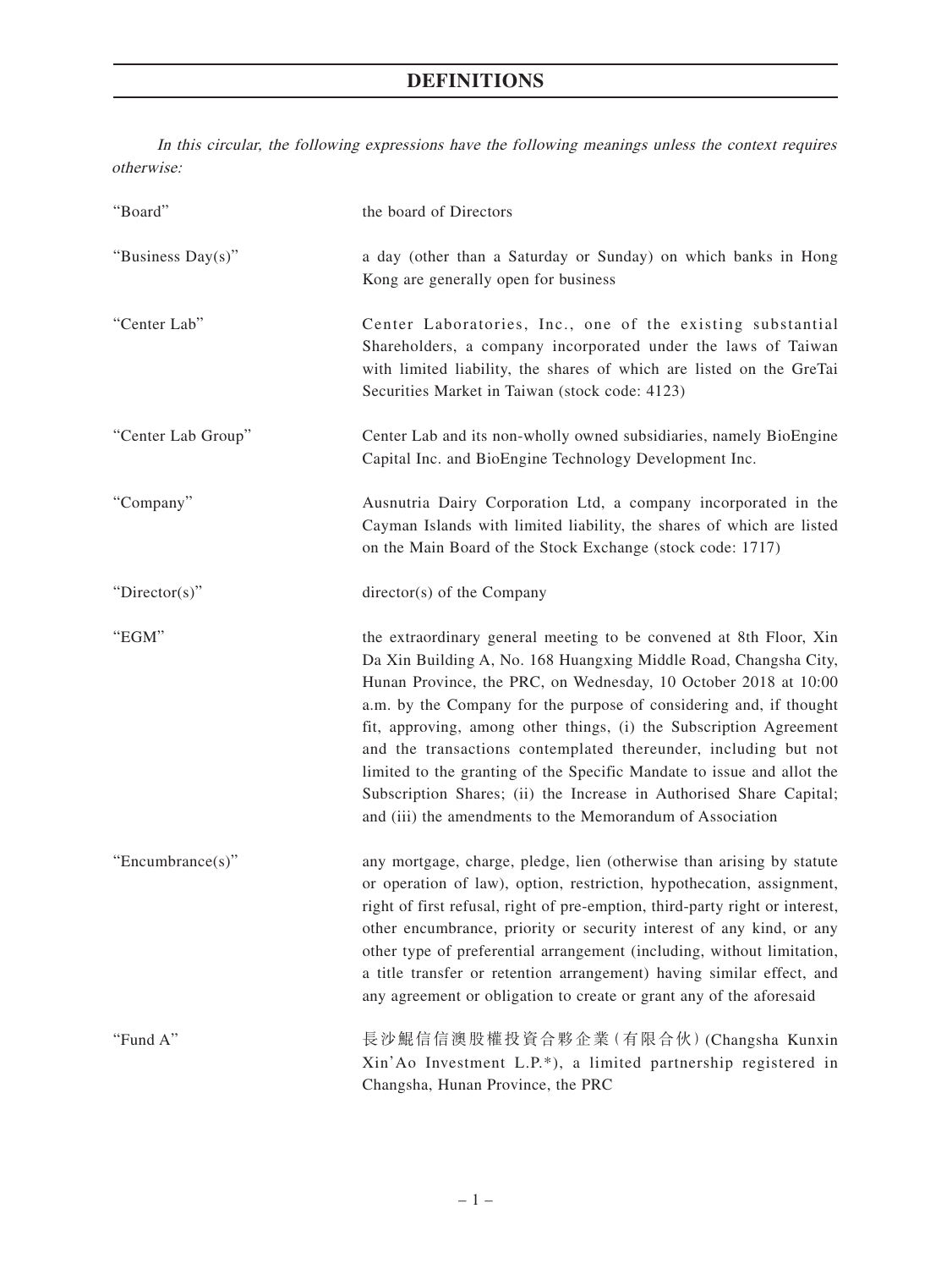# DEFINITIONS

*In this circular, the following expressions have the following meanings unless the context requires otherwise:*

| | |
|---|---|
| "Board" | the board of Directors |
| "Business Day(s)" | a day (other than a Saturday or Sunday) on which banks in Hong Kong are generally open for business |
| "Center Lab" | Center Laboratories, Inc., one of the existing substantial Shareholders, a company incorporated under the laws of Taiwan with limited liability, the shares of which are listed on the GreTai Securities Market in Taiwan (stock code: 4123) |
| "Center Lab Group" | Center Lab and its non-wholly owned subsidiaries, namely BioEngine Capital Inc. and BioEngine Technology Development Inc. |
| "Company" | Ausnutria Dairy Corporation Ltd, a company incorporated in the Cayman Islands with limited liability, the shares of which are listed on the Main Board of the Stock Exchange (stock code: 1717) |
| "Director(s)" | director(s) of the Company |
| "EGM" | the extraordinary general meeting to be convened at 8th Floor, Xin Da Xin Building A, No. 168 Huangxing Middle Road, Changsha City, Hunan Province, the PRC, on Wednesday, 10 October 2018 at 10:00 a.m. by the Company for the purpose of considering and, if thought fit, approving, among other things, (i) the Subscription Agreement and the transactions contemplated thereunder, including but not limited to the granting of the Specific Mandate to issue and allot the Subscription Shares; (ii) the Increase in Authorised Share Capital; and (iii) the amendments to the Memorandum of Association |
| "Encumbrance(s)" | any mortgage, charge, pledge, lien (otherwise than arising by statute or operation of law), option, restriction, hypothecation, assignment, right of first refusal, right of pre-emption, third-party right or interest, other encumbrance, priority or security interest of any kind, or any other type of preferential arrangement (including, without limitation, a title transfer or retention arrangement) having similar effect, and any agreement or obligation to create or grant any of the aforesaid |
| "Fund A" | 長沙鯤信信澳股權投資合夥企業(有限合伙) (Changsha Kunxin Xin'Ao Investment L.P.*), a limited partnership registered in Changsha, Hunan Province, the PRC |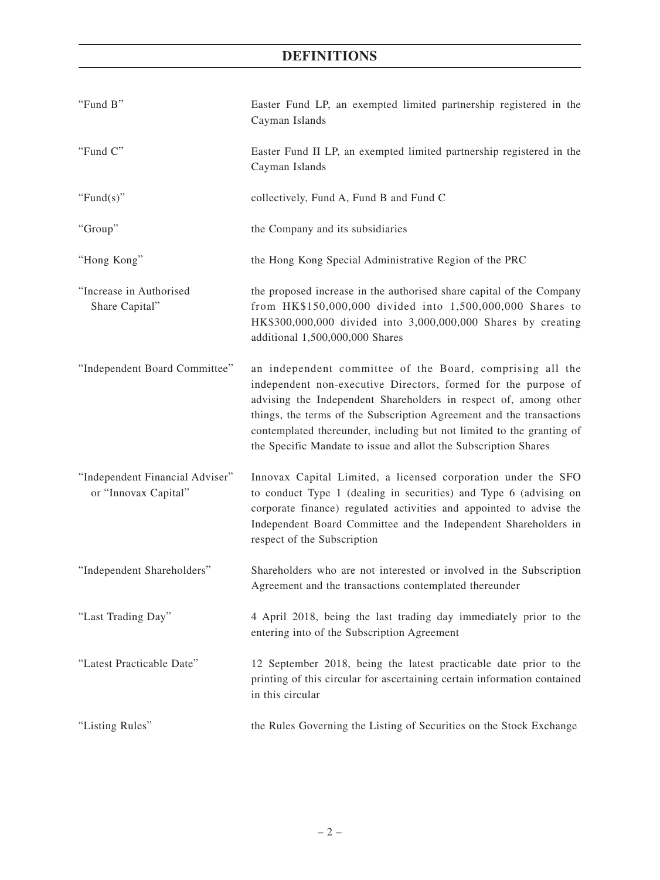# DEFINITIONS

| | |
|---|---|
| "Fund B" | Easter Fund LP, an exempted limited partnership registered in the Cayman Islands |
| "Fund C" | Easter Fund II LP, an exempted limited partnership registered in the Cayman Islands |
| "Fund(s)" | collectively, Fund A, Fund B and Fund C |
| "Group" | the Company and its subsidiaries |
| "Hong Kong" | the Hong Kong Special Administrative Region of the PRC |
| "Increase in Authorised Share Capital" | the proposed increase in the authorised share capital of the Company from HK$150,000,000 divided into 1,500,000,000 Shares to HK$300,000,000 divided into 3,000,000,000 Shares by creating additional 1,500,000,000 Shares |
| "Independent Board Committee" | an independent committee of the Board, comprising all the independent non-executive Directors, formed for the purpose of advising the Independent Shareholders in respect of, among other things, the terms of the Subscription Agreement and the transactions contemplated thereunder, including but not limited to the granting of the Specific Mandate to issue and allot the Subscription Shares |
| "Independent Financial Adviser" or "Innovax Capital" | Innovax Capital Limited, a licensed corporation under the SFO to conduct Type 1 (dealing in securities) and Type 6 (advising on corporate finance) regulated activities and appointed to advise the Independent Board Committee and the Independent Shareholders in respect of the Subscription |
| "Independent Shareholders" | Shareholders who are not interested or involved in the Subscription Agreement and the transactions contemplated thereunder |
| "Last Trading Day" | 4 April 2018, being the last trading day immediately prior to the entering into of the Subscription Agreement |
| "Latest Practicable Date" | 12 September 2018, being the latest practicable date prior to the printing of this circular for ascertaining certain information contained in this circular |
| "Listing Rules" | the Rules Governing the Listing of Securities on the Stock Exchange |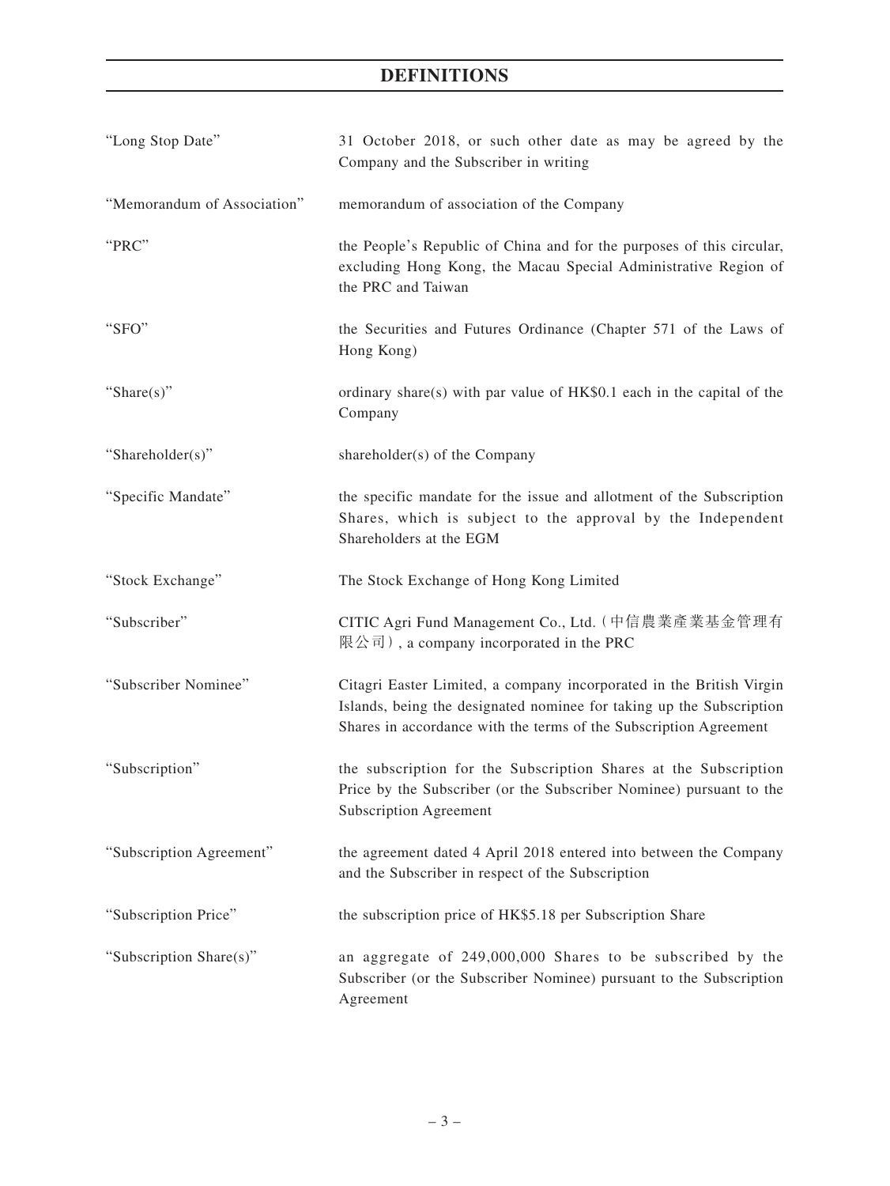# DEFINITIONS

| | |
|---|---|
| "Long Stop Date" | 31 October 2018, or such other date as may be agreed by the Company and the Subscriber in writing |
| "Memorandum of Association" | memorandum of association of the Company |
| "PRC" | the People's Republic of China and for the purposes of this circular, excluding Hong Kong, the Macau Special Administrative Region of the PRC and Taiwan |
| "SFO" | the Securities and Futures Ordinance (Chapter 571 of the Laws of Hong Kong) |
| "Share(s)" | ordinary share(s) with par value of HK$0.1 each in the capital of the Company |
| "Shareholder(s)" | shareholder(s) of the Company |
| "Specific Mandate" | the specific mandate for the issue and allotment of the Subscription Shares, which is subject to the approval by the Independent Shareholders at the EGM |
| "Stock Exchange" | The Stock Exchange of Hong Kong Limited |
| "Subscriber" | CITIC Agri Fund Management Co., Ltd.（中信農業產業基金管理有限公司）, a company incorporated in the PRC |
| "Subscriber Nominee" | Citagri Easter Limited, a company incorporated in the British Virgin Islands, being the designated nominee for taking up the Subscription Shares in accordance with the terms of the Subscription Agreement |
| "Subscription" | the subscription for the Subscription Shares at the Subscription Price by the Subscriber (or the Subscriber Nominee) pursuant to the Subscription Agreement |
| "Subscription Agreement" | the agreement dated 4 April 2018 entered into between the Company and the Subscriber in respect of the Subscription |
| "Subscription Price" | the subscription price of HK$5.18 per Subscription Share |
| "Subscription Share(s)" | an aggregate of 249,000,000 Shares to be subscribed by the Subscriber (or the Subscriber Nominee) pursuant to the Subscription Agreement |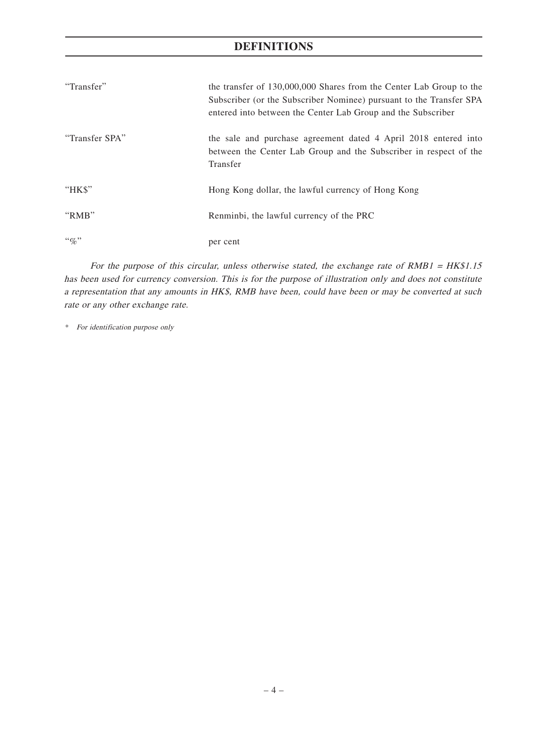# DEFINITIONS

| | |
|---|---|
| "Transfer" | the transfer of 130,000,000 Shares from the Center Lab Group to the Subscriber (or the Subscriber Nominee) pursuant to the Transfer SPA entered into between the Center Lab Group and the Subscriber |
| "Transfer SPA" | the sale and purchase agreement dated 4 April 2018 entered into between the Center Lab Group and the Subscriber in respect of the Transfer |
| "HK$" | Hong Kong dollar, the lawful currency of Hong Kong |
| "RMB" | Renminbi, the lawful currency of the PRC |
| "%" | per cent |

*For the purpose of this circular, unless otherwise stated, the exchange rate of RMB1 = HK$1.15 has been used for currency conversion. This is for the purpose of illustration only and does not constitute a representation that any amounts in HK$, RMB have been, could have been or may be converted at such rate or any other exchange rate.*

\* *For identification purpose only*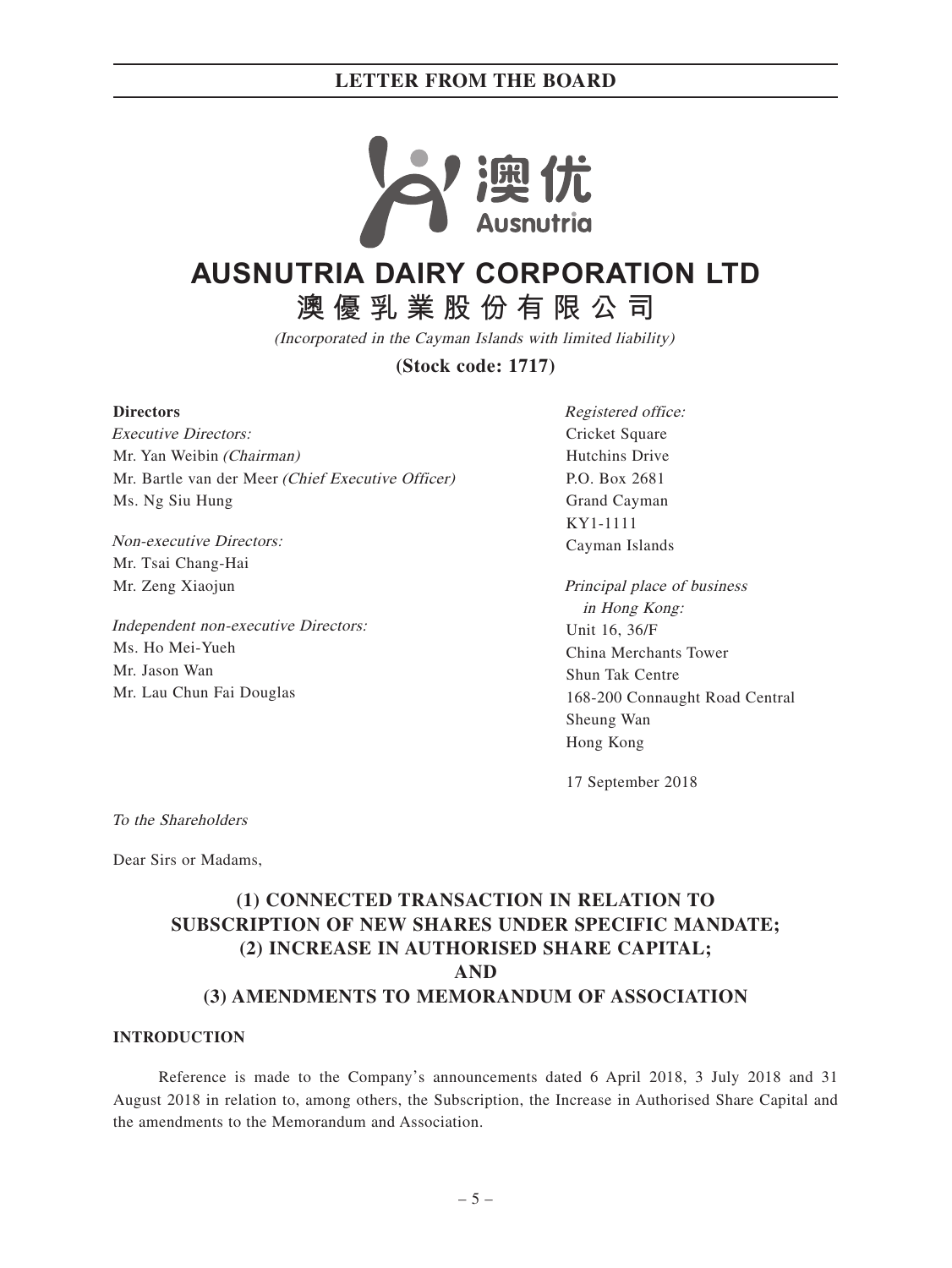# AUSNUTRIA DAIRY CORPORATION LTD

# 澳優乳業股份有限公司

*(Incorporated in the Cayman Islands with limited liability)*

**(Stock code: 1717)**

**Directors**

*Executive Directors:*
Mr. Yan Weibin *(Chairman)*
Mr. Bartle van der Meer *(Chief Executive Officer)*
Ms. Ng Siu Hung

*Non-executive Directors:*
Mr. Tsai Chang-Hai
Mr. Zeng Xiaojun

*Independent non-executive Directors:*
Ms. Ho Mei-Yueh
Mr. Jason Wan
Mr. Lau Chun Fai Douglas

*Registered office:*
Cricket Square
Hutchins Drive
P.O. Box 2681
Grand Cayman
KY1-1111
Cayman Islands

*Principal place of business in Hong Kong:*
Unit 16, 36/F
China Merchants Tower
Shun Tak Centre
168-200 Connaught Road Central
Sheung Wan
Hong Kong

17 September 2018

*To the Shareholders*

Dear Sirs or Madams,

## (1) CONNECTED TRANSACTION IN RELATION TO SUBSCRIPTION OF NEW SHARES UNDER SPECIFIC MANDATE; (2) INCREASE IN AUTHORISED SHARE CAPITAL; AND (3) AMENDMENTS TO MEMORANDUM OF ASSOCIATION

### INTRODUCTION

Reference is made to the Company's announcements dated 6 April 2018, 3 July 2018 and 31 August 2018 in relation to, among others, the Subscription, the Increase in Authorised Share Capital and the amendments to the Memorandum and Association.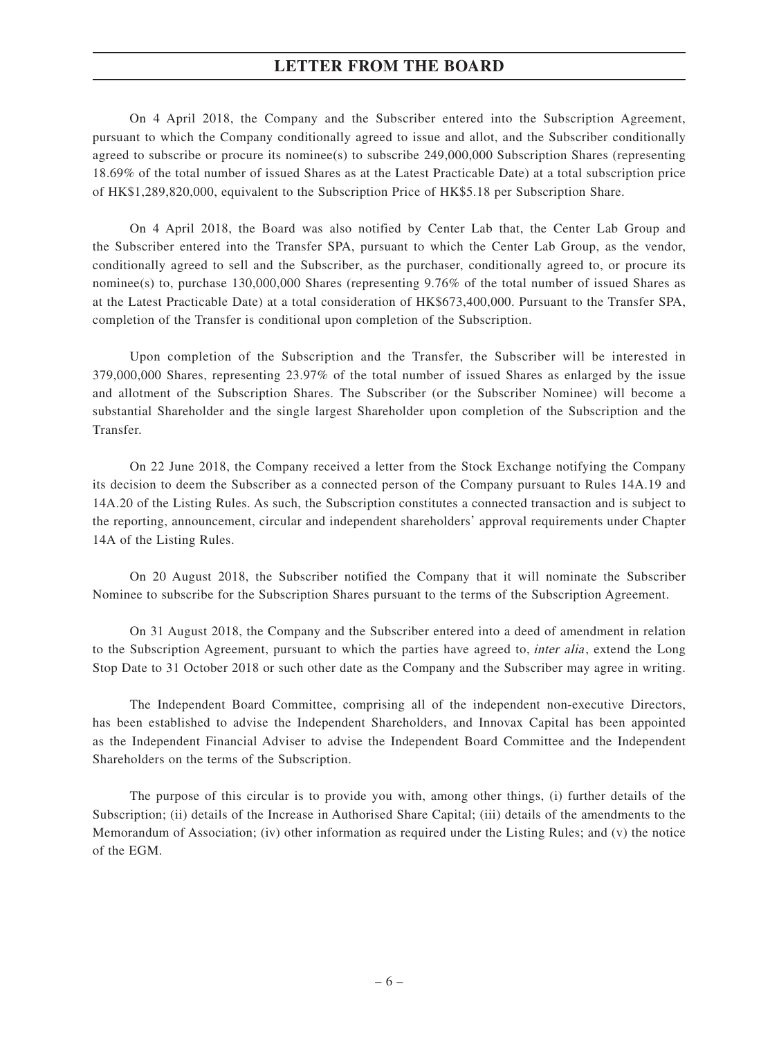On 4 April 2018, the Company and the Subscriber entered into the Subscription Agreement, pursuant to which the Company conditionally agreed to issue and allot, and the Subscriber conditionally agreed to subscribe or procure its nominee(s) to subscribe 249,000,000 Subscription Shares (representing 18.69% of the total number of issued Shares as at the Latest Practicable Date) at a total subscription price of HK$1,289,820,000, equivalent to the Subscription Price of HK$5.18 per Subscription Share.

On 4 April 2018, the Board was also notified by Center Lab that, the Center Lab Group and the Subscriber entered into the Transfer SPA, pursuant to which the Center Lab Group, as the vendor, conditionally agreed to sell and the Subscriber, as the purchaser, conditionally agreed to, or procure its nominee(s) to, purchase 130,000,000 Shares (representing 9.76% of the total number of issued Shares as at the Latest Practicable Date) at a total consideration of HK$673,400,000. Pursuant to the Transfer SPA, completion of the Transfer is conditional upon completion of the Subscription.

Upon completion of the Subscription and the Transfer, the Subscriber will be interested in 379,000,000 Shares, representing 23.97% of the total number of issued Shares as enlarged by the issue and allotment of the Subscription Shares. The Subscriber (or the Subscriber Nominee) will become a substantial Shareholder and the single largest Shareholder upon completion of the Subscription and the Transfer.

On 22 June 2018, the Company received a letter from the Stock Exchange notifying the Company its decision to deem the Subscriber as a connected person of the Company pursuant to Rules 14A.19 and 14A.20 of the Listing Rules. As such, the Subscription constitutes a connected transaction and is subject to the reporting, announcement, circular and independent shareholders' approval requirements under Chapter 14A of the Listing Rules.

On 20 August 2018, the Subscriber notified the Company that it will nominate the Subscriber Nominee to subscribe for the Subscription Shares pursuant to the terms of the Subscription Agreement.

On 31 August 2018, the Company and the Subscriber entered into a deed of amendment in relation to the Subscription Agreement, pursuant to which the parties have agreed to, *inter alia*, extend the Long Stop Date to 31 October 2018 or such other date as the Company and the Subscriber may agree in writing.

The Independent Board Committee, comprising all of the independent non-executive Directors, has been established to advise the Independent Shareholders, and Innovax Capital has been appointed as the Independent Financial Adviser to advise the Independent Board Committee and the Independent Shareholders on the terms of the Subscription.

The purpose of this circular is to provide you with, among other things, (i) further details of the Subscription; (ii) details of the Increase in Authorised Share Capital; (iii) details of the amendments to the Memorandum of Association; (iv) other information as required under the Listing Rules; and (v) the notice of the EGM.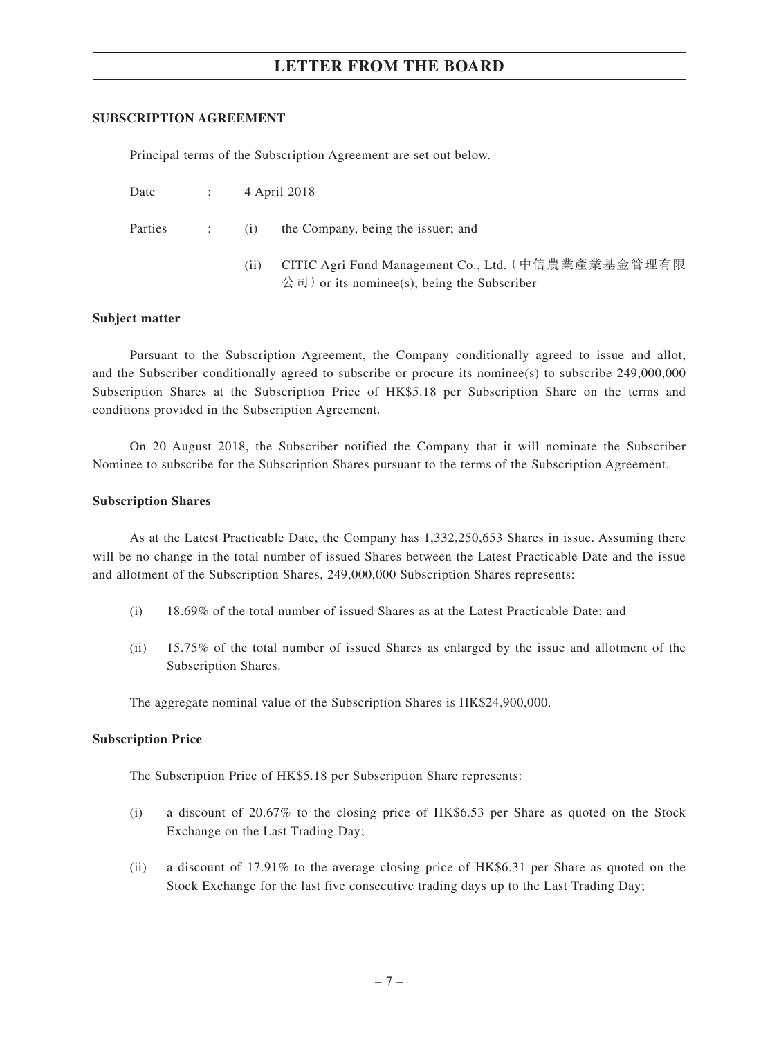**SUBSCRIPTION AGREEMENT**

Principal terms of the Subscription Agreement are set out below.

Date : 4 April 2018

Parties : (i) the Company, being the issuer; and

(ii) CITIC Agri Fund Management Co., Ltd.（中信農業產業基金管理有限公司）or its nominee(s), being the Subscriber

**Subject matter**

Pursuant to the Subscription Agreement, the Company conditionally agreed to issue and allot, and the Subscriber conditionally agreed to subscribe or procure its nominee(s) to subscribe 249,000,000 Subscription Shares at the Subscription Price of HK$5.18 per Subscription Share on the terms and conditions provided in the Subscription Agreement.

On 20 August 2018, the Subscriber notified the Company that it will nominate the Subscriber Nominee to subscribe for the Subscription Shares pursuant to the terms of the Subscription Agreement.

**Subscription Shares**

As at the Latest Practicable Date, the Company has 1,332,250,653 Shares in issue. Assuming there will be no change in the total number of issued Shares between the Latest Practicable Date and the issue and allotment of the Subscription Shares, 249,000,000 Subscription Shares represents:

(i) 18.69% of the total number of issued Shares as at the Latest Practicable Date; and

(ii) 15.75% of the total number of issued Shares as enlarged by the issue and allotment of the Subscription Shares.

The aggregate nominal value of the Subscription Shares is HK$24,900,000.

**Subscription Price**

The Subscription Price of HK$5.18 per Subscription Share represents:

(i) a discount of 20.67% to the closing price of HK$6.53 per Share as quoted on the Stock Exchange on the Last Trading Day;

(ii) a discount of 17.91% to the average closing price of HK$6.31 per Share as quoted on the Stock Exchange for the last five consecutive trading days up to the Last Trading Day;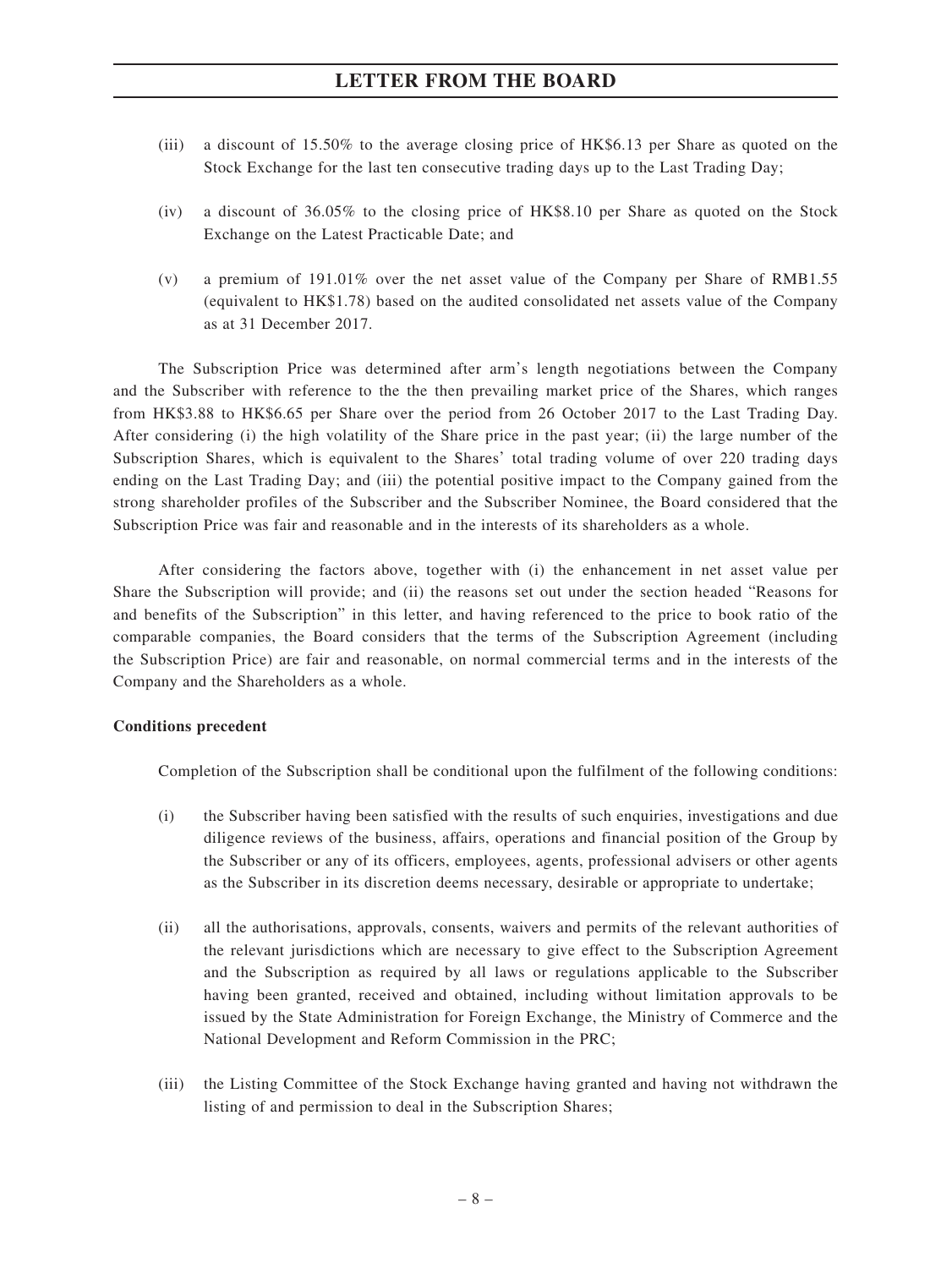(iii) a discount of 15.50% to the average closing price of HK$6.13 per Share as quoted on the Stock Exchange for the last ten consecutive trading days up to the Last Trading Day;

(iv) a discount of 36.05% to the closing price of HK$8.10 per Share as quoted on the Stock Exchange on the Latest Practicable Date; and

(v) a premium of 191.01% over the net asset value of the Company per Share of RMB1.55 (equivalent to HK$1.78) based on the audited consolidated net assets value of the Company as at 31 December 2017.

The Subscription Price was determined after arm's length negotiations between the Company and the Subscriber with reference to the the then prevailing market price of the Shares, which ranges from HK$3.88 to HK$6.65 per Share over the period from 26 October 2017 to the Last Trading Day. After considering (i) the high volatility of the Share price in the past year; (ii) the large number of the Subscription Shares, which is equivalent to the Shares' total trading volume of over 220 trading days ending on the Last Trading Day; and (iii) the potential positive impact to the Company gained from the strong shareholder profiles of the Subscriber and the Subscriber Nominee, the Board considered that the Subscription Price was fair and reasonable and in the interests of its shareholders as a whole.

After considering the factors above, together with (i) the enhancement in net asset value per Share the Subscription will provide; and (ii) the reasons set out under the section headed "Reasons for and benefits of the Subscription" in this letter, and having referenced to the price to book ratio of the comparable companies, the Board considers that the terms of the Subscription Agreement (including the Subscription Price) are fair and reasonable, on normal commercial terms and in the interests of the Company and the Shareholders as a whole.

**Conditions precedent**

Completion of the Subscription shall be conditional upon the fulfilment of the following conditions:

(i) the Subscriber having been satisfied with the results of such enquiries, investigations and due diligence reviews of the business, affairs, operations and financial position of the Group by the Subscriber or any of its officers, employees, agents, professional advisers or other agents as the Subscriber in its discretion deems necessary, desirable or appropriate to undertake;

(ii) all the authorisations, approvals, consents, waivers and permits of the relevant authorities of the relevant jurisdictions which are necessary to give effect to the Subscription Agreement and the Subscription as required by all laws or regulations applicable to the Subscriber having been granted, received and obtained, including without limitation approvals to be issued by the State Administration for Foreign Exchange, the Ministry of Commerce and the National Development and Reform Commission in the PRC;

(iii) the Listing Committee of the Stock Exchange having granted and having not withdrawn the listing of and permission to deal in the Subscription Shares;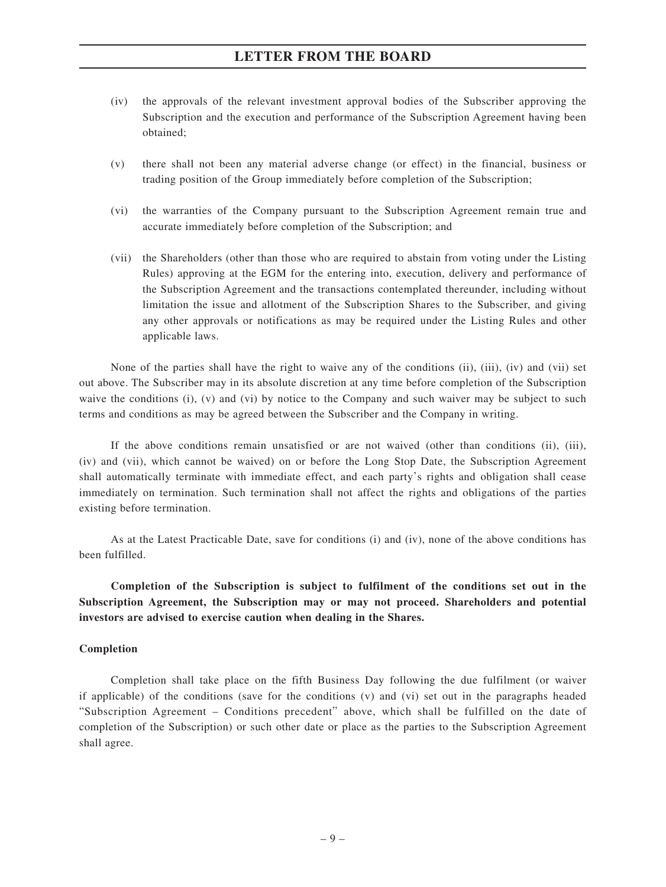(iv) the approvals of the relevant investment approval bodies of the Subscriber approving the Subscription and the execution and performance of the Subscription Agreement having been obtained;

(v) there shall not been any material adverse change (or effect) in the financial, business or trading position of the Group immediately before completion of the Subscription;

(vi) the warranties of the Company pursuant to the Subscription Agreement remain true and accurate immediately before completion of the Subscription; and

(vii) the Shareholders (other than those who are required to abstain from voting under the Listing Rules) approving at the EGM for the entering into, execution, delivery and performance of the Subscription Agreement and the transactions contemplated thereunder, including without limitation the issue and allotment of the Subscription Shares to the Subscriber, and giving any other approvals or notifications as may be required under the Listing Rules and other applicable laws.

None of the parties shall have the right to waive any of the conditions (ii), (iii), (iv) and (vii) set out above. The Subscriber may in its absolute discretion at any time before completion of the Subscription waive the conditions (i), (v) and (vi) by notice to the Company and such waiver may be subject to such terms and conditions as may be agreed between the Subscriber and the Company in writing.

If the above conditions remain unsatisfied or are not waived (other than conditions (ii), (iii), (iv) and (vii), which cannot be waived) on or before the Long Stop Date, the Subscription Agreement shall automatically terminate with immediate effect, and each party's rights and obligation shall cease immediately on termination. Such termination shall not affect the rights and obligations of the parties existing before termination.

As at the Latest Practicable Date, save for conditions (i) and (iv), none of the above conditions has been fulfilled.

**Completion of the Subscription is subject to fulfilment of the conditions set out in the Subscription Agreement, the Subscription may or may not proceed. Shareholders and potential investors are advised to exercise caution when dealing in the Shares.**

**Completion**

Completion shall take place on the fifth Business Day following the due fulfilment (or waiver if applicable) of the conditions (save for the conditions (v) and (vi) set out in the paragraphs headed "Subscription Agreement – Conditions precedent" above, which shall be fulfilled on the date of completion of the Subscription) or such other date or place as the parties to the Subscription Agreement shall agree.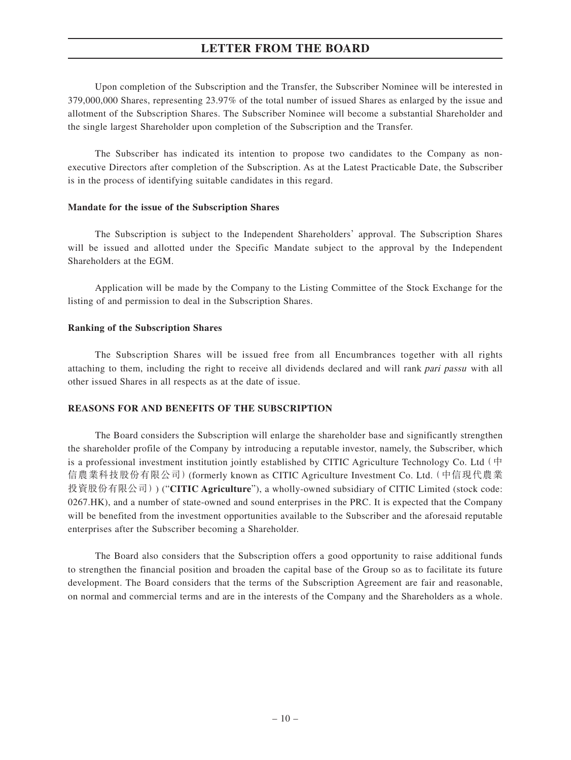Upon completion of the Subscription and the Transfer, the Subscriber Nominee will be interested in 379,000,000 Shares, representing 23.97% of the total number of issued Shares as enlarged by the issue and allotment of the Subscription Shares. The Subscriber Nominee will become a substantial Shareholder and the single largest Shareholder upon completion of the Subscription and the Transfer.

The Subscriber has indicated its intention to propose two candidates to the Company as non-executive Directors after completion of the Subscription. As at the Latest Practicable Date, the Subscriber is in the process of identifying suitable candidates in this regard.

**Mandate for the issue of the Subscription Shares**

The Subscription is subject to the Independent Shareholders' approval. The Subscription Shares will be issued and allotted under the Specific Mandate subject to the approval by the Independent Shareholders at the EGM.

Application will be made by the Company to the Listing Committee of the Stock Exchange for the listing of and permission to deal in the Subscription Shares.

**Ranking of the Subscription Shares**

The Subscription Shares will be issued free from all Encumbrances together with all rights attaching to them, including the right to receive all dividends declared and will rank *pari passu* with all other issued Shares in all respects as at the date of issue.

**REASONS FOR AND BENEFITS OF THE SUBSCRIPTION**

The Board considers the Subscription will enlarge the shareholder base and significantly strengthen the shareholder profile of the Company by introducing a reputable investor, namely, the Subscriber, which is a professional investment institution jointly established by CITIC Agriculture Technology Co. Ltd（中信農業科技股份有限公司）(formerly known as CITIC Agriculture Investment Co. Ltd.（中信現代農業投資股份有限公司）) ("**CITIC Agriculture**"), a wholly-owned subsidiary of CITIC Limited (stock code: 0267.HK), and a number of state-owned and sound enterprises in the PRC. It is expected that the Company will be benefited from the investment opportunities available to the Subscriber and the aforesaid reputable enterprises after the Subscriber becoming a Shareholder.

The Board also considers that the Subscription offers a good opportunity to raise additional funds to strengthen the financial position and broaden the capital base of the Group so as to facilitate its future development. The Board considers that the terms of the Subscription Agreement are fair and reasonable, on normal and commercial terms and are in the interests of the Company and the Shareholders as a whole.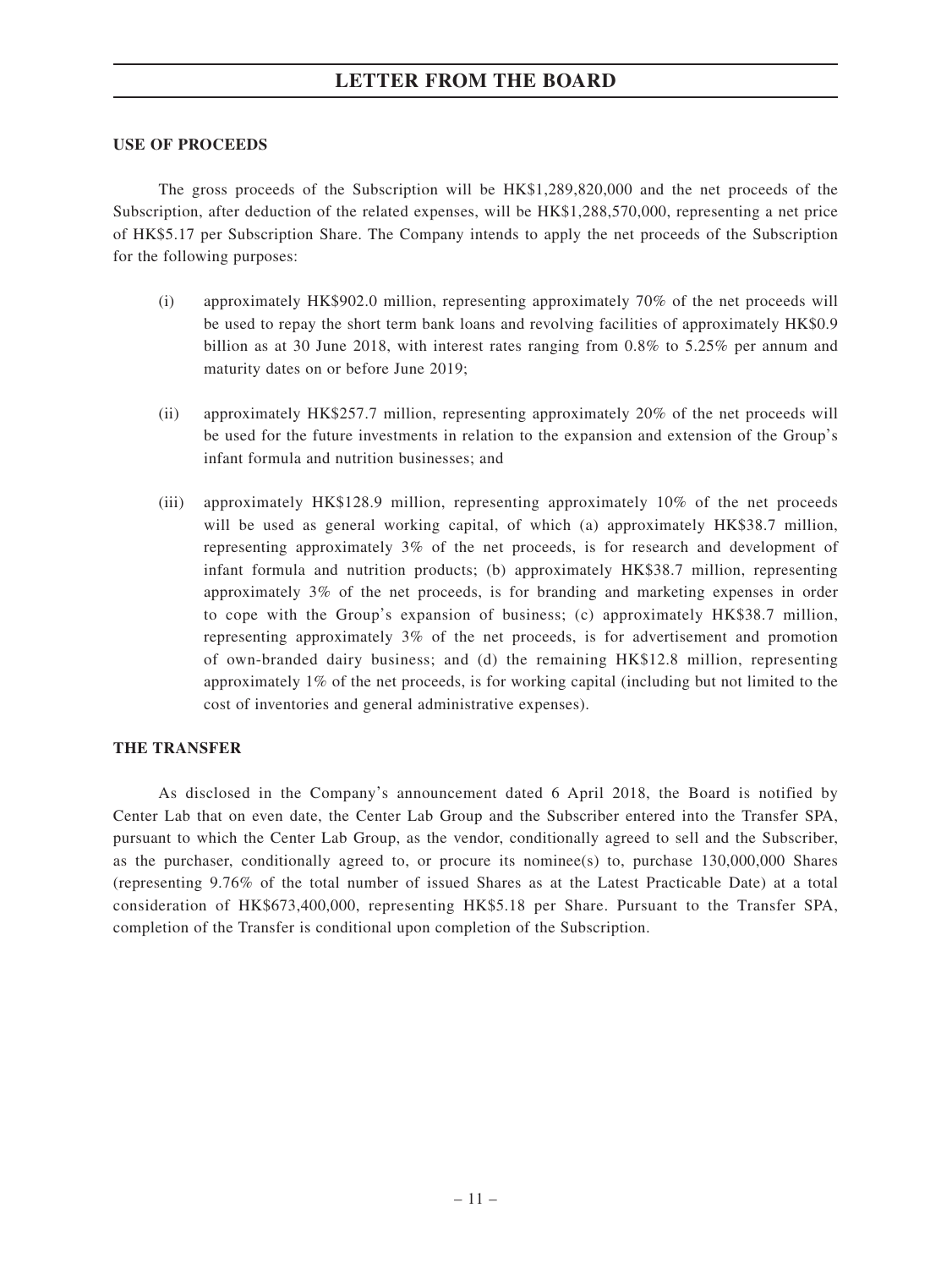**USE OF PROCEEDS**

The gross proceeds of the Subscription will be HK$1,289,820,000 and the net proceeds of the Subscription, after deduction of the related expenses, will be HK$1,288,570,000, representing a net price of HK$5.17 per Subscription Share. The Company intends to apply the net proceeds of the Subscription for the following purposes:

(i) approximately HK$902.0 million, representing approximately 70% of the net proceeds will be used to repay the short term bank loans and revolving facilities of approximately HK$0.9 billion as at 30 June 2018, with interest rates ranging from 0.8% to 5.25% per annum and maturity dates on or before June 2019;

(ii) approximately HK$257.7 million, representing approximately 20% of the net proceeds will be used for the future investments in relation to the expansion and extension of the Group's infant formula and nutrition businesses; and

(iii) approximately HK$128.9 million, representing approximately 10% of the net proceeds will be used as general working capital, of which (a) approximately HK$38.7 million, representing approximately 3% of the net proceeds, is for research and development of infant formula and nutrition products; (b) approximately HK$38.7 million, representing approximately 3% of the net proceeds, is for branding and marketing expenses in order to cope with the Group's expansion of business; (c) approximately HK$38.7 million, representing approximately 3% of the net proceeds, is for advertisement and promotion of own-branded dairy business; and (d) the remaining HK$12.8 million, representing approximately 1% of the net proceeds, is for working capital (including but not limited to the cost of inventories and general administrative expenses).

**THE TRANSFER**

As disclosed in the Company's announcement dated 6 April 2018, the Board is notified by Center Lab that on even date, the Center Lab Group and the Subscriber entered into the Transfer SPA, pursuant to which the Center Lab Group, as the vendor, conditionally agreed to sell and the Subscriber, as the purchaser, conditionally agreed to, or procure its nominee(s) to, purchase 130,000,000 Shares (representing 9.76% of the total number of issued Shares as at the Latest Practicable Date) at a total consideration of HK$673,400,000, representing HK$5.18 per Share. Pursuant to the Transfer SPA, completion of the Transfer is conditional upon completion of the Subscription.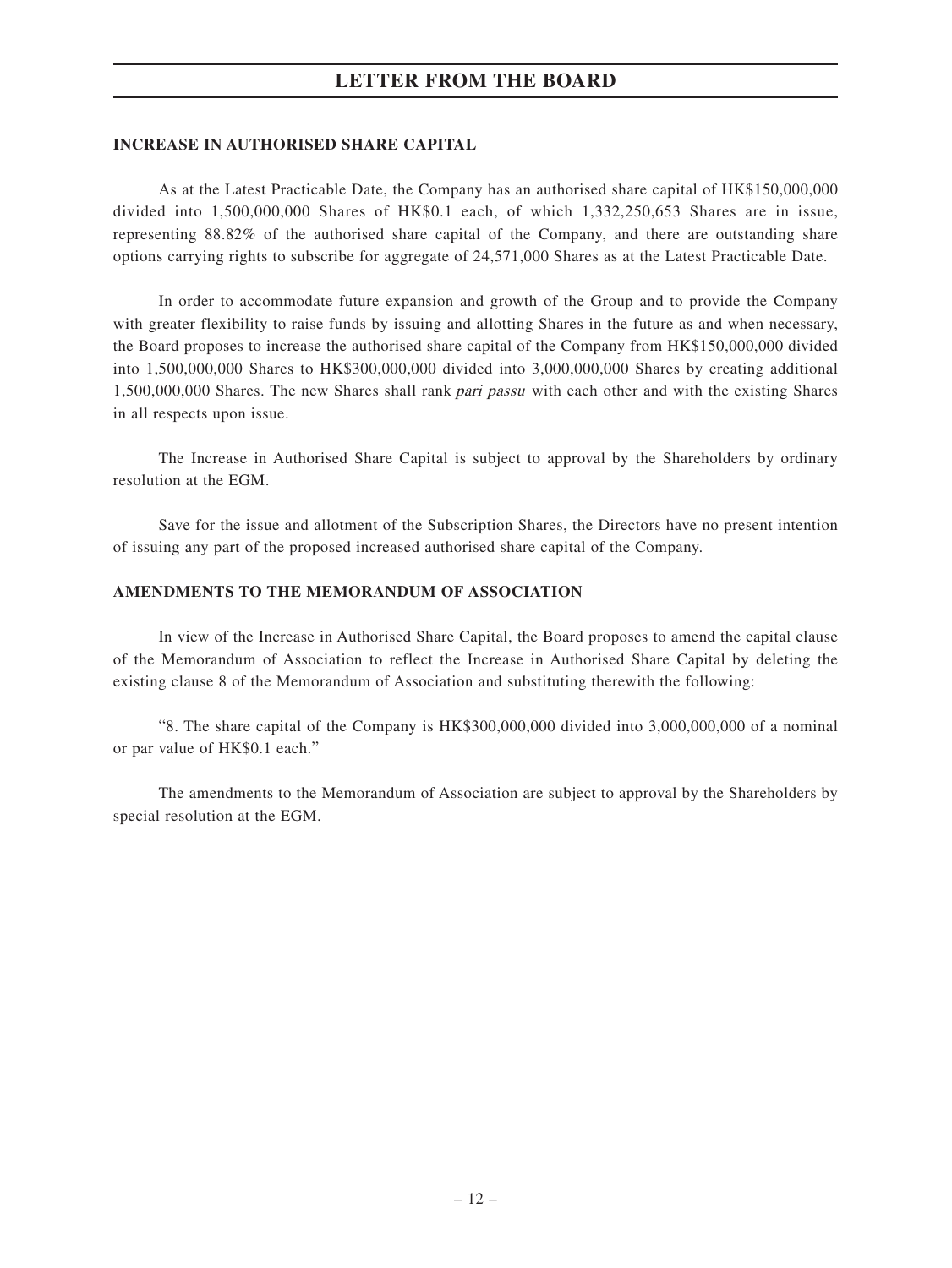## INCREASE IN AUTHORISED SHARE CAPITAL

As at the Latest Practicable Date, the Company has an authorised share capital of HK$150,000,000 divided into 1,500,000,000 Shares of HK$0.1 each, of which 1,332,250,653 Shares are in issue, representing 88.82% of the authorised share capital of the Company, and there are outstanding share options carrying rights to subscribe for aggregate of 24,571,000 Shares as at the Latest Practicable Date.

In order to accommodate future expansion and growth of the Group and to provide the Company with greater flexibility to raise funds by issuing and allotting Shares in the future as and when necessary, the Board proposes to increase the authorised share capital of the Company from HK$150,000,000 divided into 1,500,000,000 Shares to HK$300,000,000 divided into 3,000,000,000 Shares by creating additional 1,500,000,000 Shares. The new Shares shall rank *pari passu* with each other and with the existing Shares in all respects upon issue.

The Increase in Authorised Share Capital is subject to approval by the Shareholders by ordinary resolution at the EGM.

Save for the issue and allotment of the Subscription Shares, the Directors have no present intention of issuing any part of the proposed increased authorised share capital of the Company.

## AMENDMENTS TO THE MEMORANDUM OF ASSOCIATION

In view of the Increase in Authorised Share Capital, the Board proposes to amend the capital clause of the Memorandum of Association to reflect the Increase in Authorised Share Capital by deleting the existing clause 8 of the Memorandum of Association and substituting therewith the following:

"8. The share capital of the Company is HK$300,000,000 divided into 3,000,000,000 of a nominal or par value of HK$0.1 each."

The amendments to the Memorandum of Association are subject to approval by the Shareholders by special resolution at the EGM.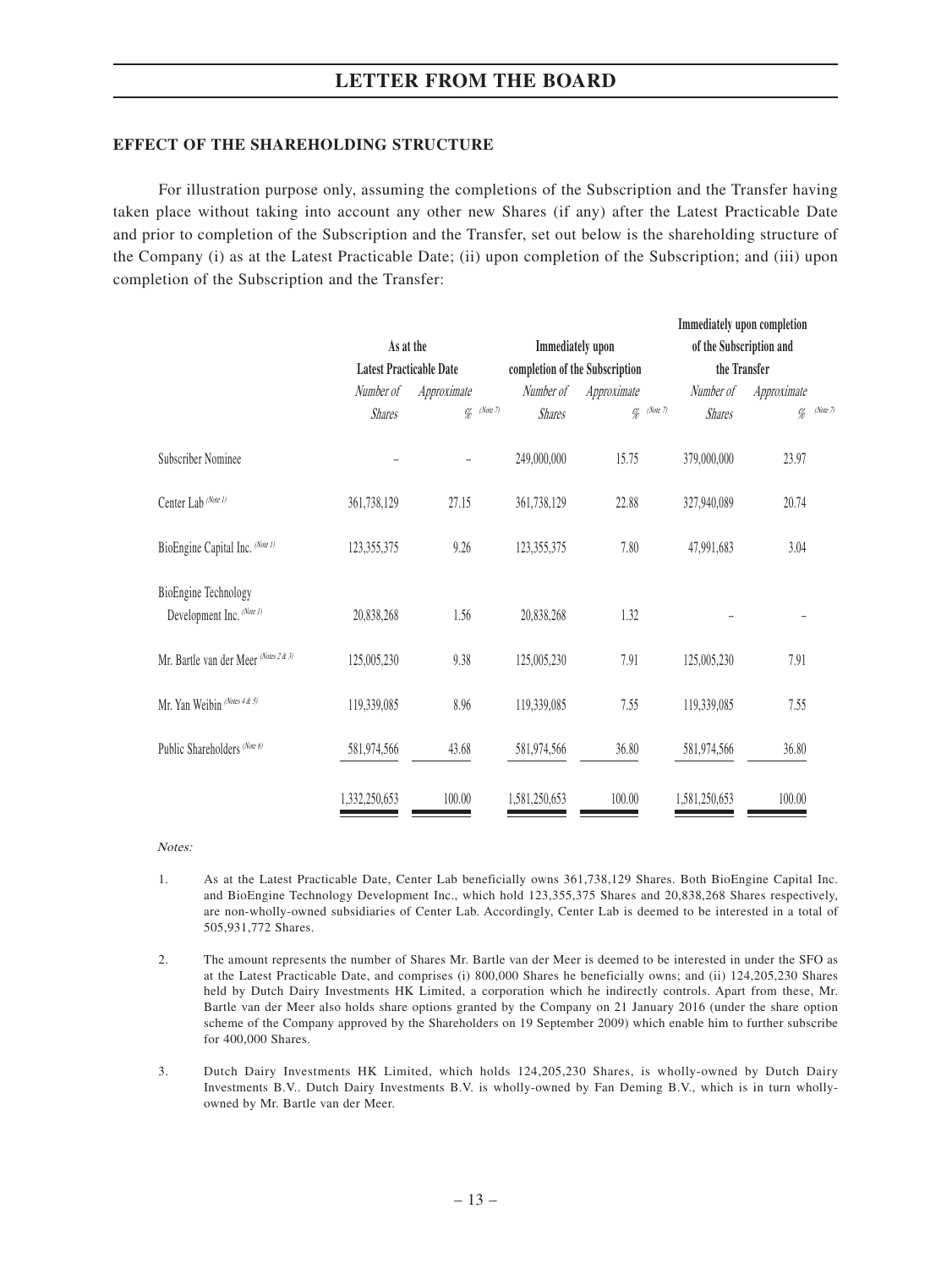## EFFECT OF THE SHAREHOLDING STRUCTURE

For illustration purpose only, assuming the completions of the Subscription and the Transfer having taken place without taking into account any other new Shares (if any) after the Latest Practicable Date and prior to completion of the Subscription and the Transfer, set out below is the shareholding structure of the Company (i) as at the Latest Practicable Date; (ii) upon completion of the Subscription; and (iii) upon completion of the Subscription and the Transfer:

| | As at the Latest Practicable Date | | Immediately upon completion of the Subscription | | Immediately upon completion of the Subscription and the Transfer | |
|---|---|---|---|---|---|---|
| | *Number of Shares* | *Approximate %* (Note 7) | *Number of Shares* | *Approximate %* (Note 7) | *Number of Shares* | *Approximate %* (Note 7) |
| Subscriber Nominee | – | – | 249,000,000 | 15.75 | 379,000,000 | 23.97 |
| Center Lab (Note 1) | 361,738,129 | 27.15 | 361,738,129 | 22.88 | 327,940,089 | 20.74 |
| BioEngine Capital Inc. (Note 1) | 123,355,375 | 9.26 | 123,355,375 | 7.80 | 47,991,683 | 3.04 |
| BioEngine Technology Development Inc. (Note 1) | 20,838,268 | 1.56 | 20,838,268 | 1.32 | – | – |
| Mr. Bartle van der Meer (Notes 2 & 3) | 125,005,230 | 9.38 | 125,005,230 | 7.91 | 125,005,230 | 7.91 |
| Mr. Yan Weibin (Notes 4 & 5) | 119,339,085 | 8.96 | 119,339,085 | 7.55 | 119,339,085 | 7.55 |
| Public Shareholders (Note 6) | 581,974,566 | 43.68 | 581,974,566 | 36.80 | 581,974,566 | 36.80 |
| | 1,332,250,653 | 100.00 | 1,581,250,653 | 100.00 | 1,581,250,653 | 100.00 |

*Notes:*

1. As at the Latest Practicable Date, Center Lab beneficially owns 361,738,129 Shares. Both BioEngine Capital Inc. and BioEngine Technology Development Inc., which hold 123,355,375 Shares and 20,838,268 Shares respectively, are non-wholly-owned subsidiaries of Center Lab. Accordingly, Center Lab is deemed to be interested in a total of 505,931,772 Shares.

2. The amount represents the number of Shares Mr. Bartle van der Meer is deemed to be interested in under the SFO as at the Latest Practicable Date, and comprises (i) 800,000 Shares he beneficially owns; and (ii) 124,205,230 Shares held by Dutch Dairy Investments HK Limited, a corporation which he indirectly controls. Apart from these, Mr. Bartle van der Meer also holds share options granted by the Company on 21 January 2016 (under the share option scheme of the Company approved by the Shareholders on 19 September 2009) which enable him to further subscribe for 400,000 Shares.

3. Dutch Dairy Investments HK Limited, which holds 124,205,230 Shares, is wholly-owned by Dutch Dairy Investments B.V.. Dutch Dairy Investments B.V. is wholly-owned by Fan Deming B.V., which is in turn wholly-owned by Mr. Bartle van der Meer.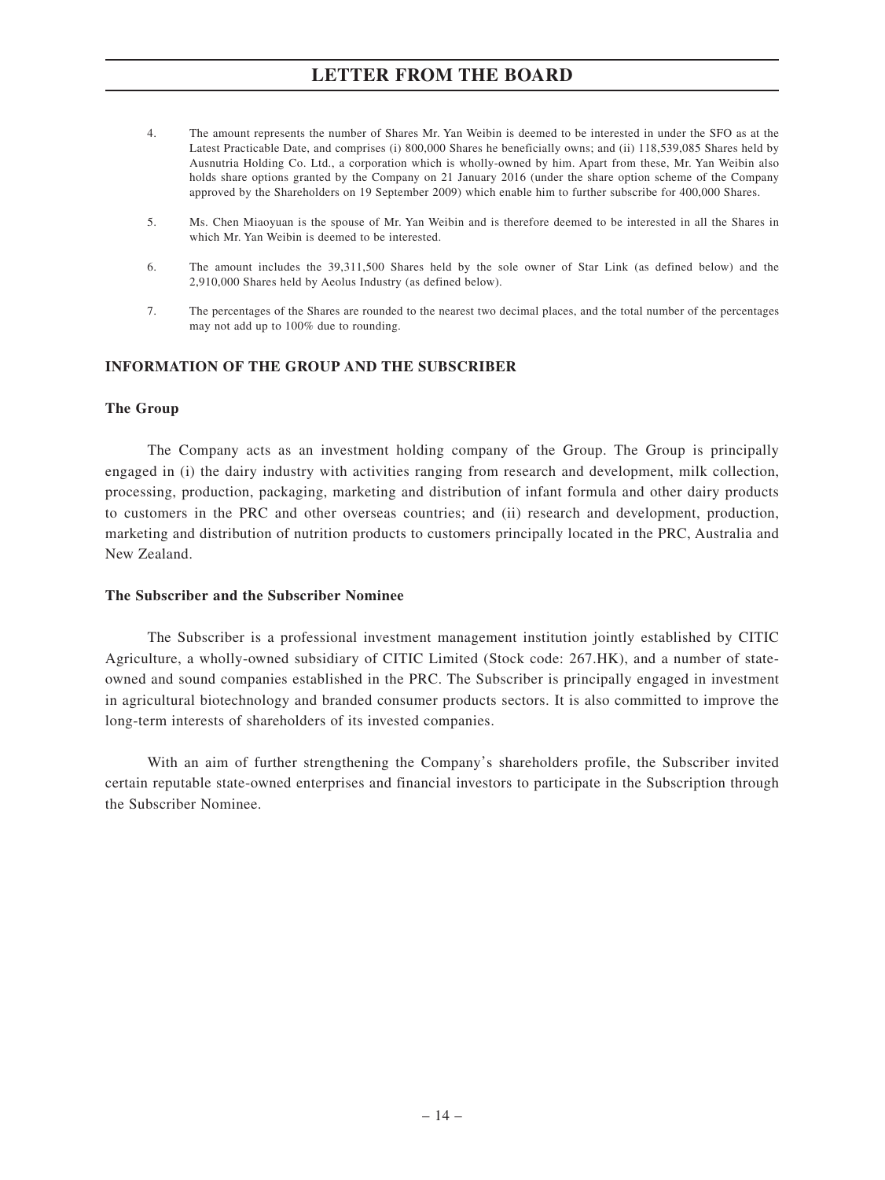4. The amount represents the number of Shares Mr. Yan Weibin is deemed to be interested in under the SFO as at the Latest Practicable Date, and comprises (i) 800,000 Shares he beneficially owns; and (ii) 118,539,085 Shares held by Ausnutria Holding Co. Ltd., a corporation which is wholly-owned by him. Apart from these, Mr. Yan Weibin also holds share options granted by the Company on 21 January 2016 (under the share option scheme of the Company approved by the Shareholders on 19 September 2009) which enable him to further subscribe for 400,000 Shares.

5. Ms. Chen Miaoyuan is the spouse of Mr. Yan Weibin and is therefore deemed to be interested in all the Shares in which Mr. Yan Weibin is deemed to be interested.

6. The amount includes the 39,311,500 Shares held by the sole owner of Star Link (as defined below) and the 2,910,000 Shares held by Aeolus Industry (as defined below).

7. The percentages of the Shares are rounded to the nearest two decimal places, and the total number of the percentages may not add up to 100% due to rounding.

## INFORMATION OF THE GROUP AND THE SUBSCRIBER

### The Group

The Company acts as an investment holding company of the Group. The Group is principally engaged in (i) the dairy industry with activities ranging from research and development, milk collection, processing, production, packaging, marketing and distribution of infant formula and other dairy products to customers in the PRC and other overseas countries; and (ii) research and development, production, marketing and distribution of nutrition products to customers principally located in the PRC, Australia and New Zealand.

### The Subscriber and the Subscriber Nominee

The Subscriber is a professional investment management institution jointly established by CITIC Agriculture, a wholly-owned subsidiary of CITIC Limited (Stock code: 267.HK), and a number of state-owned and sound companies established in the PRC. The Subscriber is principally engaged in investment in agricultural biotechnology and branded consumer products sectors. It is also committed to improve the long-term interests of shareholders of its invested companies.

With an aim of further strengthening the Company's shareholders profile, the Subscriber invited certain reputable state-owned enterprises and financial investors to participate in the Subscription through the Subscriber Nominee.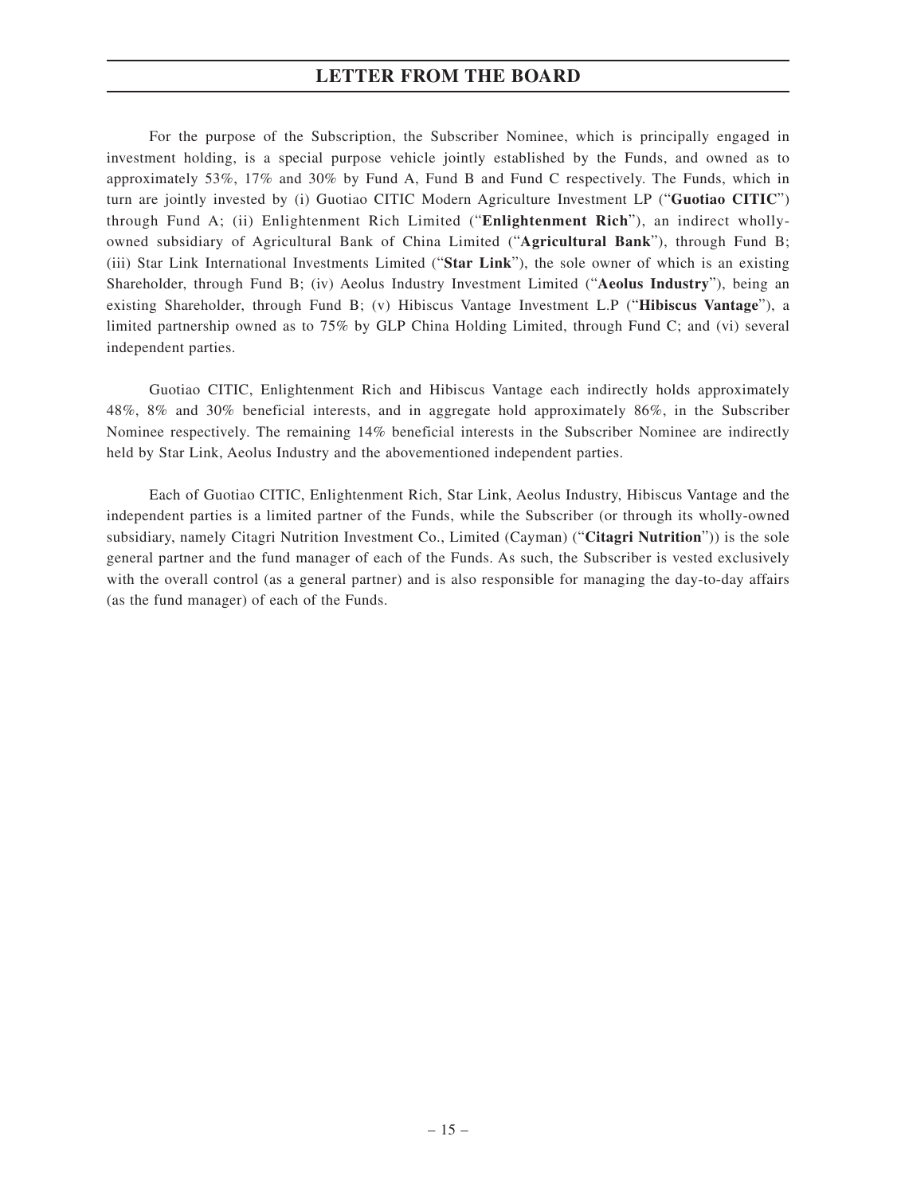For the purpose of the Subscription, the Subscriber Nominee, which is principally engaged in investment holding, is a special purpose vehicle jointly established by the Funds, and owned as to approximately 53%, 17% and 30% by Fund A, Fund B and Fund C respectively. The Funds, which in turn are jointly invested by (i) Guotiao CITIC Modern Agriculture Investment LP ("**Guotiao CITIC**") through Fund A; (ii) Enlightenment Rich Limited ("**Enlightenment Rich**"), an indirect wholly-owned subsidiary of Agricultural Bank of China Limited ("**Agricultural Bank**"), through Fund B; (iii) Star Link International Investments Limited ("**Star Link**"), the sole owner of which is an existing Shareholder, through Fund B; (iv) Aeolus Industry Investment Limited ("**Aeolus Industry**"), being an existing Shareholder, through Fund B; (v) Hibiscus Vantage Investment L.P ("**Hibiscus Vantage**"), a limited partnership owned as to 75% by GLP China Holding Limited, through Fund C; and (vi) several independent parties.

Guotiao CITIC, Enlightenment Rich and Hibiscus Vantage each indirectly holds approximately 48%, 8% and 30% beneficial interests, and in aggregate hold approximately 86%, in the Subscriber Nominee respectively. The remaining 14% beneficial interests in the Subscriber Nominee are indirectly held by Star Link, Aeolus Industry and the abovementioned independent parties.

Each of Guotiao CITIC, Enlightenment Rich, Star Link, Aeolus Industry, Hibiscus Vantage and the independent parties is a limited partner of the Funds, while the Subscriber (or through its wholly-owned subsidiary, namely Citagri Nutrition Investment Co., Limited (Cayman) ("**Citagri Nutrition**")) is the sole general partner and the fund manager of each of the Funds. As such, the Subscriber is vested exclusively with the overall control (as a general partner) and is also responsible for managing the day-to-day affairs (as the fund manager) of each of the Funds.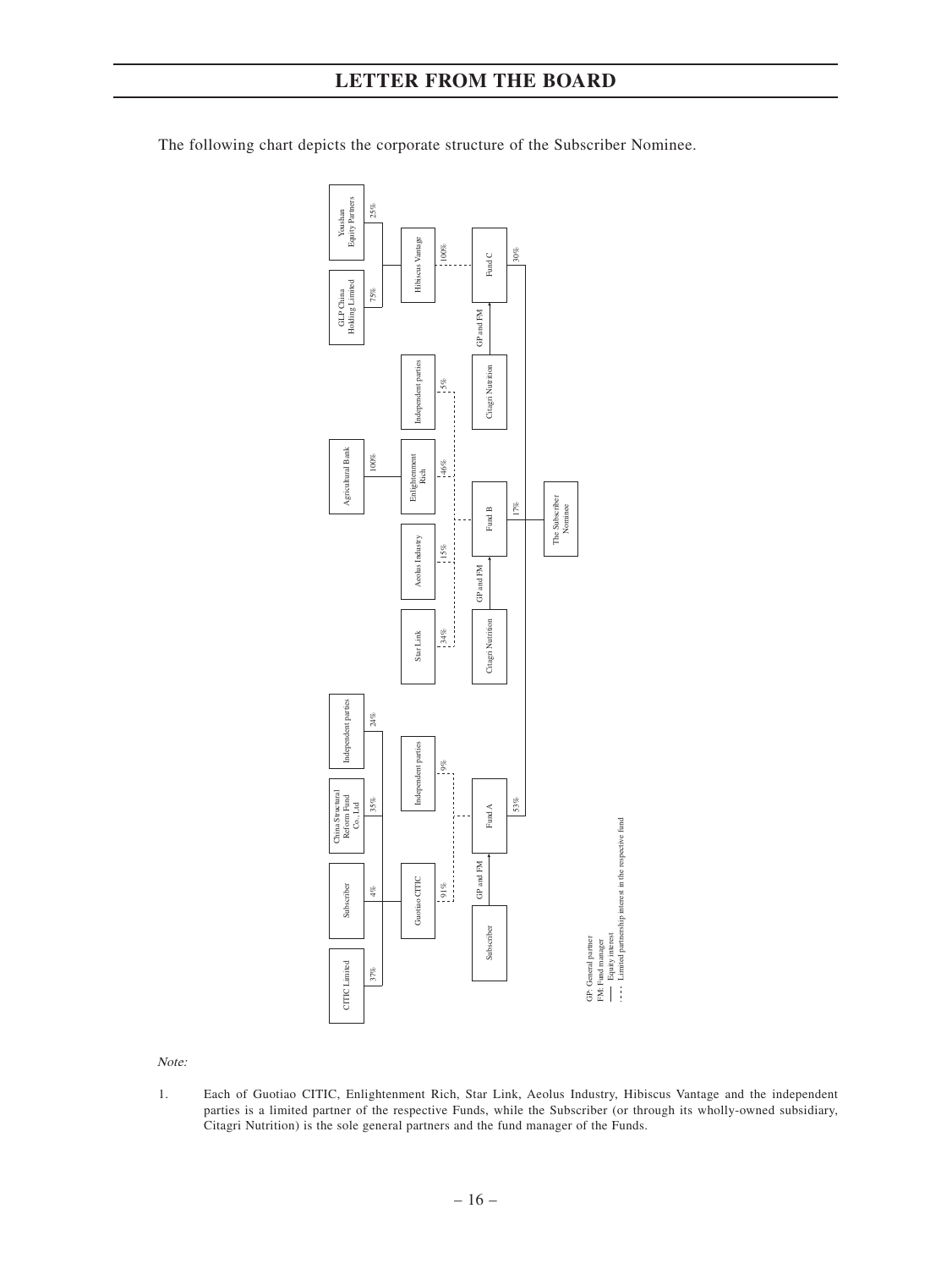The following chart depicts the corporate structure of the Subscriber Nominee.

CITIC Limited — 37%
Subscriber — 4%
China Structural Reform Fund Co., Ltd — 35%
Independent parties — 24%

Guotiao CITIC — 91%
Independent parties — 9%

Subscriber — GP and FM — Fund A

Star Link — 34%
Aeolus Industry — 15%
Agricultural Bank — 100% — Enlightenment Rich — 46%
Independent parties — 5%

Citagri Nutrition — GP and FM — Fund B

GLP China Holding Limited — 75%
Youshan Equity Partners — 25%
Hibiscus Vantage — 100%

Citagri Nutrition — GP and FM — Fund C

Fund A — 53%
Fund B — 17%
Fund C — 30%

The Subscriber Nominee

GP: General partner
FM: Fund manager
—— Equity interest
- - - Limited partnership interest in the respective fund

*Note:*

1. Each of Guotiao CITIC, Enlightenment Rich, Star Link, Aeolus Industry, Hibiscus Vantage and the independent parties is a limited partner of the respective Funds, while the Subscriber (or through its wholly-owned subsidiary, Citagri Nutrition) is the sole general partners and the fund manager of the Funds.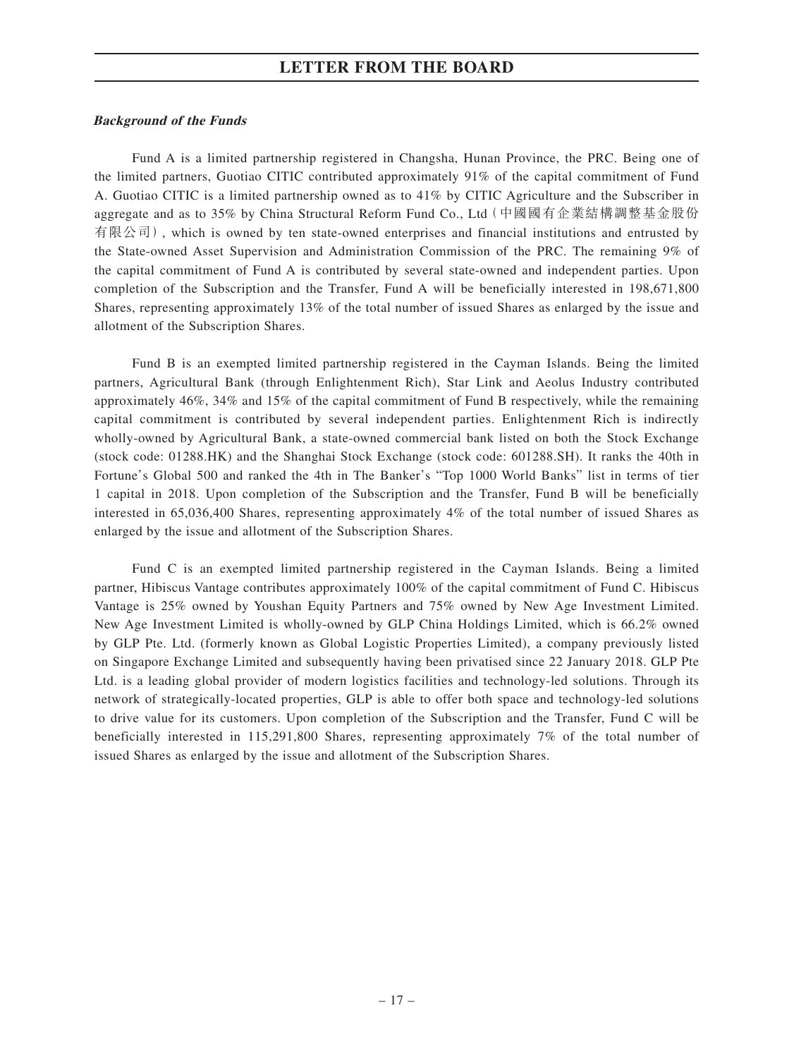***Background of the Funds***

Fund A is a limited partnership registered in Changsha, Hunan Province, the PRC. Being one of the limited partners, Guotiao CITIC contributed approximately 91% of the capital commitment of Fund A. Guotiao CITIC is a limited partnership owned as to 41% by CITIC Agriculture and the Subscriber in aggregate and as to 35% by China Structural Reform Fund Co., Ltd（中國國有企業結構調整基金股份有限公司）, which is owned by ten state-owned enterprises and financial institutions and entrusted by the State-owned Asset Supervision and Administration Commission of the PRC. The remaining 9% of the capital commitment of Fund A is contributed by several state-owned and independent parties. Upon completion of the Subscription and the Transfer, Fund A will be beneficially interested in 198,671,800 Shares, representing approximately 13% of the total number of issued Shares as enlarged by the issue and allotment of the Subscription Shares.

Fund B is an exempted limited partnership registered in the Cayman Islands. Being the limited partners, Agricultural Bank (through Enlightenment Rich), Star Link and Aeolus Industry contributed approximately 46%, 34% and 15% of the capital commitment of Fund B respectively, while the remaining capital commitment is contributed by several independent parties. Enlightenment Rich is indirectly wholly-owned by Agricultural Bank, a state-owned commercial bank listed on both the Stock Exchange (stock code: 01288.HK) and the Shanghai Stock Exchange (stock code: 601288.SH). It ranks the 40th in Fortune's Global 500 and ranked the 4th in The Banker's "Top 1000 World Banks" list in terms of tier 1 capital in 2018. Upon completion of the Subscription and the Transfer, Fund B will be beneficially interested in 65,036,400 Shares, representing approximately 4% of the total number of issued Shares as enlarged by the issue and allotment of the Subscription Shares.

Fund C is an exempted limited partnership registered in the Cayman Islands. Being a limited partner, Hibiscus Vantage contributes approximately 100% of the capital commitment of Fund C. Hibiscus Vantage is 25% owned by Youshan Equity Partners and 75% owned by New Age Investment Limited. New Age Investment Limited is wholly-owned by GLP China Holdings Limited, which is 66.2% owned by GLP Pte. Ltd. (formerly known as Global Logistic Properties Limited), a company previously listed on Singapore Exchange Limited and subsequently having been privatised since 22 January 2018. GLP Pte Ltd. is a leading global provider of modern logistics facilities and technology-led solutions. Through its network of strategically-located properties, GLP is able to offer both space and technology-led solutions to drive value for its customers. Upon completion of the Subscription and the Transfer, Fund C will be beneficially interested in 115,291,800 Shares, representing approximately 7% of the total number of issued Shares as enlarged by the issue and allotment of the Subscription Shares.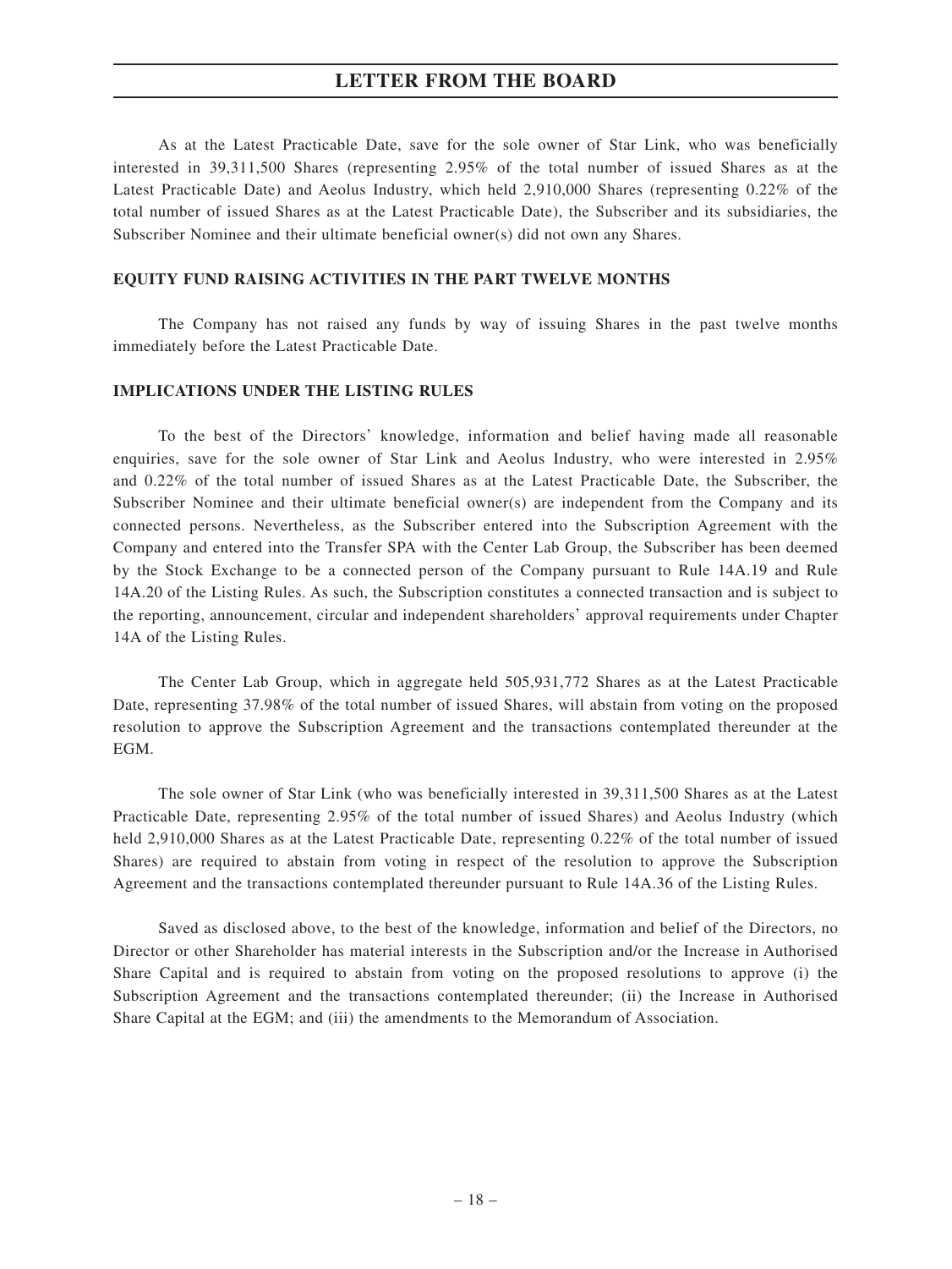As at the Latest Practicable Date, save for the sole owner of Star Link, who was beneficially interested in 39,311,500 Shares (representing 2.95% of the total number of issued Shares as at the Latest Practicable Date) and Aeolus Industry, which held 2,910,000 Shares (representing 0.22% of the total number of issued Shares as at the Latest Practicable Date), the Subscriber and its subsidiaries, the Subscriber Nominee and their ultimate beneficial owner(s) did not own any Shares.

**EQUITY FUND RAISING ACTIVITIES IN THE PART TWELVE MONTHS**

The Company has not raised any funds by way of issuing Shares in the past twelve months immediately before the Latest Practicable Date.

**IMPLICATIONS UNDER THE LISTING RULES**

To the best of the Directors' knowledge, information and belief having made all reasonable enquiries, save for the sole owner of Star Link and Aeolus Industry, who were interested in 2.95% and 0.22% of the total number of issued Shares as at the Latest Practicable Date, the Subscriber, the Subscriber Nominee and their ultimate beneficial owner(s) are independent from the Company and its connected persons. Nevertheless, as the Subscriber entered into the Subscription Agreement with the Company and entered into the Transfer SPA with the Center Lab Group, the Subscriber has been deemed by the Stock Exchange to be a connected person of the Company pursuant to Rule 14A.19 and Rule 14A.20 of the Listing Rules. As such, the Subscription constitutes a connected transaction and is subject to the reporting, announcement, circular and independent shareholders' approval requirements under Chapter 14A of the Listing Rules.

The Center Lab Group, which in aggregate held 505,931,772 Shares as at the Latest Practicable Date, representing 37.98% of the total number of issued Shares, will abstain from voting on the proposed resolution to approve the Subscription Agreement and the transactions contemplated thereunder at the EGM.

The sole owner of Star Link (who was beneficially interested in 39,311,500 Shares as at the Latest Practicable Date, representing 2.95% of the total number of issued Shares) and Aeolus Industry (which held 2,910,000 Shares as at the Latest Practicable Date, representing 0.22% of the total number of issued Shares) are required to abstain from voting in respect of the resolution to approve the Subscription Agreement and the transactions contemplated thereunder pursuant to Rule 14A.36 of the Listing Rules.

Saved as disclosed above, to the best of the knowledge, information and belief of the Directors, no Director or other Shareholder has material interests in the Subscription and/or the Increase in Authorised Share Capital and is required to abstain from voting on the proposed resolutions to approve (i) the Subscription Agreement and the transactions contemplated thereunder; (ii) the Increase in Authorised Share Capital at the EGM; and (iii) the amendments to the Memorandum of Association.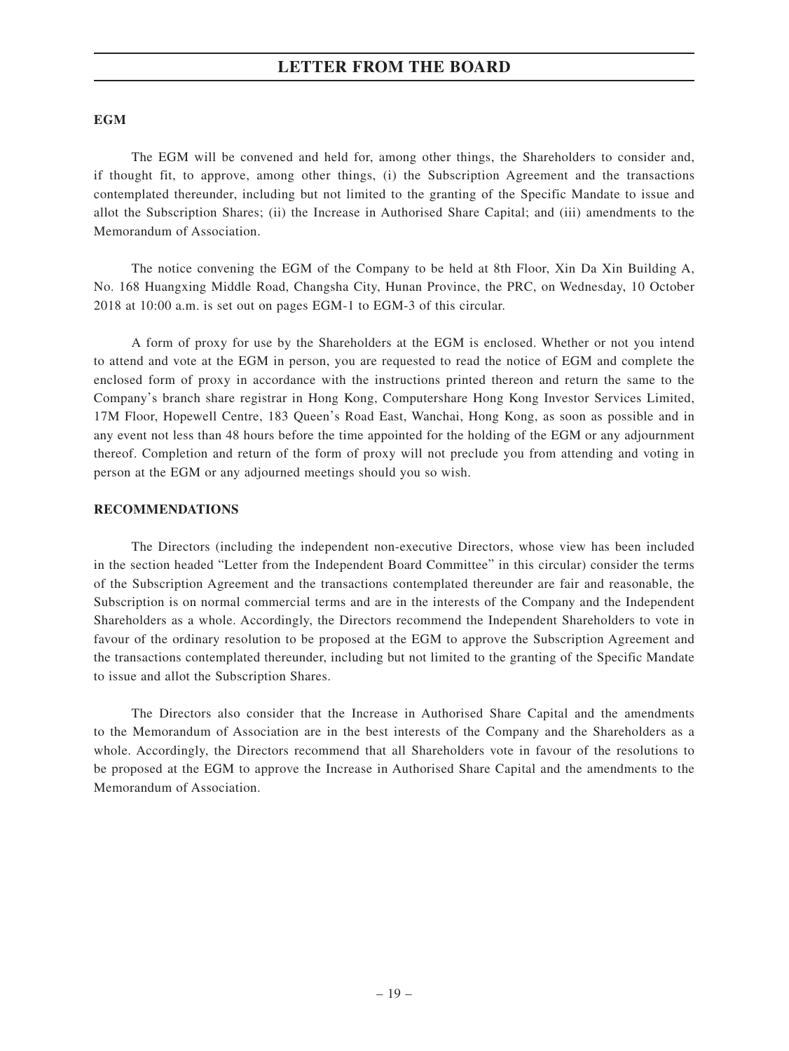**EGM**

The EGM will be convened and held for, among other things, the Shareholders to consider and, if thought fit, to approve, among other things, (i) the Subscription Agreement and the transactions contemplated thereunder, including but not limited to the granting of the Specific Mandate to issue and allot the Subscription Shares; (ii) the Increase in Authorised Share Capital; and (iii) amendments to the Memorandum of Association.

The notice convening the EGM of the Company to be held at 8th Floor, Xin Da Xin Building A, No. 168 Huangxing Middle Road, Changsha City, Hunan Province, the PRC, on Wednesday, 10 October 2018 at 10:00 a.m. is set out on pages EGM-1 to EGM-3 of this circular.

A form of proxy for use by the Shareholders at the EGM is enclosed. Whether or not you intend to attend and vote at the EGM in person, you are requested to read the notice of EGM and complete the enclosed form of proxy in accordance with the instructions printed thereon and return the same to the Company's branch share registrar in Hong Kong, Computershare Hong Kong Investor Services Limited, 17M Floor, Hopewell Centre, 183 Queen's Road East, Wanchai, Hong Kong, as soon as possible and in any event not less than 48 hours before the time appointed for the holding of the EGM or any adjournment thereof. Completion and return of the form of proxy will not preclude you from attending and voting in person at the EGM or any adjourned meetings should you so wish.

**RECOMMENDATIONS**

The Directors (including the independent non-executive Directors, whose view has been included in the section headed "Letter from the Independent Board Committee" in this circular) consider the terms of the Subscription Agreement and the transactions contemplated thereunder are fair and reasonable, the Subscription is on normal commercial terms and are in the interests of the Company and the Independent Shareholders as a whole. Accordingly, the Directors recommend the Independent Shareholders to vote in favour of the ordinary resolution to be proposed at the EGM to approve the Subscription Agreement and the transactions contemplated thereunder, including but not limited to the granting of the Specific Mandate to issue and allot the Subscription Shares.

The Directors also consider that the Increase in Authorised Share Capital and the amendments to the Memorandum of Association are in the best interests of the Company and the Shareholders as a whole. Accordingly, the Directors recommend that all Shareholders vote in favour of the resolutions to be proposed at the EGM to approve the Increase in Authorised Share Capital and the amendments to the Memorandum of Association.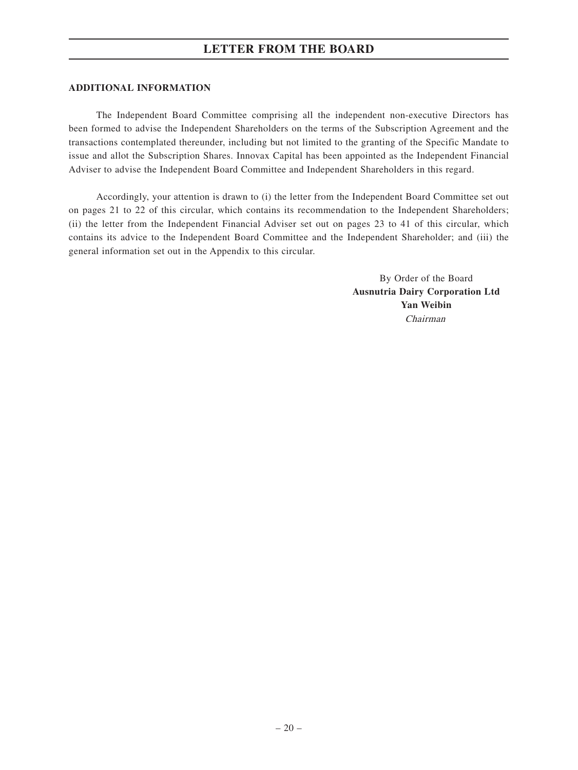## ADDITIONAL INFORMATION

The Independent Board Committee comprising all the independent non-executive Directors has been formed to advise the Independent Shareholders on the terms of the Subscription Agreement and the transactions contemplated thereunder, including but not limited to the granting of the Specific Mandate to issue and allot the Subscription Shares. Innovax Capital has been appointed as the Independent Financial Adviser to advise the Independent Board Committee and Independent Shareholders in this regard.

Accordingly, your attention is drawn to (i) the letter from the Independent Board Committee set out on pages 21 to 22 of this circular, which contains its recommendation to the Independent Shareholders; (ii) the letter from the Independent Financial Adviser set out on pages 23 to 41 of this circular, which contains its advice to the Independent Board Committee and the Independent Shareholder; and (iii) the general information set out in the Appendix to this circular.

By Order of the Board
**Ausnutria Dairy Corporation Ltd**
**Yan Weibin**
*Chairman*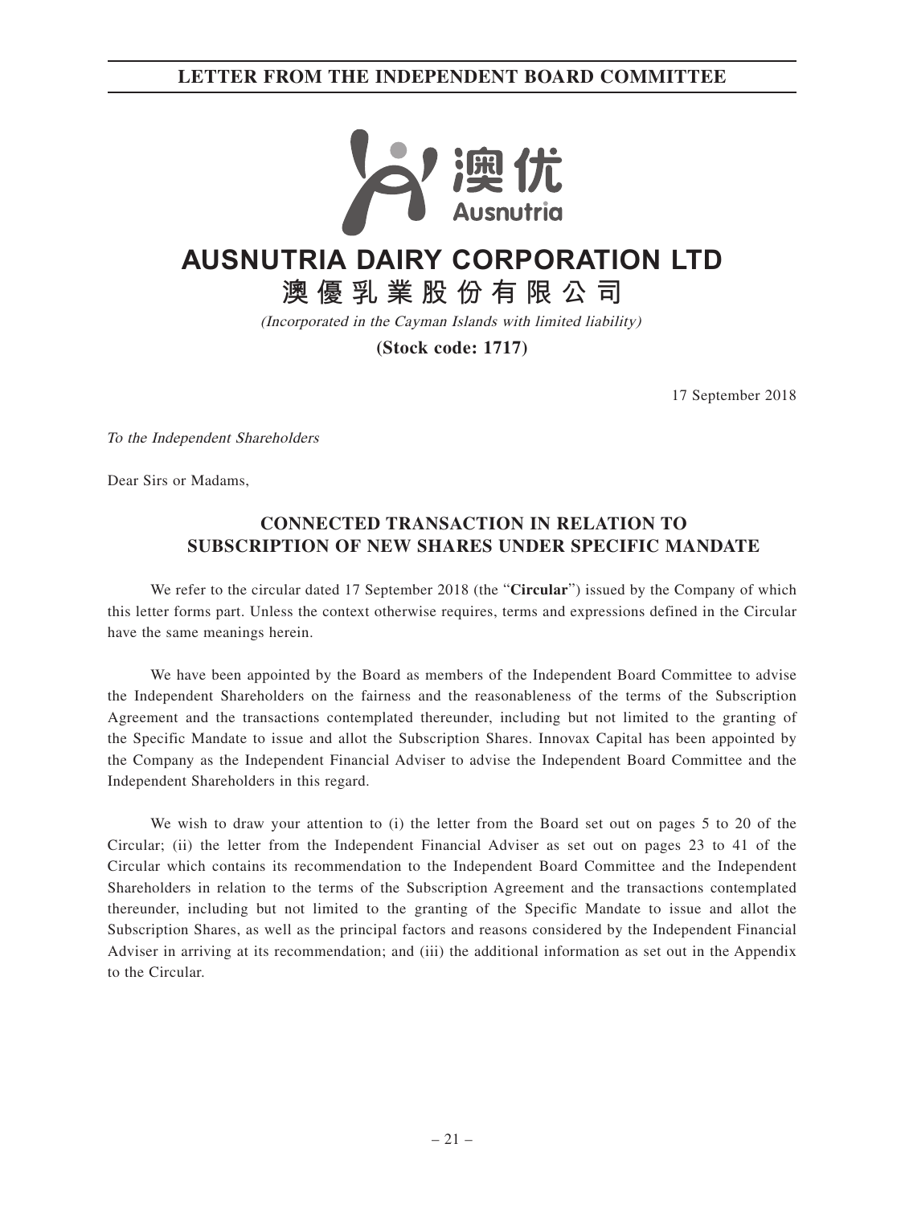# LETTER FROM THE INDEPENDENT BOARD COMMITTEE

澳优

Ausnutria

# AUSNUTRIA DAIRY CORPORATION LTD

# 澳優乳業股份有限公司

*(Incorporated in the Cayman Islands with limited liability)*

**(Stock code: 1717)**

17 September 2018

*To the Independent Shareholders*

Dear Sirs or Madams,

## CONNECTED TRANSACTION IN RELATION TO SUBSCRIPTION OF NEW SHARES UNDER SPECIFIC MANDATE

We refer to the circular dated 17 September 2018 (the "**Circular**") issued by the Company of which this letter forms part. Unless the context otherwise requires, terms and expressions defined in the Circular have the same meanings herein.

We have been appointed by the Board as members of the Independent Board Committee to advise the Independent Shareholders on the fairness and the reasonableness of the terms of the Subscription Agreement and the transactions contemplated thereunder, including but not limited to the granting of the Specific Mandate to issue and allot the Subscription Shares. Innovax Capital has been appointed by the Company as the Independent Financial Adviser to advise the Independent Board Committee and the Independent Shareholders in this regard.

We wish to draw your attention to (i) the letter from the Board set out on pages 5 to 20 of the Circular; (ii) the letter from the Independent Financial Adviser as set out on pages 23 to 41 of the Circular which contains its recommendation to the Independent Board Committee and the Independent Shareholders in relation to the terms of the Subscription Agreement and the transactions contemplated thereunder, including but not limited to the granting of the Specific Mandate to issue and allot the Subscription Shares, as well as the principal factors and reasons considered by the Independent Financial Adviser in arriving at its recommendation; and (iii) the additional information as set out in the Appendix to the Circular.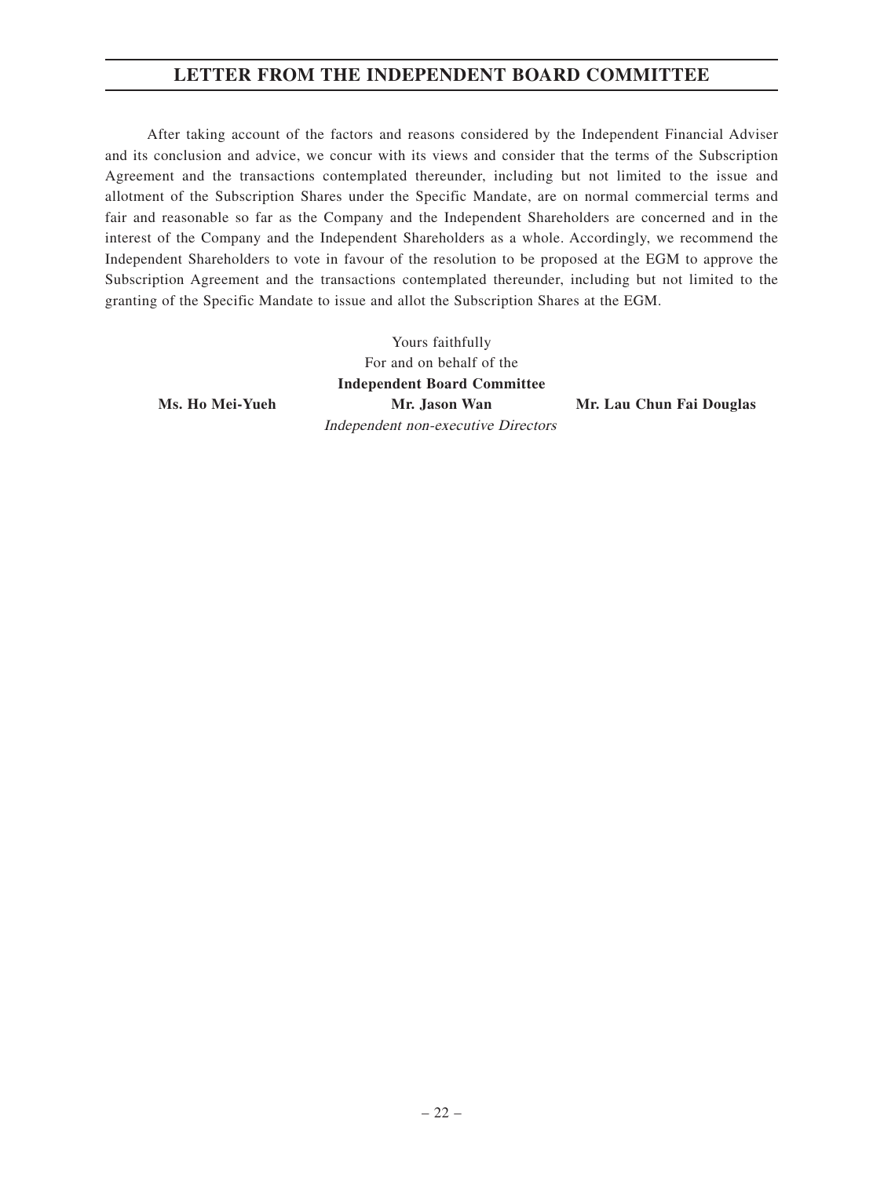After taking account of the factors and reasons considered by the Independent Financial Adviser and its conclusion and advice, we concur with its views and consider that the terms of the Subscription Agreement and the transactions contemplated thereunder, including but not limited to the issue and allotment of the Subscription Shares under the Specific Mandate, are on normal commercial terms and fair and reasonable so far as the Company and the Independent Shareholders are concerned and in the interest of the Company and the Independent Shareholders as a whole. Accordingly, we recommend the Independent Shareholders to vote in favour of the resolution to be proposed at the EGM to approve the Subscription Agreement and the transactions contemplated thereunder, including but not limited to the granting of the Specific Mandate to issue and allot the Subscription Shares at the EGM.

Yours faithfully
For and on behalf of the
**Independent Board Committee**

**Ms. Ho Mei-Yueh** **Mr. Jason Wan** **Mr. Lau Chun Fai Douglas**
*Independent non-executive Directors*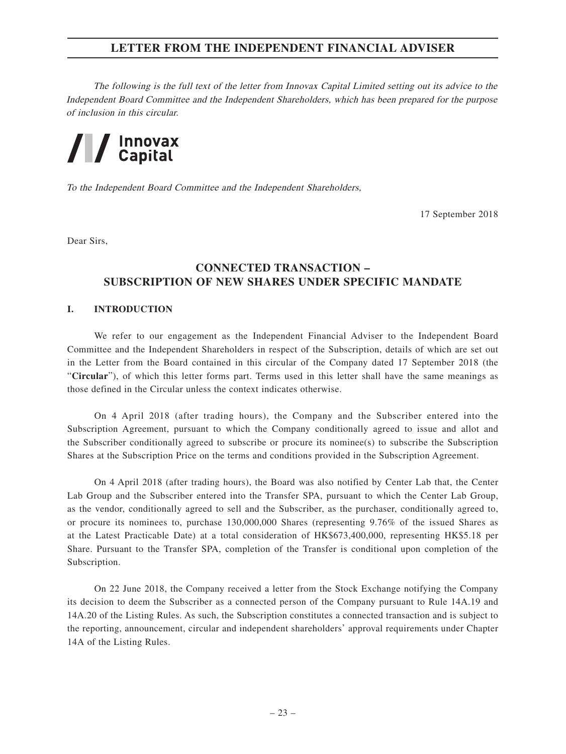# LETTER FROM THE INDEPENDENT FINANCIAL ADVISER

*The following is the full text of the letter from Innovax Capital Limited setting out its advice to the Independent Board Committee and the Independent Shareholders, which has been prepared for the purpose of inclusion in this circular.*

Innovax Capital

*To the Independent Board Committee and the Independent Shareholders,*

17 September 2018

Dear Sirs,

## CONNECTED TRANSACTION – SUBSCRIPTION OF NEW SHARES UNDER SPECIFIC MANDATE

### I. INTRODUCTION

We refer to our engagement as the Independent Financial Adviser to the Independent Board Committee and the Independent Shareholders in respect of the Subscription, details of which are set out in the Letter from the Board contained in this circular of the Company dated 17 September 2018 (the "**Circular**"), of which this letter forms part. Terms used in this letter shall have the same meanings as those defined in the Circular unless the context indicates otherwise.

On 4 April 2018 (after trading hours), the Company and the Subscriber entered into the Subscription Agreement, pursuant to which the Company conditionally agreed to issue and allot and the Subscriber conditionally agreed to subscribe or procure its nominee(s) to subscribe the Subscription Shares at the Subscription Price on the terms and conditions provided in the Subscription Agreement.

On 4 April 2018 (after trading hours), the Board was also notified by Center Lab that, the Center Lab Group and the Subscriber entered into the Transfer SPA, pursuant to which the Center Lab Group, as the vendor, conditionally agreed to sell and the Subscriber, as the purchaser, conditionally agreed to, or procure its nominees to, purchase 130,000,000 Shares (representing 9.76% of the issued Shares as at the Latest Practicable Date) at a total consideration of HK$673,400,000, representing HK$5.18 per Share. Pursuant to the Transfer SPA, completion of the Transfer is conditional upon completion of the Subscription.

On 22 June 2018, the Company received a letter from the Stock Exchange notifying the Company its decision to deem the Subscriber as a connected person of the Company pursuant to Rule 14A.19 and 14A.20 of the Listing Rules. As such, the Subscription constitutes a connected transaction and is subject to the reporting, announcement, circular and independent shareholders' approval requirements under Chapter 14A of the Listing Rules.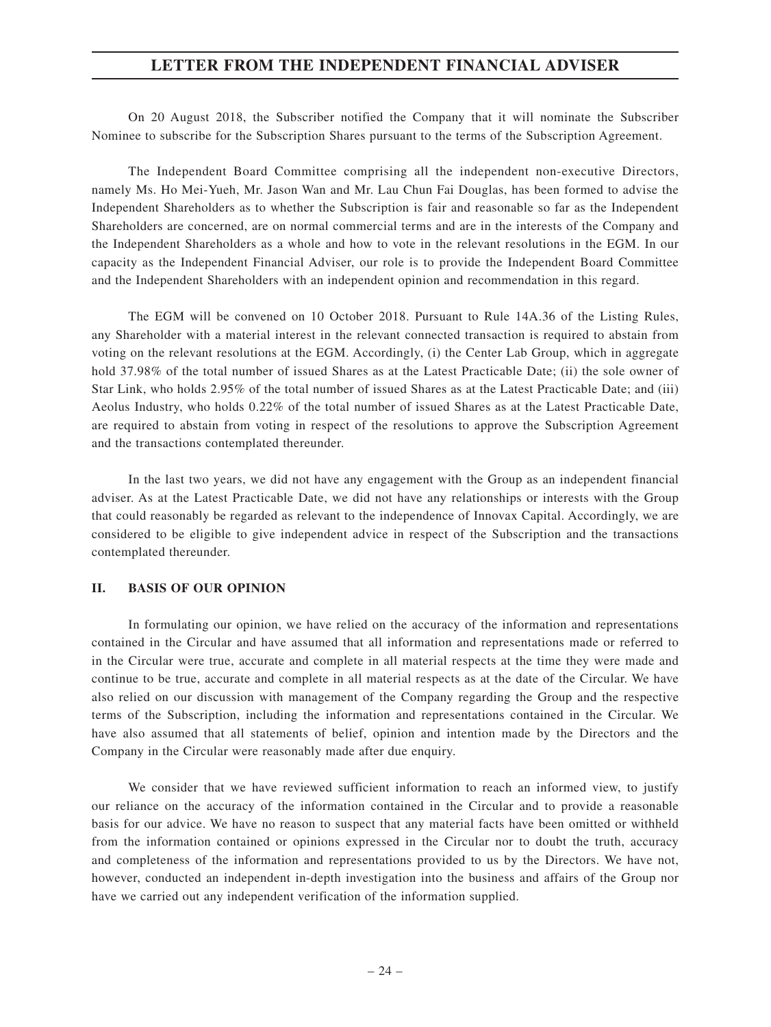On 20 August 2018, the Subscriber notified the Company that it will nominate the Subscriber Nominee to subscribe for the Subscription Shares pursuant to the terms of the Subscription Agreement.

The Independent Board Committee comprising all the independent non-executive Directors, namely Ms. Ho Mei-Yueh, Mr. Jason Wan and Mr. Lau Chun Fai Douglas, has been formed to advise the Independent Shareholders as to whether the Subscription is fair and reasonable so far as the Independent Shareholders are concerned, are on normal commercial terms and are in the interests of the Company and the Independent Shareholders as a whole and how to vote in the relevant resolutions in the EGM. In our capacity as the Independent Financial Adviser, our role is to provide the Independent Board Committee and the Independent Shareholders with an independent opinion and recommendation in this regard.

The EGM will be convened on 10 October 2018. Pursuant to Rule 14A.36 of the Listing Rules, any Shareholder with a material interest in the relevant connected transaction is required to abstain from voting on the relevant resolutions at the EGM. Accordingly, (i) the Center Lab Group, which in aggregate hold 37.98% of the total number of issued Shares as at the Latest Practicable Date; (ii) the sole owner of Star Link, who holds 2.95% of the total number of issued Shares as at the Latest Practicable Date; and (iii) Aeolus Industry, who holds 0.22% of the total number of issued Shares as at the Latest Practicable Date, are required to abstain from voting in respect of the resolutions to approve the Subscription Agreement and the transactions contemplated thereunder.

In the last two years, we did not have any engagement with the Group as an independent financial adviser. As at the Latest Practicable Date, we did not have any relationships or interests with the Group that could reasonably be regarded as relevant to the independence of Innovax Capital. Accordingly, we are considered to be eligible to give independent advice in respect of the Subscription and the transactions contemplated thereunder.

## II. BASIS OF OUR OPINION

In formulating our opinion, we have relied on the accuracy of the information and representations contained in the Circular and have assumed that all information and representations made or referred to in the Circular were true, accurate and complete in all material respects at the time they were made and continue to be true, accurate and complete in all material respects as at the date of the Circular. We have also relied on our discussion with management of the Company regarding the Group and the respective terms of the Subscription, including the information and representations contained in the Circular. We have also assumed that all statements of belief, opinion and intention made by the Directors and the Company in the Circular were reasonably made after due enquiry.

We consider that we have reviewed sufficient information to reach an informed view, to justify our reliance on the accuracy of the information contained in the Circular and to provide a reasonable basis for our advice. We have no reason to suspect that any material facts have been omitted or withheld from the information contained or opinions expressed in the Circular nor to doubt the truth, accuracy and completeness of the information and representations provided to us by the Directors. We have not, however, conducted an independent in-depth investigation into the business and affairs of the Group nor have we carried out any independent verification of the information supplied.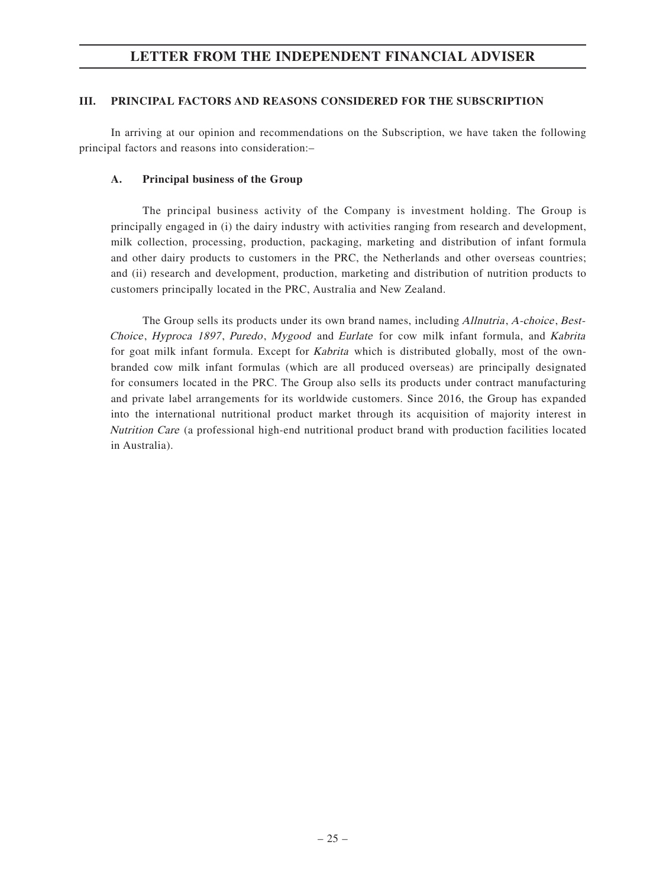## III. PRINCIPAL FACTORS AND REASONS CONSIDERED FOR THE SUBSCRIPTION

In arriving at our opinion and recommendations on the Subscription, we have taken the following principal factors and reasons into consideration:–

### A. Principal business of the Group

The principal business activity of the Company is investment holding. The Group is principally engaged in (i) the dairy industry with activities ranging from research and development, milk collection, processing, production, packaging, marketing and distribution of infant formula and other dairy products to customers in the PRC, the Netherlands and other overseas countries; and (ii) research and development, production, marketing and distribution of nutrition products to customers principally located in the PRC, Australia and New Zealand.

The Group sells its products under its own brand names, including *Allnutria*, *A-choice*, *Best-Choice*, *Hyproca 1897*, *Puredo*, *Mygood* and *Eurlate* for cow milk infant formula, and *Kabrita* for goat milk infant formula. Except for *Kabrita* which is distributed globally, most of the own-branded cow milk infant formulas (which are all produced overseas) are principally designated for consumers located in the PRC. The Group also sells its products under contract manufacturing and private label arrangements for its worldwide customers. Since 2016, the Group has expanded into the international nutritional product market through its acquisition of majority interest in *Nutrition Care* (a professional high-end nutritional product brand with production facilities located in Australia).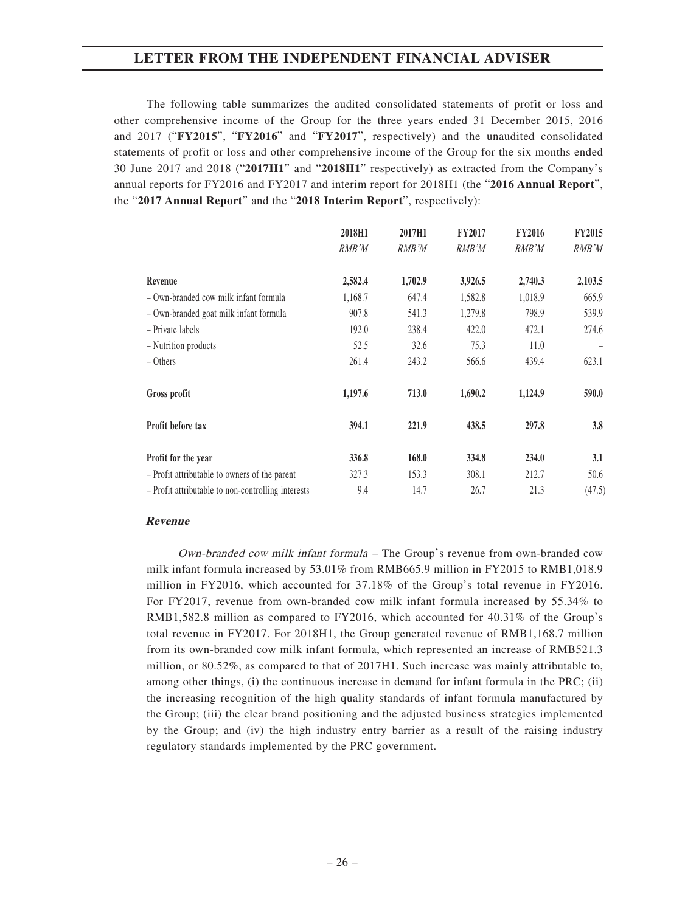The following table summarizes the audited consolidated statements of profit or loss and other comprehensive income of the Group for the three years ended 31 December 2015, 2016 and 2017 ("**FY2015**", "**FY2016**" and "**FY2017**", respectively) and the unaudited consolidated statements of profit or loss and other comprehensive income of the Group for the six months ended 30 June 2017 and 2018 ("**2017H1**" and "**2018H1**" respectively) as extracted from the Company's annual reports for FY2016 and FY2017 and interim report for 2018H1 (the "**2016 Annual Report**", the "**2017 Annual Report**" and the "**2018 Interim Report**", respectively):

| | **2018H1** | **2017H1** | **FY2017** | **FY2016** | **FY2015** |
|---|---|---|---|---|---|
| | *RMB'M* | *RMB'M* | *RMB'M* | *RMB'M* | *RMB'M* |
| **Revenue** | **2,582.4** | **1,702.9** | **3,926.5** | **2,740.3** | **2,103.5** |
| – Own-branded cow milk infant formula | 1,168.7 | 647.4 | 1,582.8 | 1,018.9 | 665.9 |
| – Own-branded goat milk infant formula | 907.8 | 541.3 | 1,279.8 | 798.9 | 539.9 |
| – Private labels | 192.0 | 238.4 | 422.0 | 472.1 | 274.6 |
| – Nutrition products | 52.5 | 32.6 | 75.3 | 11.0 | – |
| – Others | 261.4 | 243.2 | 566.6 | 439.4 | 623.1 |
| **Gross profit** | **1,197.6** | **713.0** | **1,690.2** | **1,124.9** | **590.0** |
| **Profit before tax** | **394.1** | **221.9** | **438.5** | **297.8** | **3.8** |
| **Profit for the year** | **336.8** | **168.0** | **334.8** | **234.0** | **3.1** |
| – Profit attributable to owners of the parent | 327.3 | 153.3 | 308.1 | 212.7 | 50.6 |
| – Profit attributable to non-controlling interests | 9.4 | 14.7 | 26.7 | 21.3 | (47.5) |

***Revenue***

*Own-branded cow milk infant formula* – The Group's revenue from own-branded cow milk infant formula increased by 53.01% from RMB665.9 million in FY2015 to RMB1,018.9 million in FY2016, which accounted for 37.18% of the Group's total revenue in FY2016. For FY2017, revenue from own-branded cow milk infant formula increased by 55.34% to RMB1,582.8 million as compared to FY2016, which accounted for 40.31% of the Group's total revenue in FY2017. For 2018H1, the Group generated revenue of RMB1,168.7 million from its own-branded cow milk infant formula, which represented an increase of RMB521.3 million, or 80.52%, as compared to that of 2017H1. Such increase was mainly attributable to, among other things, (i) the continuous increase in demand for infant formula in the PRC; (ii) the increasing recognition of the high quality standards of infant formula manufactured by the Group; (iii) the clear brand positioning and the adjusted business strategies implemented by the Group; and (iv) the high industry entry barrier as a result of the raising industry regulatory standards implemented by the PRC government.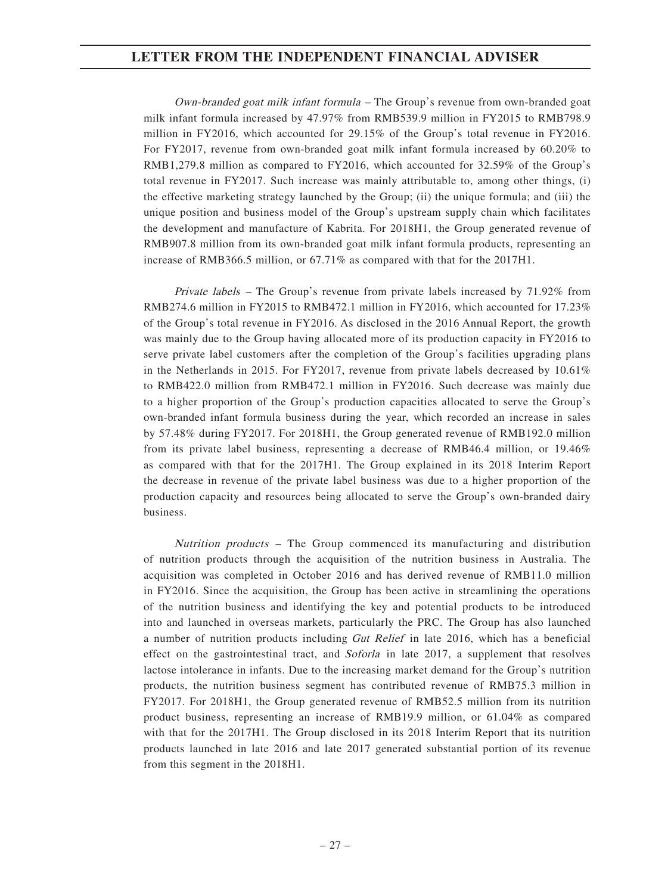*Own-branded goat milk infant formula* – The Group's revenue from own-branded goat milk infant formula increased by 47.97% from RMB539.9 million in FY2015 to RMB798.9 million in FY2016, which accounted for 29.15% of the Group's total revenue in FY2016. For FY2017, revenue from own-branded goat milk infant formula increased by 60.20% to RMB1,279.8 million as compared to FY2016, which accounted for 32.59% of the Group's total revenue in FY2017. Such increase was mainly attributable to, among other things, (i) the effective marketing strategy launched by the Group; (ii) the unique formula; and (iii) the unique position and business model of the Group's upstream supply chain which facilitates the development and manufacture of Kabrita. For 2018H1, the Group generated revenue of RMB907.8 million from its own-branded goat milk infant formula products, representing an increase of RMB366.5 million, or 67.71% as compared with that for the 2017H1.

*Private labels* – The Group's revenue from private labels increased by 71.92% from RMB274.6 million in FY2015 to RMB472.1 million in FY2016, which accounted for 17.23% of the Group's total revenue in FY2016. As disclosed in the 2016 Annual Report, the growth was mainly due to the Group having allocated more of its production capacity in FY2016 to serve private label customers after the completion of the Group's facilities upgrading plans in the Netherlands in 2015. For FY2017, revenue from private labels decreased by 10.61% to RMB422.0 million from RMB472.1 million in FY2016. Such decrease was mainly due to a higher proportion of the Group's production capacities allocated to serve the Group's own-branded infant formula business during the year, which recorded an increase in sales by 57.48% during FY2017. For 2018H1, the Group generated revenue of RMB192.0 million from its private label business, representing a decrease of RMB46.4 million, or 19.46% as compared with that for the 2017H1. The Group explained in its 2018 Interim Report the decrease in revenue of the private label business was due to a higher proportion of the production capacity and resources being allocated to serve the Group's own-branded dairy business.

*Nutrition products* – The Group commenced its manufacturing and distribution of nutrition products through the acquisition of the nutrition business in Australia. The acquisition was completed in October 2016 and has derived revenue of RMB11.0 million in FY2016. Since the acquisition, the Group has been active in streamlining the operations of the nutrition business and identifying the key and potential products to be introduced into and launched in overseas markets, particularly the PRC. The Group has also launched a number of nutrition products including *Gut Relief* in late 2016, which has a beneficial effect on the gastrointestinal tract, and *Soforla* in late 2017, a supplement that resolves lactose intolerance in infants. Due to the increasing market demand for the Group's nutrition products, the nutrition business segment has contributed revenue of RMB75.3 million in FY2017. For 2018H1, the Group generated revenue of RMB52.5 million from its nutrition product business, representing an increase of RMB19.9 million, or 61.04% as compared with that for the 2017H1. The Group disclosed in its 2018 Interim Report that its nutrition products launched in late 2016 and late 2017 generated substantial portion of its revenue from this segment in the 2018H1.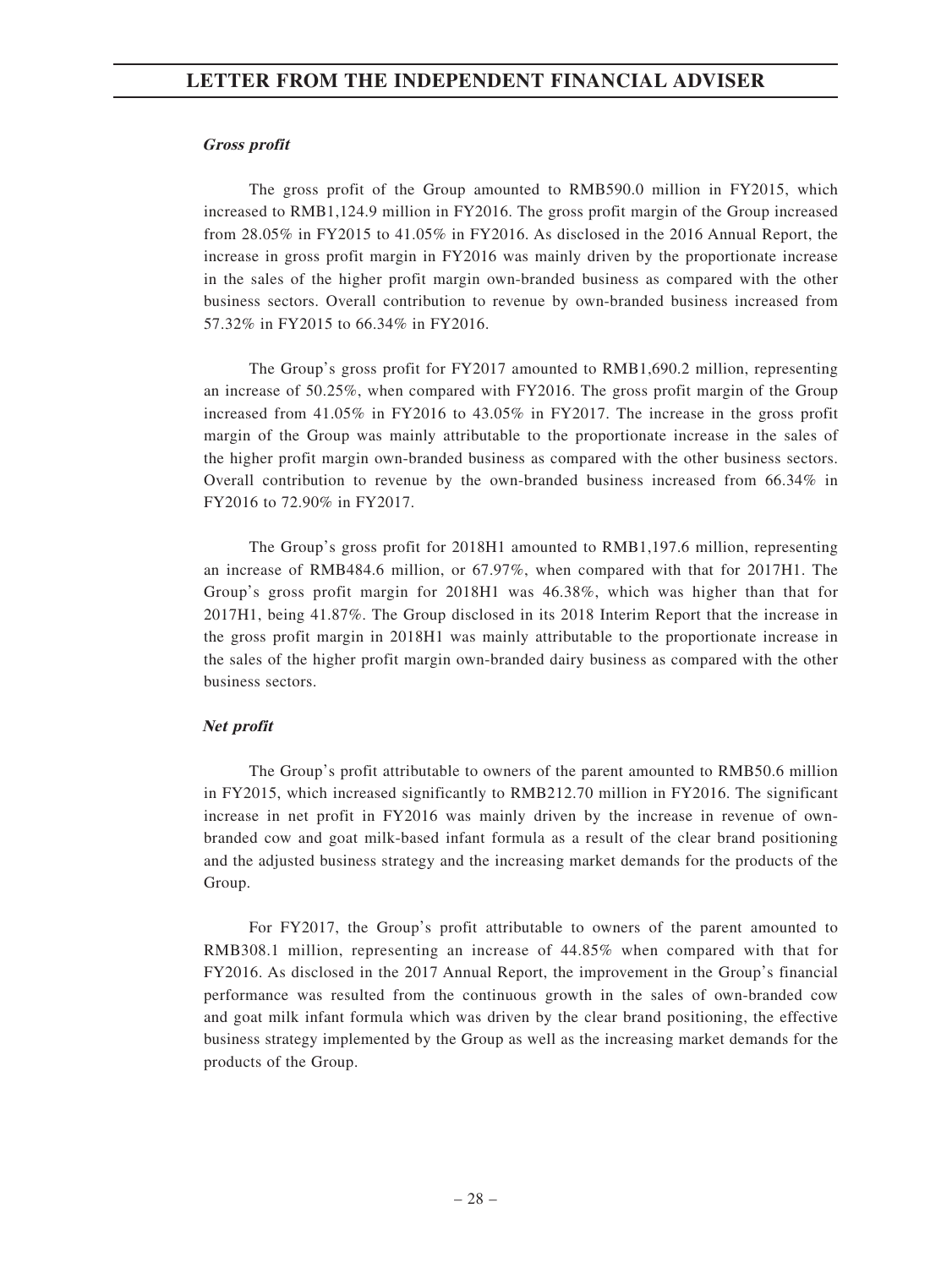***Gross profit***

The gross profit of the Group amounted to RMB590.0 million in FY2015, which increased to RMB1,124.9 million in FY2016. The gross profit margin of the Group increased from 28.05% in FY2015 to 41.05% in FY2016. As disclosed in the 2016 Annual Report, the increase in gross profit margin in FY2016 was mainly driven by the proportionate increase in the sales of the higher profit margin own-branded business as compared with the other business sectors. Overall contribution to revenue by own-branded business increased from 57.32% in FY2015 to 66.34% in FY2016.

The Group's gross profit for FY2017 amounted to RMB1,690.2 million, representing an increase of 50.25%, when compared with FY2016. The gross profit margin of the Group increased from 41.05% in FY2016 to 43.05% in FY2017. The increase in the gross profit margin of the Group was mainly attributable to the proportionate increase in the sales of the higher profit margin own-branded business as compared with the other business sectors. Overall contribution to revenue by the own-branded business increased from 66.34% in FY2016 to 72.90% in FY2017.

The Group's gross profit for 2018H1 amounted to RMB1,197.6 million, representing an increase of RMB484.6 million, or 67.97%, when compared with that for 2017H1. The Group's gross profit margin for 2018H1 was 46.38%, which was higher than that for 2017H1, being 41.87%. The Group disclosed in its 2018 Interim Report that the increase in the gross profit margin in 2018H1 was mainly attributable to the proportionate increase in the sales of the higher profit margin own-branded dairy business as compared with the other business sectors.

***Net profit***

The Group's profit attributable to owners of the parent amounted to RMB50.6 million in FY2015, which increased significantly to RMB212.70 million in FY2016. The significant increase in net profit in FY2016 was mainly driven by the increase in revenue of own-branded cow and goat milk-based infant formula as a result of the clear brand positioning and the adjusted business strategy and the increasing market demands for the products of the Group.

For FY2017, the Group's profit attributable to owners of the parent amounted to RMB308.1 million, representing an increase of 44.85% when compared with that for FY2016. As disclosed in the 2017 Annual Report, the improvement in the Group's financial performance was resulted from the continuous growth in the sales of own-branded cow and goat milk infant formula which was driven by the clear brand positioning, the effective business strategy implemented by the Group as well as the increasing market demands for the products of the Group.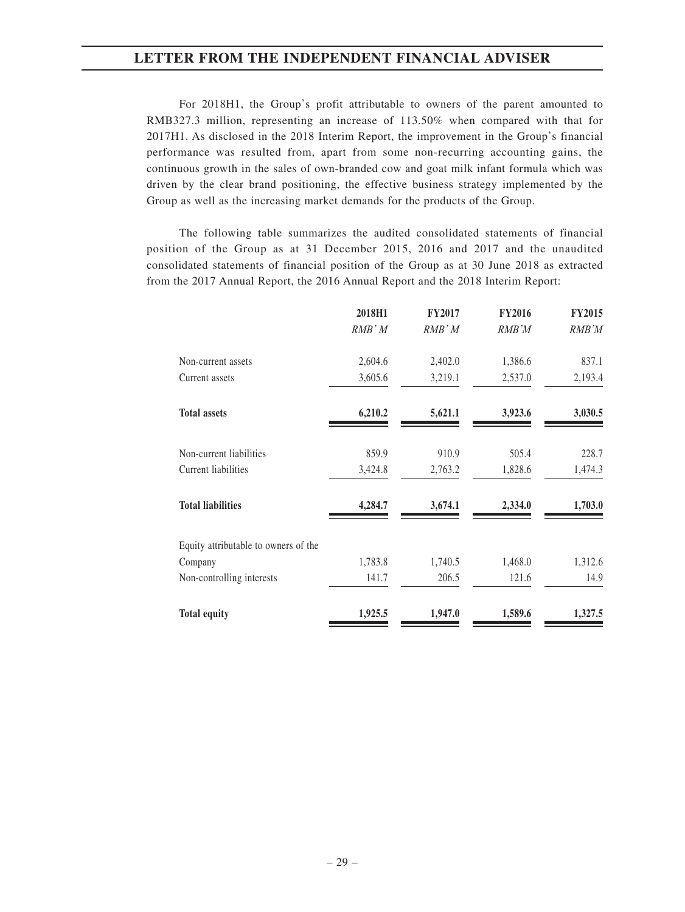For 2018H1, the Group's profit attributable to owners of the parent amounted to RMB327.3 million, representing an increase of 113.50% when compared with that for 2017H1. As disclosed in the 2018 Interim Report, the improvement in the Group's financial performance was resulted from, apart from some non-recurring accounting gains, the continuous growth in the sales of own-branded cow and goat milk infant formula which was driven by the clear brand positioning, the effective business strategy implemented by the Group as well as the increasing market demands for the products of the Group.

The following table summarizes the audited consolidated statements of financial position of the Group as at 31 December 2015, 2016 and 2017 and the unaudited consolidated statements of financial position of the Group as at 30 June 2018 as extracted from the 2017 Annual Report, the 2016 Annual Report and the 2018 Interim Report:

| | 2018H1 | FY2017 | FY2016 | FY2015 |
|---|---|---|---|---|
| | *RMB' M* | *RMB' M* | *RMB'M* | *RMB'M* |
| Non-current assets | 2,604.6 | 2,402.0 | 1,386.6 | 837.1 |
| Current assets | 3,605.6 | 3,219.1 | 2,537.0 | 2,193.4 |
| **Total assets** | **6,210.2** | **5,621.1** | **3,923.6** | **3,030.5** |
| Non-current liabilities | 859.9 | 910.9 | 505.4 | 228.7 |
| Current liabilities | 3,424.8 | 2,763.2 | 1,828.6 | 1,474.3 |
| **Total liabilities** | **4,284.7** | **3,674.1** | **2,334.0** | **1,703.0** |
| Equity attributable to owners of the Company | 1,783.8 | 1,740.5 | 1,468.0 | 1,312.6 |
| Non-controlling interests | 141.7 | 206.5 | 121.6 | 14.9 |
| **Total equity** | **1,925.5** | **1,947.0** | **1,589.6** | **1,327.5** |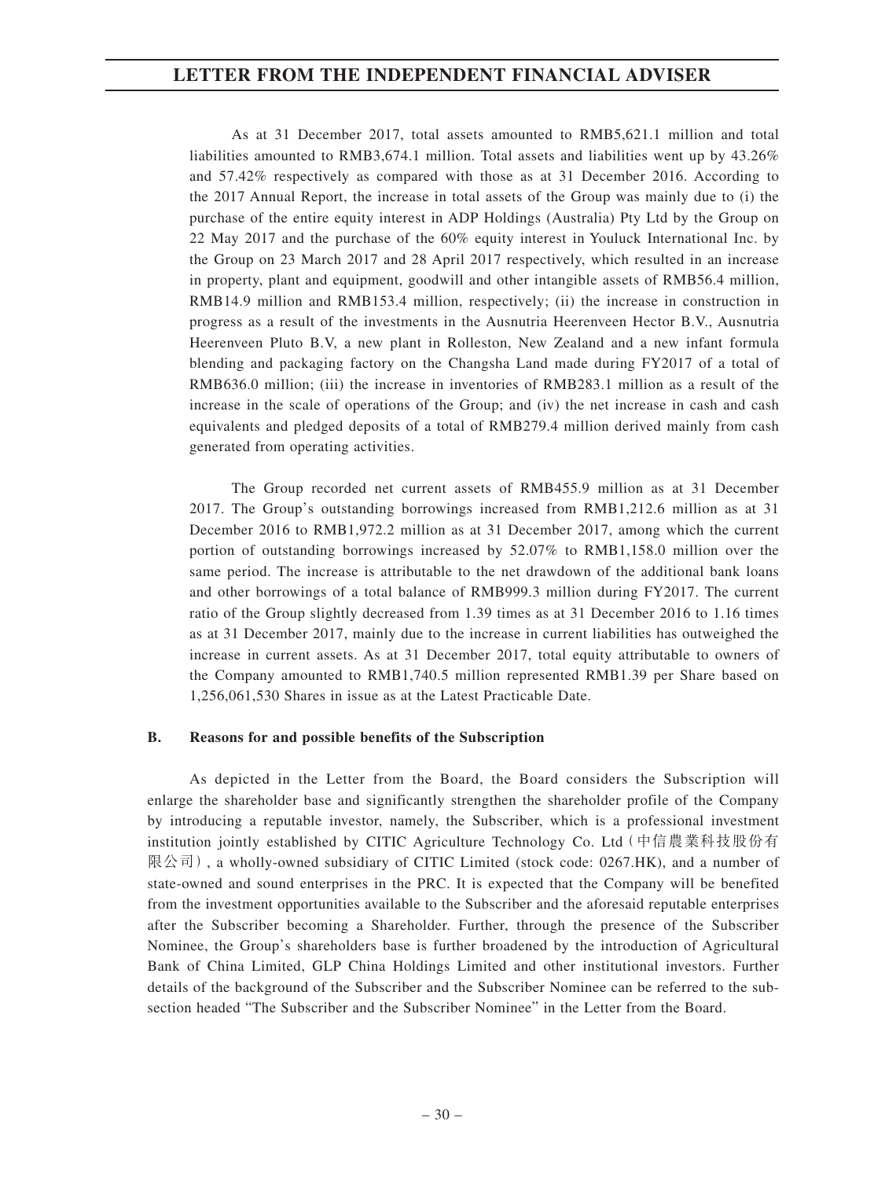As at 31 December 2017, total assets amounted to RMB5,621.1 million and total liabilities amounted to RMB3,674.1 million. Total assets and liabilities went up by 43.26% and 57.42% respectively as compared with those as at 31 December 2016. According to the 2017 Annual Report, the increase in total assets of the Group was mainly due to (i) the purchase of the entire equity interest in ADP Holdings (Australia) Pty Ltd by the Group on 22 May 2017 and the purchase of the 60% equity interest in Youluck International Inc. by the Group on 23 March 2017 and 28 April 2017 respectively, which resulted in an increase in property, plant and equipment, goodwill and other intangible assets of RMB56.4 million, RMB14.9 million and RMB153.4 million, respectively; (ii) the increase in construction in progress as a result of the investments in the Ausnutria Heerenveen Hector B.V., Ausnutria Heerenveen Pluto B.V, a new plant in Rolleston, New Zealand and a new infant formula blending and packaging factory on the Changsha Land made during FY2017 of a total of RMB636.0 million; (iii) the increase in inventories of RMB283.1 million as a result of the increase in the scale of operations of the Group; and (iv) the net increase in cash and cash equivalents and pledged deposits of a total of RMB279.4 million derived mainly from cash generated from operating activities.

The Group recorded net current assets of RMB455.9 million as at 31 December 2017. The Group's outstanding borrowings increased from RMB1,212.6 million as at 31 December 2016 to RMB1,972.2 million as at 31 December 2017, among which the current portion of outstanding borrowings increased by 52.07% to RMB1,158.0 million over the same period. The increase is attributable to the net drawdown of the additional bank loans and other borrowings of a total balance of RMB999.3 million during FY2017. The current ratio of the Group slightly decreased from 1.39 times as at 31 December 2016 to 1.16 times as at 31 December 2017, mainly due to the increase in current liabilities has outweighed the increase in current assets. As at 31 December 2017, total equity attributable to owners of the Company amounted to RMB1,740.5 million represented RMB1.39 per Share based on 1,256,061,530 Shares in issue as at the Latest Practicable Date.

**B. Reasons for and possible benefits of the Subscription**

As depicted in the Letter from the Board, the Board considers the Subscription will enlarge the shareholder base and significantly strengthen the shareholder profile of the Company by introducing a reputable investor, namely, the Subscriber, which is a professional investment institution jointly established by CITIC Agriculture Technology Co. Ltd（中信農業科技股份有限公司）, a wholly-owned subsidiary of CITIC Limited (stock code: 0267.HK), and a number of state-owned and sound enterprises in the PRC. It is expected that the Company will be benefited from the investment opportunities available to the Subscriber and the aforesaid reputable enterprises after the Subscriber becoming a Shareholder. Further, through the presence of the Subscriber Nominee, the Group's shareholders base is further broadened by the introduction of Agricultural Bank of China Limited, GLP China Holdings Limited and other institutional investors. Further details of the background of the Subscriber and the Subscriber Nominee can be referred to the sub-section headed "The Subscriber and the Subscriber Nominee" in the Letter from the Board.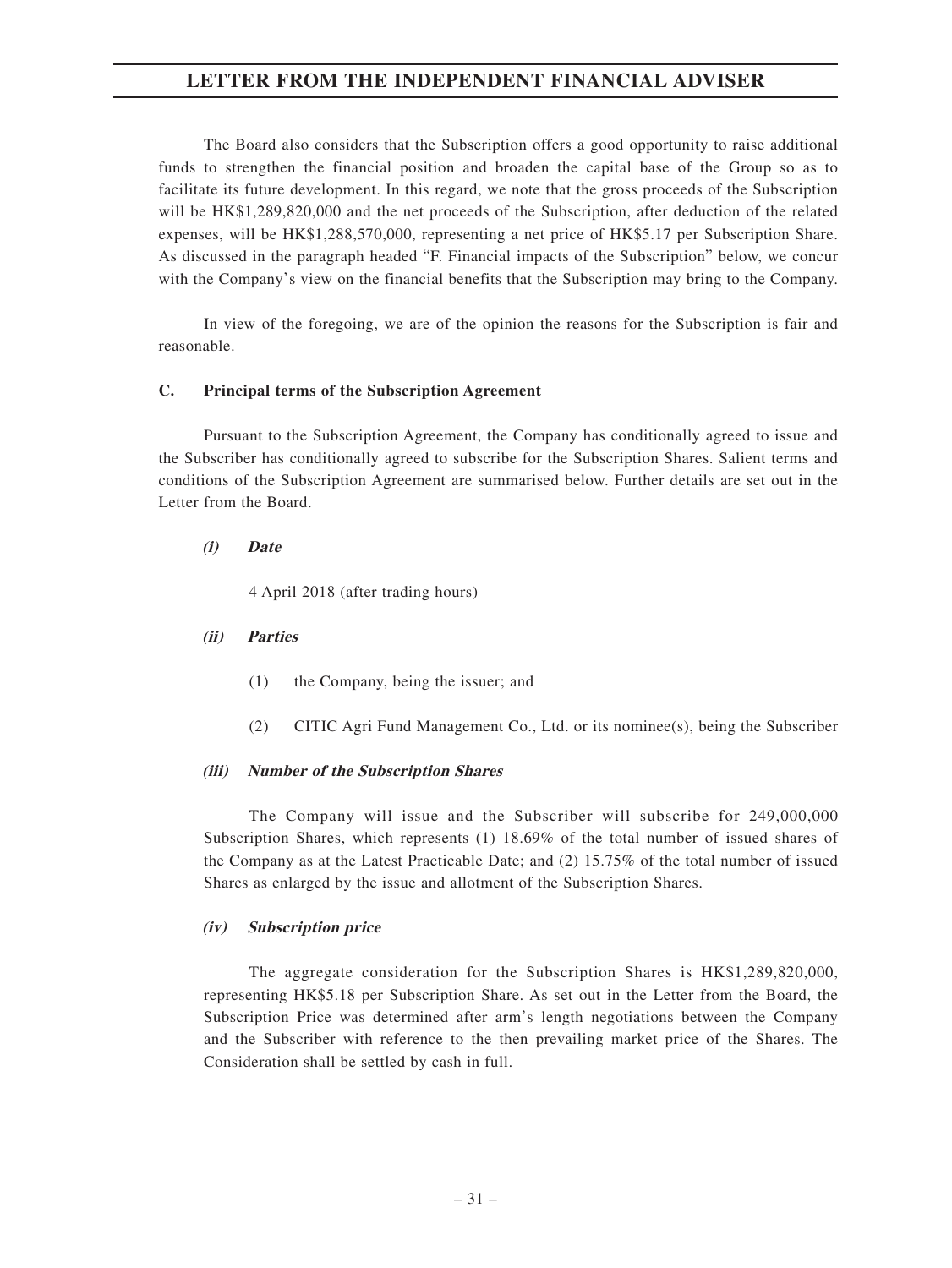The Board also considers that the Subscription offers a good opportunity to raise additional funds to strengthen the financial position and broaden the capital base of the Group so as to facilitate its future development. In this regard, we note that the gross proceeds of the Subscription will be HK$1,289,820,000 and the net proceeds of the Subscription, after deduction of the related expenses, will be HK$1,288,570,000, representing a net price of HK$5.17 per Subscription Share. As discussed in the paragraph headed "F. Financial impacts of the Subscription" below, we concur with the Company's view on the financial benefits that the Subscription may bring to the Company.

In view of the foregoing, we are of the opinion the reasons for the Subscription is fair and reasonable.

### C. Principal terms of the Subscription Agreement

Pursuant to the Subscription Agreement, the Company has conditionally agreed to issue and the Subscriber has conditionally agreed to subscribe for the Subscription Shares. Salient terms and conditions of the Subscription Agreement are summarised below. Further details are set out in the Letter from the Board.

#### *(i) Date*

4 April 2018 (after trading hours)

#### *(ii) Parties*

(1) the Company, being the issuer; and

(2) CITIC Agri Fund Management Co., Ltd. or its nominee(s), being the Subscriber

#### *(iii) Number of the Subscription Shares*

The Company will issue and the Subscriber will subscribe for 249,000,000 Subscription Shares, which represents (1) 18.69% of the total number of issued shares of the Company as at the Latest Practicable Date; and (2) 15.75% of the total number of issued Shares as enlarged by the issue and allotment of the Subscription Shares.

#### *(iv) Subscription price*

The aggregate consideration for the Subscription Shares is HK$1,289,820,000, representing HK$5.18 per Subscription Share. As set out in the Letter from the Board, the Subscription Price was determined after arm's length negotiations between the Company and the Subscriber with reference to the then prevailing market price of the Shares. The Consideration shall be settled by cash in full.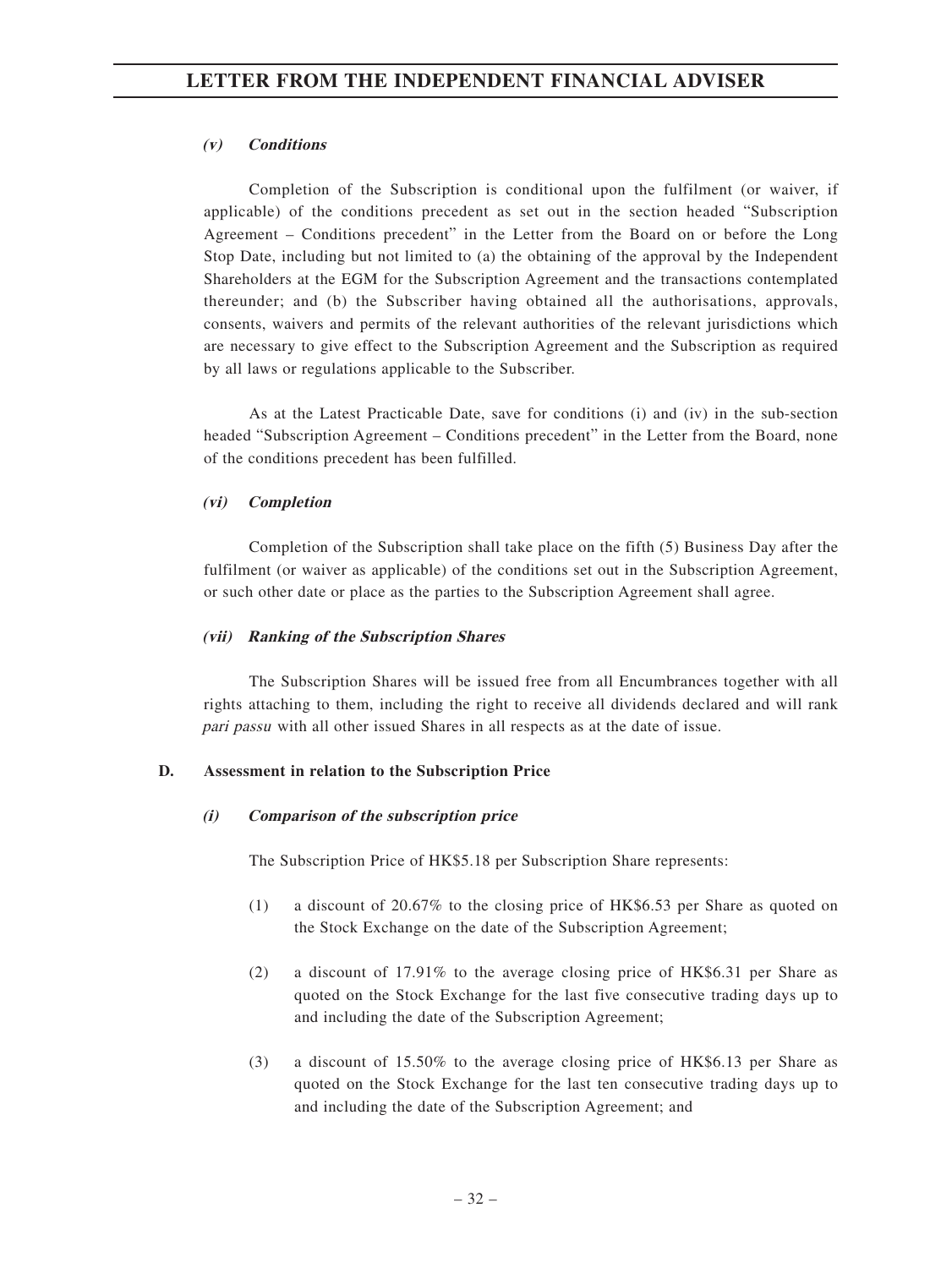#### *(v) Conditions*

Completion of the Subscription is conditional upon the fulfilment (or waiver, if applicable) of the conditions precedent as set out in the section headed "Subscription Agreement – Conditions precedent" in the Letter from the Board on or before the Long Stop Date, including but not limited to (a) the obtaining of the approval by the Independent Shareholders at the EGM for the Subscription Agreement and the transactions contemplated thereunder; and (b) the Subscriber having obtained all the authorisations, approvals, consents, waivers and permits of the relevant authorities of the relevant jurisdictions which are necessary to give effect to the Subscription Agreement and the Subscription as required by all laws or regulations applicable to the Subscriber.

As at the Latest Practicable Date, save for conditions (i) and (iv) in the sub-section headed "Subscription Agreement – Conditions precedent" in the Letter from the Board, none of the conditions precedent has been fulfilled.

#### *(vi) Completion*

Completion of the Subscription shall take place on the fifth (5) Business Day after the fulfilment (or waiver as applicable) of the conditions set out in the Subscription Agreement, or such other date or place as the parties to the Subscription Agreement shall agree.

#### *(vii) Ranking of the Subscription Shares*

The Subscription Shares will be issued free from all Encumbrances together with all rights attaching to them, including the right to receive all dividends declared and will rank *pari passu* with all other issued Shares in all respects as at the date of issue.

### D. Assessment in relation to the Subscription Price

#### *(i) Comparison of the subscription price*

The Subscription Price of HK$5.18 per Subscription Share represents:

(1) a discount of 20.67% to the closing price of HK$6.53 per Share as quoted on the Stock Exchange on the date of the Subscription Agreement;

(2) a discount of 17.91% to the average closing price of HK$6.31 per Share as quoted on the Stock Exchange for the last five consecutive trading days up to and including the date of the Subscription Agreement;

(3) a discount of 15.50% to the average closing price of HK$6.13 per Share as quoted on the Stock Exchange for the last ten consecutive trading days up to and including the date of the Subscription Agreement; and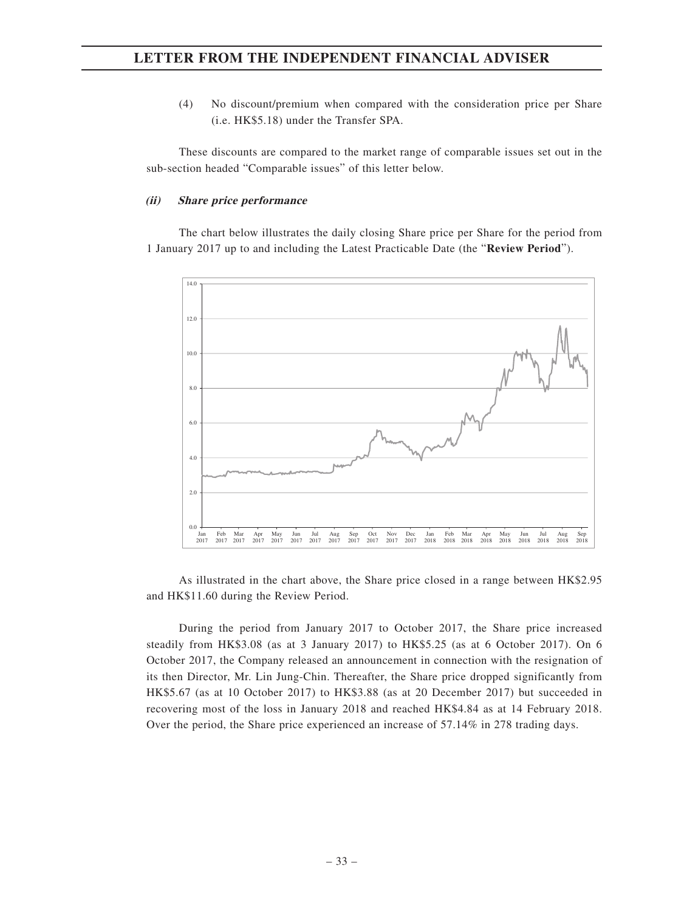(4) No discount/premium when compared with the consideration price per Share (i.e. HK$5.18) under the Transfer SPA.

These discounts are compared to the market range of comparable issues set out in the sub-section headed "Comparable issues" of this letter below.

#### *(ii) Share price performance*

The chart below illustrates the daily closing Share price per Share for the period from 1 January 2017 up to and including the Latest Practicable Date (the "**Review Period**").

As illustrated in the chart above, the Share price closed in a range between HK$2.95 and HK$11.60 during the Review Period.

During the period from January 2017 to October 2017, the Share price increased steadily from HK$3.08 (as at 3 January 2017) to HK$5.25 (as at 6 October 2017). On 6 October 2017, the Company released an announcement in connection with the resignation of its then Director, Mr. Lin Jung-Chin. Thereafter, the Share price dropped significantly from HK$5.67 (as at 10 October 2017) to HK$3.88 (as at 20 December 2017) but succeeded in recovering most of the loss in January 2018 and reached HK$4.84 as at 14 February 2018. Over the period, the Share price experienced an increase of 57.14% in 278 trading days.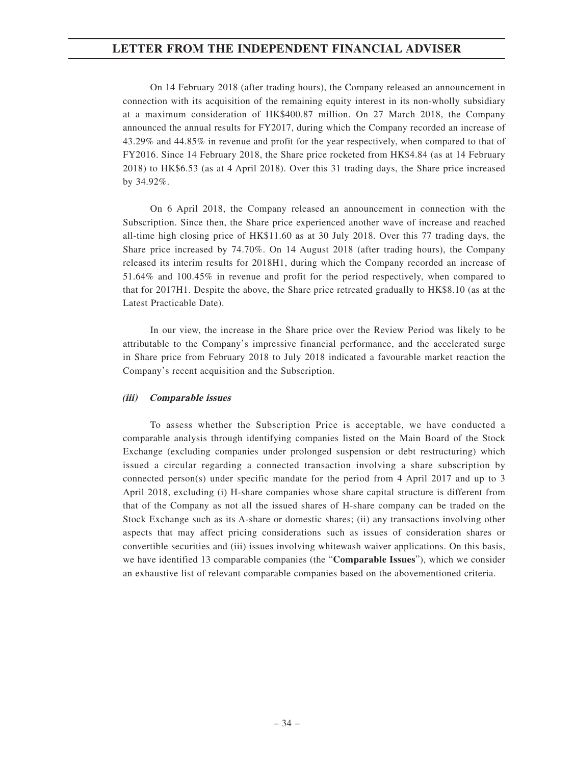On 14 February 2018 (after trading hours), the Company released an announcement in connection with its acquisition of the remaining equity interest in its non-wholly subsidiary at a maximum consideration of HK$400.87 million. On 27 March 2018, the Company announced the annual results for FY2017, during which the Company recorded an increase of 43.29% and 44.85% in revenue and profit for the year respectively, when compared to that of FY2016. Since 14 February 2018, the Share price rocketed from HK$4.84 (as at 14 February 2018) to HK$6.53 (as at 4 April 2018). Over this 31 trading days, the Share price increased by 34.92%.

On 6 April 2018, the Company released an announcement in connection with the Subscription. Since then, the Share price experienced another wave of increase and reached all-time high closing price of HK$11.60 as at 30 July 2018. Over this 77 trading days, the Share price increased by 74.70%. On 14 August 2018 (after trading hours), the Company released its interim results for 2018H1, during which the Company recorded an increase of 51.64% and 100.45% in revenue and profit for the period respectively, when compared to that for 2017H1. Despite the above, the Share price retreated gradually to HK$8.10 (as at the Latest Practicable Date).

In our view, the increase in the Share price over the Review Period was likely to be attributable to the Company's impressive financial performance, and the accelerated surge in Share price from February 2018 to July 2018 indicated a favourable market reaction the Company's recent acquisition and the Subscription.

***(iii) Comparable issues***

To assess whether the Subscription Price is acceptable, we have conducted a comparable analysis through identifying companies listed on the Main Board of the Stock Exchange (excluding companies under prolonged suspension or debt restructuring) which issued a circular regarding a connected transaction involving a share subscription by connected person(s) under specific mandate for the period from 4 April 2017 and up to 3 April 2018, excluding (i) H-share companies whose share capital structure is different from that of the Company as not all the issued shares of H-share company can be traded on the Stock Exchange such as its A-share or domestic shares; (ii) any transactions involving other aspects that may affect pricing considerations such as issues of consideration shares or convertible securities and (iii) issues involving whitewash waiver applications. On this basis, we have identified 13 comparable companies (the "**Comparable Issues**"), which we consider an exhaustive list of relevant comparable companies based on the abovementioned criteria.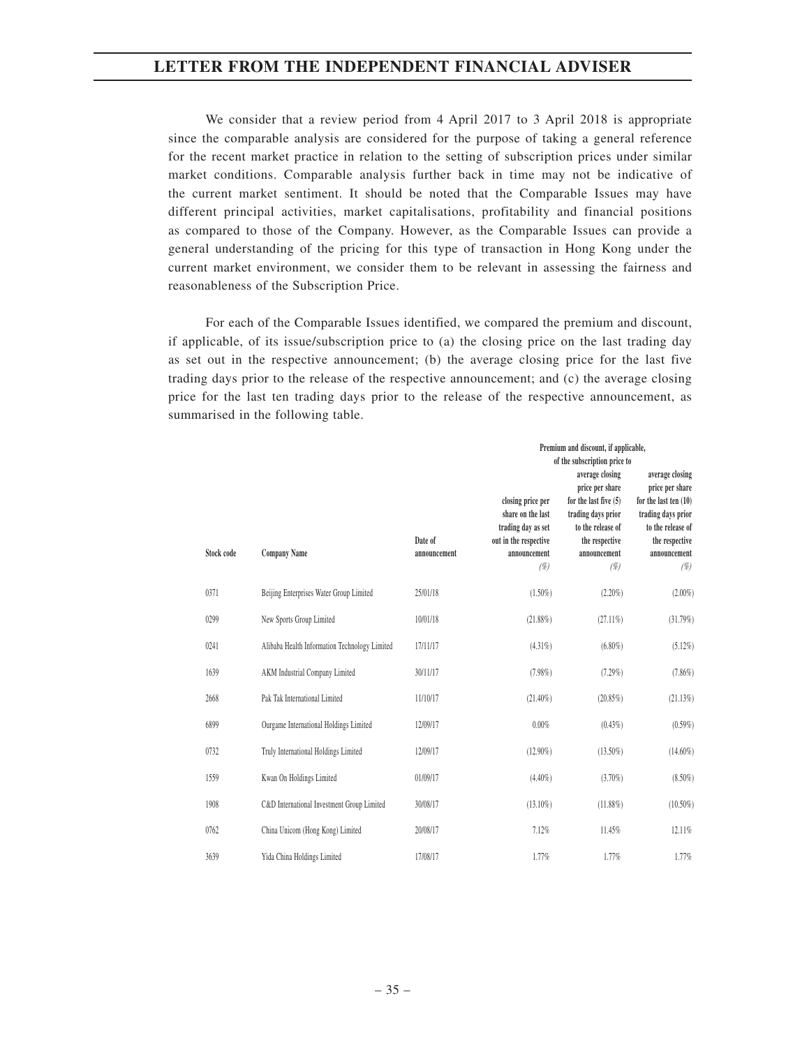We consider that a review period from 4 April 2017 to 3 April 2018 is appropriate since the comparable analysis are considered for the purpose of taking a general reference for the recent market practice in relation to the setting of subscription prices under similar market conditions. Comparable analysis further back in time may not be indicative of the current market sentiment. It should be noted that the Comparable Issues may have different principal activities, market capitalisations, profitability and financial positions as compared to those of the Company. However, as the Comparable Issues can provide a general understanding of the pricing for this type of transaction in Hong Kong under the current market environment, we consider them to be relevant in assessing the fairness and reasonableness of the Subscription Price.

For each of the Comparable Issues identified, we compared the premium and discount, if applicable, of its issue/subscription price to (a) the closing price on the last trading day as set out in the respective announcement; (b) the average closing price for the last five trading days prior to the release of the respective announcement; and (c) the average closing price for the last ten trading days prior to the release of the respective announcement, as summarised in the following table.

| | | | **Premium and discount, if applicable, of the subscription price to** | | |
|---|---|---|---|---|---|
| **Stock code** | **Company Name** | **Date of announcement** | **closing price per share on the last trading day as set out in the respective announcement** *(%)* | **average closing price per share for the last five (5) trading days prior to the release of the respective announcement** *(%)* | **average closing price per share for the last ten (10) trading days prior to the release of the respective announcement** *(%)* |
| 0371 | Beijing Enterprises Water Group Limited | 25/01/18 | (1.50%) | (2.20%) | (2.00%) |
| 0299 | New Sports Group Limited | 10/01/18 | (21.88%) | (27.11%) | (31.79%) |
| 0241 | Alibaba Health Information Technology Limited | 17/11/17 | (4.31%) | (6.80%) | (5.12%) |
| 1639 | AKM Industrial Company Limited | 30/11/17 | (7.98%) | (7.29%) | (7.86%) |
| 2668 | Pak Tak International Limited | 11/10/17 | (21.40%) | (20.85%) | (21.13%) |
| 6899 | Ourgame International Holdings Limited | 12/09/17 | 0.00% | (0.43%) | (0.59%) |
| 0732 | Truly International Holdings Limited | 12/09/17 | (12.90%) | (13.50%) | (14.60%) |
| 1559 | Kwan On Holdings Limited | 01/09/17 | (4.40%) | (3.70%) | (8.50%) |
| 1908 | C&D International Investment Group Limited | 30/08/17 | (13.10%) | (11.88%) | (10.50%) |
| 0762 | China Unicom (Hong Kong) Limited | 20/08/17 | 7.12% | 11.45% | 12.11% |
| 3639 | Yida China Holdings Limited | 17/08/17 | 1.77% | 1.77% | 1.77% |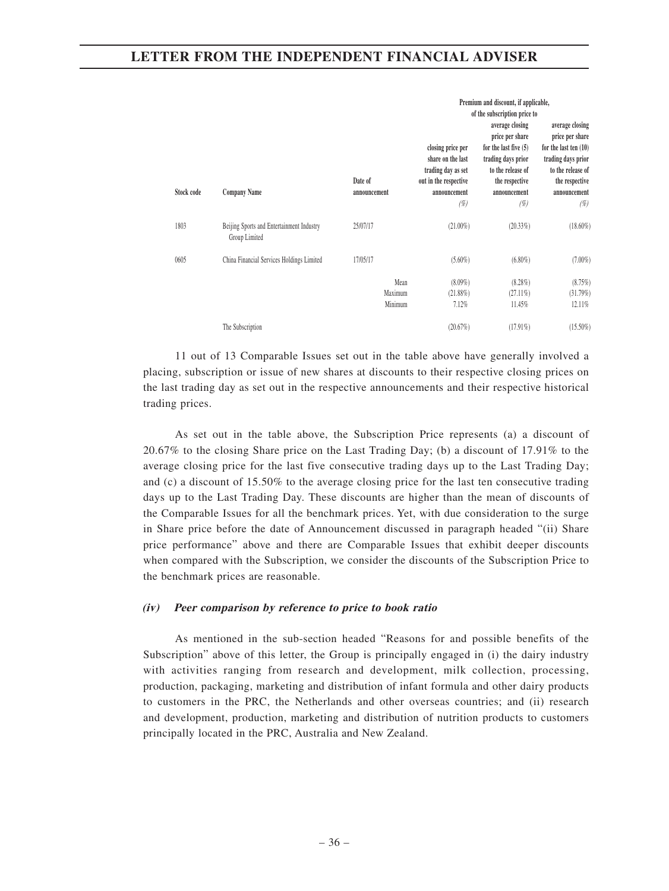| Stock code | Company Name | Date of announcement | Premium and discount, if applicable, of the subscription price to closing price per share on the last trading day as set out in the respective announcement (%) | average closing price per share for the last five (5) trading days prior to the release of the respective announcement (%) | average closing price per share for the last ten (10) trading days prior to the release of the respective announcement (%) |
|---|---|---|---|---|---|
| 1803 | Beijing Sports and Entertainment Industry Group Limited | 25/07/17 | (21.00%) | (20.33%) | (18.60%) |
| 0605 | China Financial Services Holdings Limited | 17/05/17 | (5.60%) | (6.80%) | (7.00%) |
| | | Mean | (8.09%) | (8.28%) | (8.75%) |
| | | Maximum | (21.88%) | (27.11%) | (31.79%) |
| | | Minimum | 7.12% | 11.45% | 12.11% |
| | The Subscription | | (20.67%) | (17.91%) | (15.50%) |

11 out of 13 Comparable Issues set out in the table above have generally involved a placing, subscription or issue of new shares at discounts to their respective closing prices on the last trading day as set out in the respective announcements and their respective historical trading prices.

As set out in the table above, the Subscription Price represents (a) a discount of 20.67% to the closing Share price on the Last Trading Day; (b) a discount of 17.91% to the average closing price for the last five consecutive trading days up to the Last Trading Day; and (c) a discount of 15.50% to the average closing price for the last ten consecutive trading days up to the Last Trading Day. These discounts are higher than the mean of discounts of the Comparable Issues for all the benchmark prices. Yet, with due consideration to the surge in Share price before the date of Announcement discussed in paragraph headed "(ii) Share price performance" above and there are Comparable Issues that exhibit deeper discounts when compared with the Subscription, we consider the discounts of the Subscription Price to the benchmark prices are reasonable.

#### ***(iv) Peer comparison by reference to price to book ratio***

As mentioned in the sub-section headed "Reasons for and possible benefits of the Subscription" above of this letter, the Group is principally engaged in (i) the dairy industry with activities ranging from research and development, milk collection, processing, production, packaging, marketing and distribution of infant formula and other dairy products to customers in the PRC, the Netherlands and other overseas countries; and (ii) research and development, production, marketing and distribution of nutrition products to customers principally located in the PRC, Australia and New Zealand.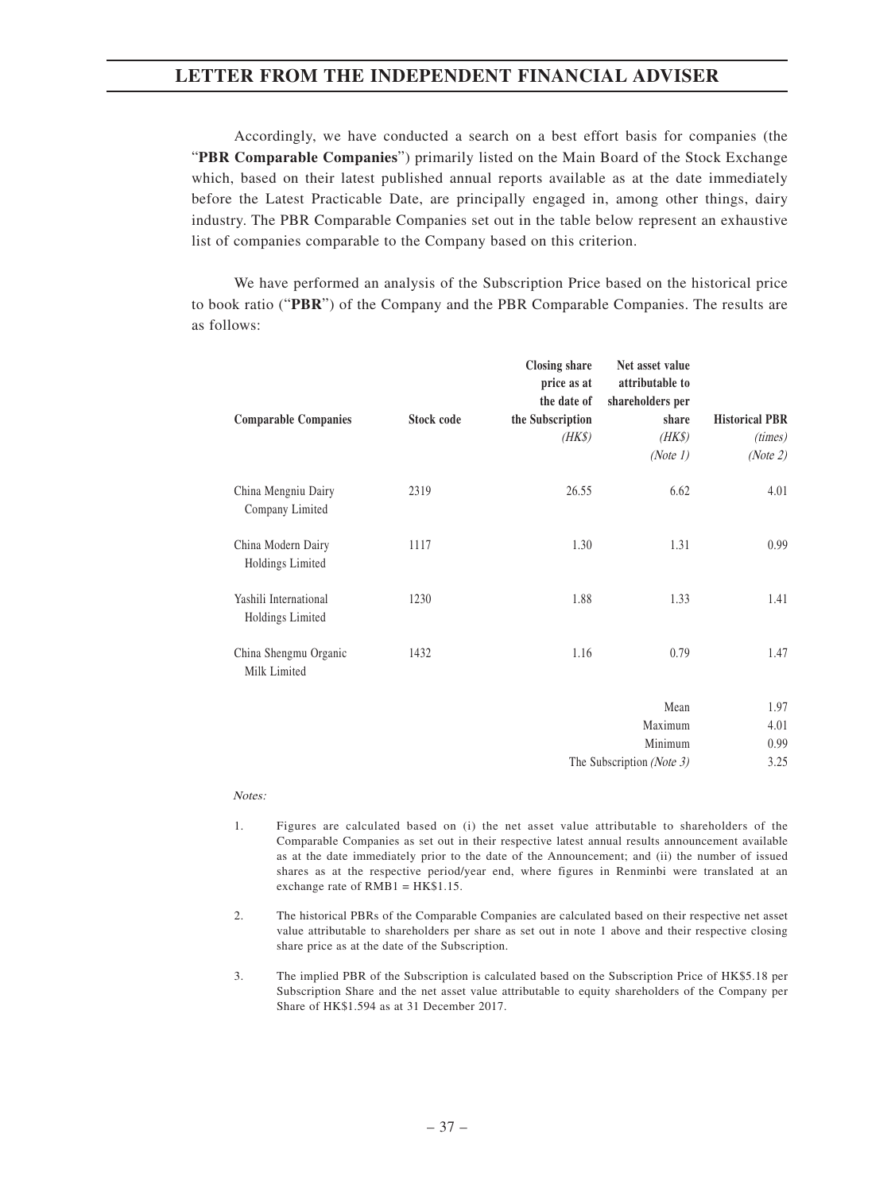Accordingly, we have conducted a search on a best effort basis for companies (the "**PBR Comparable Companies**") primarily listed on the Main Board of the Stock Exchange which, based on their latest published annual reports available as at the date immediately before the Latest Practicable Date, are principally engaged in, among other things, dairy industry. The PBR Comparable Companies set out in the table below represent an exhaustive list of companies comparable to the Company based on this criterion.

We have performed an analysis of the Subscription Price based on the historical price to book ratio ("**PBR**") of the Company and the PBR Comparable Companies. The results are as follows:

| Comparable Companies | Stock code | Closing share price as at the date of the Subscription *(HK$)* | Net asset value attributable to shareholders per share *(HK$)* *(Note 1)* | Historical PBR *(times)* *(Note 2)* |
|---|---|---|---|---|
| China Mengniu Dairy Company Limited | 2319 | 26.55 | 6.62 | 4.01 |
| China Modern Dairy Holdings Limited | 1117 | 1.30 | 1.31 | 0.99 |
| Yashili International Holdings Limited | 1230 | 1.88 | 1.33 | 1.41 |
| China Shengmu Organic Milk Limited | 1432 | 1.16 | 0.79 | 1.47 |
| | | | Mean | 1.97 |
| | | | Maximum | 4.01 |
| | | | Minimum | 0.99 |
| | | | The Subscription *(Note 3)* | 3.25 |

*Notes:*

1. Figures are calculated based on (i) the net asset value attributable to shareholders of the Comparable Companies as set out in their respective latest annual results announcement available as at the date immediately prior to the date of the Announcement; and (ii) the number of issued shares as at the respective period/year end, where figures in Renminbi were translated at an exchange rate of RMB1 = HK$1.15.

2. The historical PBRs of the Comparable Companies are calculated based on their respective net asset value attributable to shareholders per share as set out in note 1 above and their respective closing share price as at the date of the Subscription.

3. The implied PBR of the Subscription is calculated based on the Subscription Price of HK$5.18 per Subscription Share and the net asset value attributable to equity shareholders of the Company per Share of HK$1.594 as at 31 December 2017.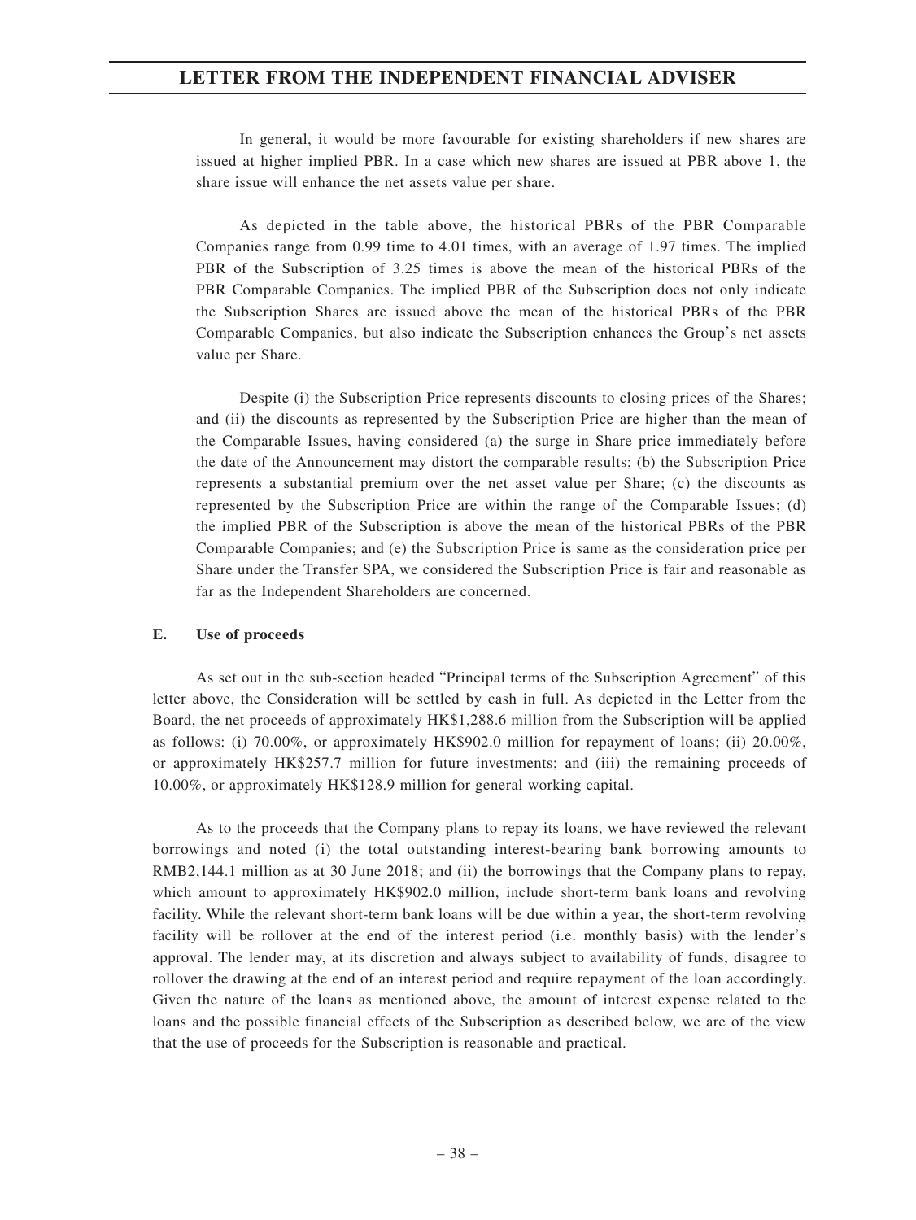In general, it would be more favourable for existing shareholders if new shares are issued at higher implied PBR. In a case which new shares are issued at PBR above 1, the share issue will enhance the net assets value per share.

As depicted in the table above, the historical PBRs of the PBR Comparable Companies range from 0.99 time to 4.01 times, with an average of 1.97 times. The implied PBR of the Subscription of 3.25 times is above the mean of the historical PBRs of the PBR Comparable Companies. The implied PBR of the Subscription does not only indicate the Subscription Shares are issued above the mean of the historical PBRs of the PBR Comparable Companies, but also indicate the Subscription enhances the Group's net assets value per Share.

Despite (i) the Subscription Price represents discounts to closing prices of the Shares; and (ii) the discounts as represented by the Subscription Price are higher than the mean of the Comparable Issues, having considered (a) the surge in Share price immediately before the date of the Announcement may distort the comparable results; (b) the Subscription Price represents a substantial premium over the net asset value per Share; (c) the discounts as represented by the Subscription Price are within the range of the Comparable Issues; (d) the implied PBR of the Subscription is above the mean of the historical PBRs of the PBR Comparable Companies; and (e) the Subscription Price is same as the consideration price per Share under the Transfer SPA, we considered the Subscription Price is fair and reasonable as far as the Independent Shareholders are concerned.

**E. Use of proceeds**

As set out in the sub-section headed "Principal terms of the Subscription Agreement" of this letter above, the Consideration will be settled by cash in full. As depicted in the Letter from the Board, the net proceeds of approximately HK$1,288.6 million from the Subscription will be applied as follows: (i) 70.00%, or approximately HK$902.0 million for repayment of loans; (ii) 20.00%, or approximately HK$257.7 million for future investments; and (iii) the remaining proceeds of 10.00%, or approximately HK$128.9 million for general working capital.

As to the proceeds that the Company plans to repay its loans, we have reviewed the relevant borrowings and noted (i) the total outstanding interest-bearing bank borrowing amounts to RMB2,144.1 million as at 30 June 2018; and (ii) the borrowings that the Company plans to repay, which amount to approximately HK$902.0 million, include short-term bank loans and revolving facility. While the relevant short-term bank loans will be due within a year, the short-term revolving facility will be rollover at the end of the interest period (i.e. monthly basis) with the lender's approval. The lender may, at its discretion and always subject to availability of funds, disagree to rollover the drawing at the end of an interest period and require repayment of the loan accordingly. Given the nature of the loans as mentioned above, the amount of interest expense related to the loans and the possible financial effects of the Subscription as described below, we are of the view that the use of proceeds for the Subscription is reasonable and practical.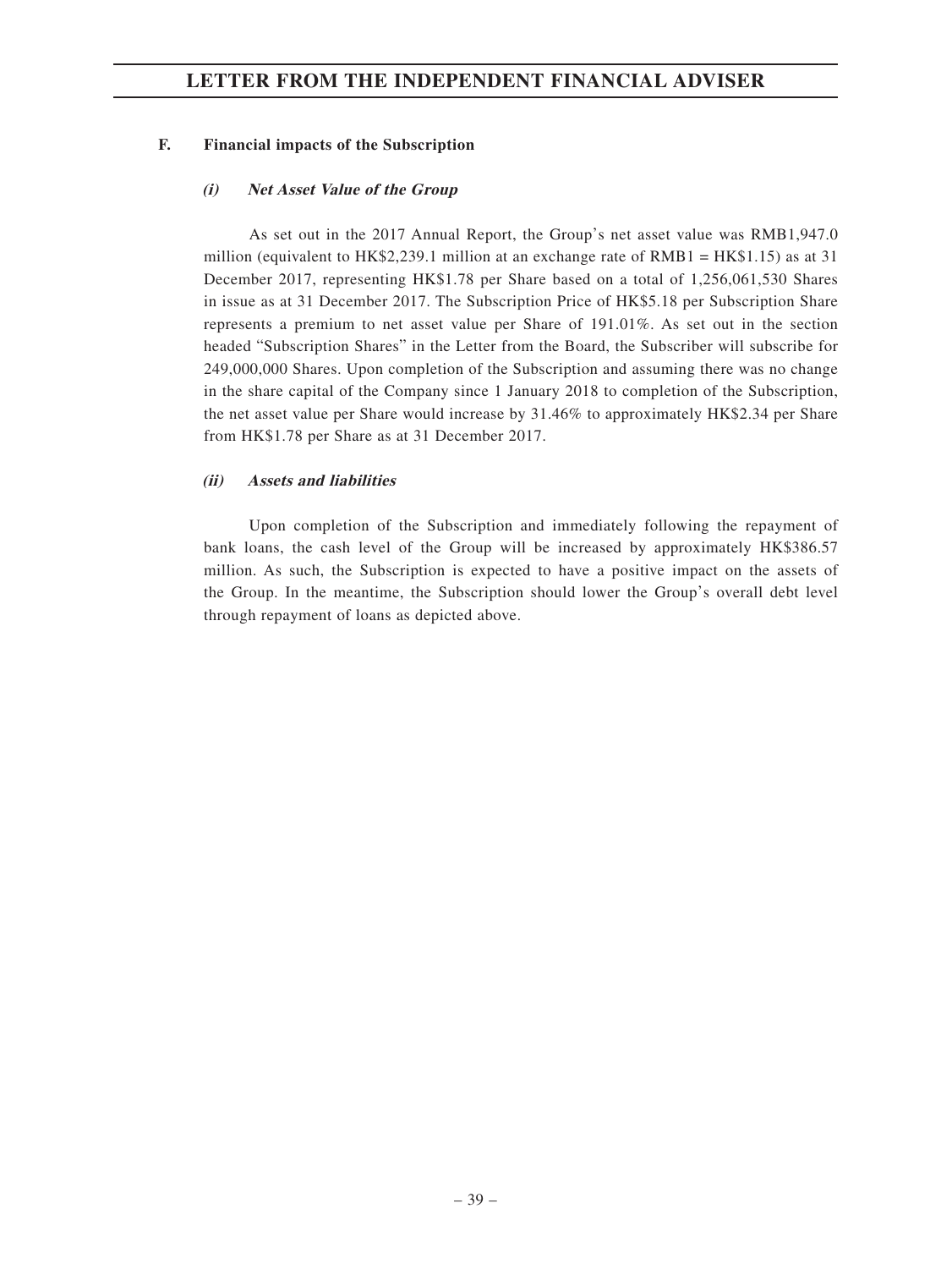### F. Financial impacts of the Subscription

#### *(i) Net Asset Value of the Group*

As set out in the 2017 Annual Report, the Group's net asset value was RMB1,947.0 million (equivalent to HK$2,239.1 million at an exchange rate of RMB1 = HK$1.15) as at 31 December 2017, representing HK$1.78 per Share based on a total of 1,256,061,530 Shares in issue as at 31 December 2017. The Subscription Price of HK$5.18 per Subscription Share represents a premium to net asset value per Share of 191.01%. As set out in the section headed "Subscription Shares" in the Letter from the Board, the Subscriber will subscribe for 249,000,000 Shares. Upon completion of the Subscription and assuming there was no change in the share capital of the Company since 1 January 2018 to completion of the Subscription, the net asset value per Share would increase by 31.46% to approximately HK$2.34 per Share from HK$1.78 per Share as at 31 December 2017.

#### *(ii) Assets and liabilities*

Upon completion of the Subscription and immediately following the repayment of bank loans, the cash level of the Group will be increased by approximately HK$386.57 million. As such, the Subscription is expected to have a positive impact on the assets of the Group. In the meantime, the Subscription should lower the Group's overall debt level through repayment of loans as depicted above.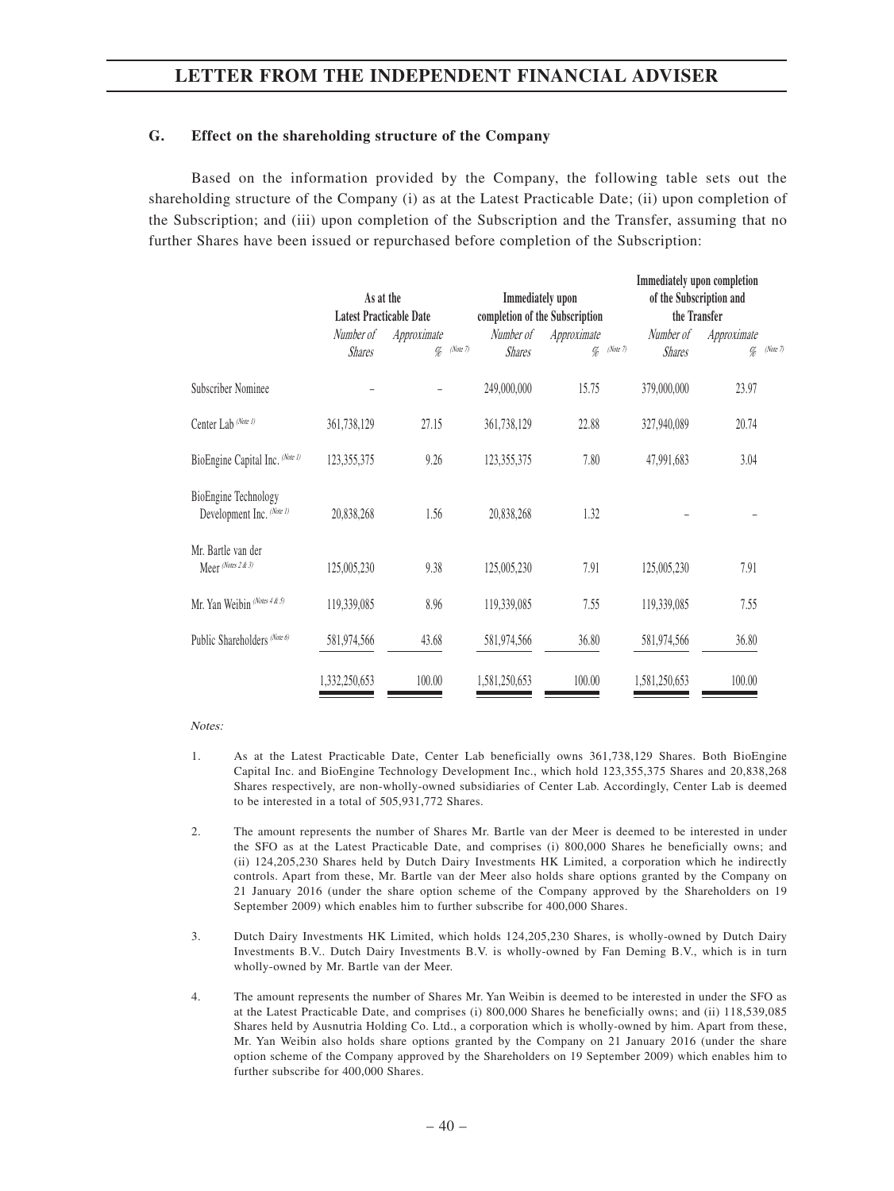### G. Effect on the shareholding structure of the Company

Based on the information provided by the Company, the following table sets out the shareholding structure of the Company (i) as at the Latest Practicable Date; (ii) upon completion of the Subscription; and (iii) upon completion of the Subscription and the Transfer, assuming that no further Shares have been issued or repurchased before completion of the Subscription:

| | As at the Latest Practicable Date | | Immediately upon completion of the Subscription | | Immediately upon completion of the Subscription and the Transfer | |
|---|---|---|---|---|---|---|
| | *Number of Shares* | *Approximate %* (Note 7) | *Number of Shares* | *Approximate %* (Note 7) | *Number of Shares* | *Approximate %* (Note 7) |
| Subscriber Nominee | – | – | 249,000,000 | 15.75 | 379,000,000 | 23.97 |
| Center Lab (Note 1) | 361,738,129 | 27.15 | 361,738,129 | 22.88 | 327,940,089 | 20.74 |
| BioEngine Capital Inc. (Note 1) | 123,355,375 | 9.26 | 123,355,375 | 7.80 | 47,991,683 | 3.04 |
| BioEngine Technology Development Inc. (Note 1) | 20,838,268 | 1.56 | 20,838,268 | 1.32 | – | – |
| Mr. Bartle van der Meer (Notes 2 & 3) | 125,005,230 | 9.38 | 125,005,230 | 7.91 | 125,005,230 | 7.91 |
| Mr. Yan Weibin (Notes 4 & 5) | 119,339,085 | 8.96 | 119,339,085 | 7.55 | 119,339,085 | 7.55 |
| Public Shareholders (Note 6) | 581,974,566 | 43.68 | 581,974,566 | 36.80 | 581,974,566 | 36.80 |
| | 1,332,250,653 | 100.00 | 1,581,250,653 | 100.00 | 1,581,250,653 | 100.00 |

*Notes:*

1. As at the Latest Practicable Date, Center Lab beneficially owns 361,738,129 Shares. Both BioEngine Capital Inc. and BioEngine Technology Development Inc., which hold 123,355,375 Shares and 20,838,268 Shares respectively, are non-wholly-owned subsidiaries of Center Lab. Accordingly, Center Lab is deemed to be interested in a total of 505,931,772 Shares.

2. The amount represents the number of Shares Mr. Bartle van der Meer is deemed to be interested in under the SFO as at the Latest Practicable Date, and comprises (i) 800,000 Shares he beneficially owns; and (ii) 124,205,230 Shares held by Dutch Dairy Investments HK Limited, a corporation which he indirectly controls. Apart from these, Mr. Bartle van der Meer also holds share options granted by the Company on 21 January 2016 (under the share option scheme of the Company approved by the Shareholders on 19 September 2009) which enables him to further subscribe for 400,000 Shares.

3. Dutch Dairy Investments HK Limited, which holds 124,205,230 Shares, is wholly-owned by Dutch Dairy Investments B.V.. Dutch Dairy Investments B.V. is wholly-owned by Fan Deming B.V., which is in turn wholly-owned by Mr. Bartle van der Meer.

4. The amount represents the number of Shares Mr. Yan Weibin is deemed to be interested in under the SFO as at the Latest Practicable Date, and comprises (i) 800,000 Shares he beneficially owns; and (ii) 118,539,085 Shares held by Ausnutria Holding Co. Ltd., a corporation which is wholly-owned by him. Apart from these, Mr. Yan Weibin also holds share options granted by the Company on 21 January 2016 (under the share option scheme of the Company approved by the Shareholders on 19 September 2009) which enables him to further subscribe for 400,000 Shares.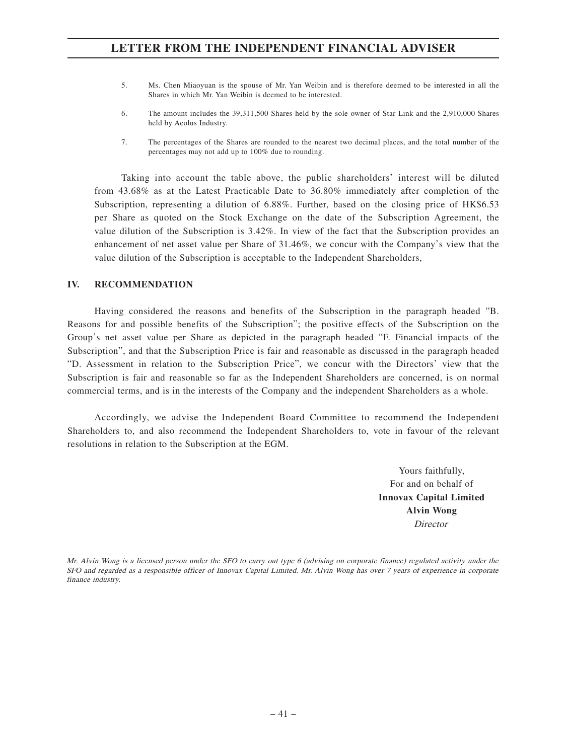5. Ms. Chen Miaoyuan is the spouse of Mr. Yan Weibin and is therefore deemed to be interested in all the Shares in which Mr. Yan Weibin is deemed to be interested.

6. The amount includes the 39,311,500 Shares held by the sole owner of Star Link and the 2,910,000 Shares held by Aeolus Industry.

7. The percentages of the Shares are rounded to the nearest two decimal places, and the total number of the percentages may not add up to 100% due to rounding.

Taking into account the table above, the public shareholders' interest will be diluted from 43.68% as at the Latest Practicable Date to 36.80% immediately after completion of the Subscription, representing a dilution of 6.88%. Further, based on the closing price of HK$6.53 per Share as quoted on the Stock Exchange on the date of the Subscription Agreement, the value dilution of the Subscription is 3.42%. In view of the fact that the Subscription provides an enhancement of net asset value per Share of 31.46%, we concur with the Company's view that the value dilution of the Subscription is acceptable to the Independent Shareholders,

## IV. RECOMMENDATION

Having considered the reasons and benefits of the Subscription in the paragraph headed "B. Reasons for and possible benefits of the Subscription"; the positive effects of the Subscription on the Group's net asset value per Share as depicted in the paragraph headed "F. Financial impacts of the Subscription", and that the Subscription Price is fair and reasonable as discussed in the paragraph headed "D. Assessment in relation to the Subscription Price", we concur with the Directors' view that the Subscription is fair and reasonable so far as the Independent Shareholders are concerned, is on normal commercial terms, and is in the interests of the Company and the independent Shareholders as a whole.

Accordingly, we advise the Independent Board Committee to recommend the Independent Shareholders to, and also recommend the Independent Shareholders to, vote in favour of the relevant resolutions in relation to the Subscription at the EGM.

Yours faithfully,
For and on behalf of
**Innovax Capital Limited**
**Alvin Wong**
*Director*

*Mr. Alvin Wong is a licensed person under the SFO to carry out type 6 (advising on corporate finance) regulated activity under the SFO and regarded as a responsible officer of Innovax Capital Limited. Mr. Alvin Wong has over 7 years of experience in corporate finance industry.*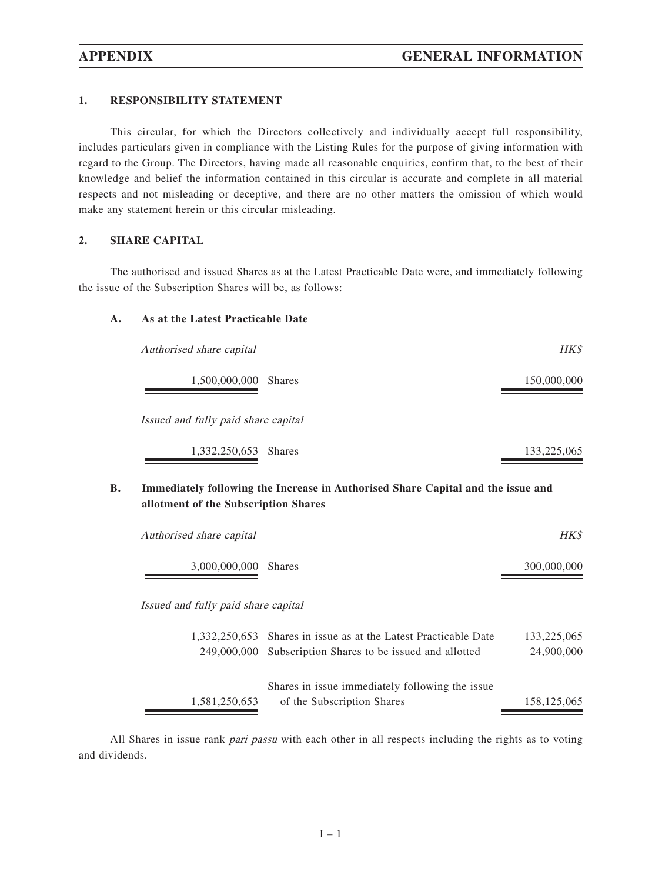# APPENDIX GENERAL INFORMATION

## 1. RESPONSIBILITY STATEMENT

This circular, for which the Directors collectively and individually accept full responsibility, includes particulars given in compliance with the Listing Rules for the purpose of giving information with regard to the Group. The Directors, having made all reasonable enquiries, confirm that, to the best of their knowledge and belief the information contained in this circular is accurate and complete in all material respects and not misleading or deceptive, and there are no other matters the omission of which would make any statement herein or this circular misleading.

## 2. SHARE CAPITAL

The authorised and issued Shares as at the Latest Practicable Date were, and immediately following the issue of the Subscription Shares will be, as follows:

### A. As at the Latest Practicable Date

| *Authorised share capital* | | *HK$* |
|---|---|---|
| 1,500,000,000 | Shares | 150,000,000 |
| *Issued and fully paid share capital* | | |
| 1,332,250,653 | Shares | 133,225,065 |

### B. Immediately following the Increase in Authorised Share Capital and the issue and allotment of the Subscription Shares

| *Authorised share capital* | | *HK$* |
|---|---|---|
| 3,000,000,000 | Shares | 300,000,000 |
| *Issued and fully paid share capital* | | |
| 1,332,250,653 | Shares in issue as at the Latest Practicable Date | 133,225,065 |
| 249,000,000 | Subscription Shares to be issued and allotted | 24,900,000 |
| 1,581,250,653 | Shares in issue immediately following the issue of the Subscription Shares | 158,125,065 |

All Shares in issue rank *pari passu* with each other in all respects including the rights as to voting and dividends.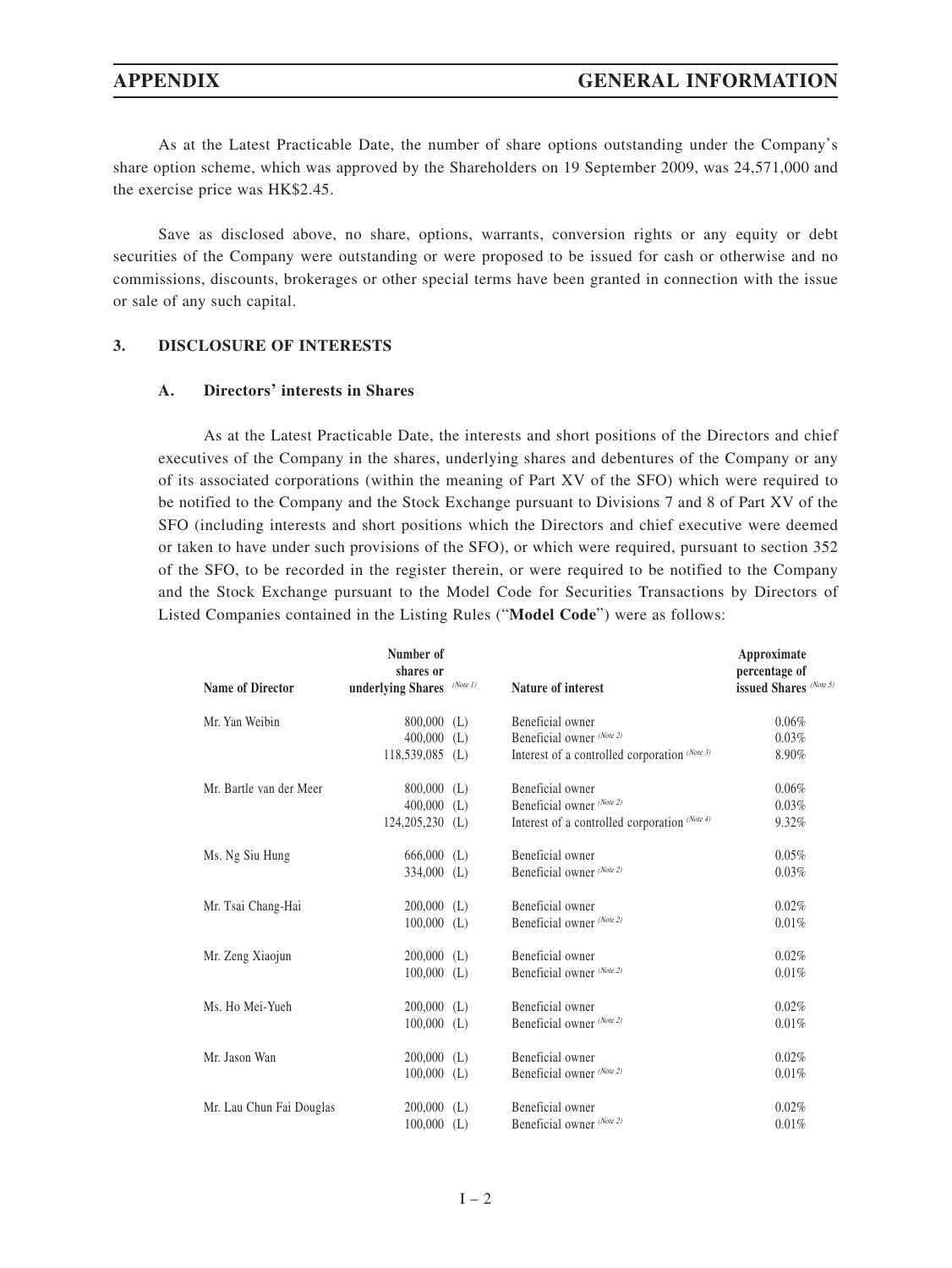As at the Latest Practicable Date, the number of share options outstanding under the Company's share option scheme, which was approved by the Shareholders on 19 September 2009, was 24,571,000 and the exercise price was HK$2.45.

Save as disclosed above, no share, options, warrants, conversion rights or any equity or debt securities of the Company were outstanding or were proposed to be issued for cash or otherwise and no commissions, discounts, brokerages or other special terms have been granted in connection with the issue or sale of any such capital.

## 3. DISCLOSURE OF INTERESTS

### A. Directors' interests in Shares

As at the Latest Practicable Date, the interests and short positions of the Directors and chief executives of the Company in the shares, underlying shares and debentures of the Company or any of its associated corporations (within the meaning of Part XV of the SFO) which were required to be notified to the Company and the Stock Exchange pursuant to Divisions 7 and 8 of Part XV of the SFO (including interests and short positions which the Directors and chief executive were deemed or taken to have under such provisions of the SFO), or which were required, pursuant to section 352 of the SFO, to be recorded in the register therein, or were required to be notified to the Company and the Stock Exchange pursuant to the Model Code for Securities Transactions by Directors of Listed Companies contained in the Listing Rules ("**Model Code**") were as follows:

| Name of Director | Number of shares or underlying Shares (Note 1) | Nature of interest | Approximate percentage of issued Shares (Note 5) |
|---|---|---|---|
| Mr. Yan Weibin | 800,000 (L) | Beneficial owner | 0.06% |
| | 400,000 (L) | Beneficial owner (Note 2) | 0.03% |
| | 118,539,085 (L) | Interest of a controlled corporation (Note 3) | 8.90% |
| Mr. Bartle van der Meer | 800,000 (L) | Beneficial owner | 0.06% |
| | 400,000 (L) | Beneficial owner (Note 2) | 0.03% |
| | 124,205,230 (L) | Interest of a controlled corporation (Note 4) | 9.32% |
| Ms. Ng Siu Hung | 666,000 (L) | Beneficial owner | 0.05% |
| | 334,000 (L) | Beneficial owner (Note 2) | 0.03% |
| Mr. Tsai Chang-Hai | 200,000 (L) | Beneficial owner | 0.02% |
| | 100,000 (L) | Beneficial owner (Note 2) | 0.01% |
| Mr. Zeng Xiaojun | 200,000 (L) | Beneficial owner | 0.02% |
| | 100,000 (L) | Beneficial owner (Note 2) | 0.01% |
| Ms. Ho Mei-Yueh | 200,000 (L) | Beneficial owner | 0.02% |
| | 100,000 (L) | Beneficial owner (Note 2) | 0.01% |
| Mr. Jason Wan | 200,000 (L) | Beneficial owner | 0.02% |
| | 100,000 (L) | Beneficial owner (Note 2) | 0.01% |
| Mr. Lau Chun Fai Douglas | 200,000 (L) | Beneficial owner | 0.02% |
| | 100,000 (L) | Beneficial owner (Note 2) | 0.01% |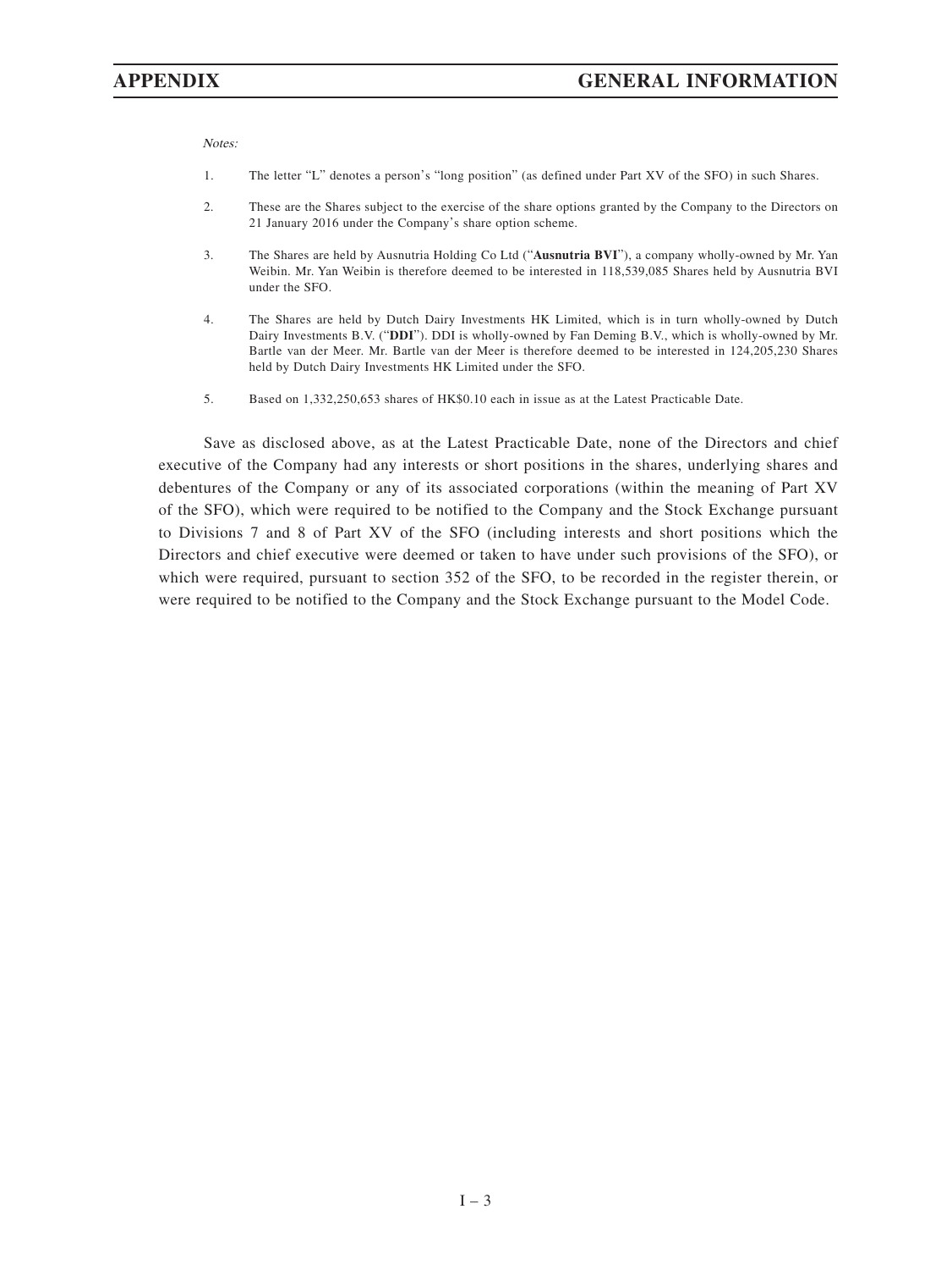*Notes:*

1. The letter "L" denotes a person's "long position" (as defined under Part XV of the SFO) in such Shares.

2. These are the Shares subject to the exercise of the share options granted by the Company to the Directors on 21 January 2016 under the Company's share option scheme.

3. The Shares are held by Ausnutria Holding Co Ltd ("**Ausnutria BVI**"), a company wholly-owned by Mr. Yan Weibin. Mr. Yan Weibin is therefore deemed to be interested in 118,539,085 Shares held by Ausnutria BVI under the SFO.

4. The Shares are held by Dutch Dairy Investments HK Limited, which is in turn wholly-owned by Dutch Dairy Investments B.V. ("**DDI**"). DDI is wholly-owned by Fan Deming B.V., which is wholly-owned by Mr. Bartle van der Meer. Mr. Bartle van der Meer is therefore deemed to be interested in 124,205,230 Shares held by Dutch Dairy Investments HK Limited under the SFO.

5. Based on 1,332,250,653 shares of HK$0.10 each in issue as at the Latest Practicable Date.

Save as disclosed above, as at the Latest Practicable Date, none of the Directors and chief executive of the Company had any interests or short positions in the shares, underlying shares and debentures of the Company or any of its associated corporations (within the meaning of Part XV of the SFO), which were required to be notified to the Company and the Stock Exchange pursuant to Divisions 7 and 8 of Part XV of the SFO (including interests and short positions which the Directors and chief executive were deemed or taken to have under such provisions of the SFO), or which were required, pursuant to section 352 of the SFO, to be recorded in the register therein, or were required to be notified to the Company and the Stock Exchange pursuant to the Model Code.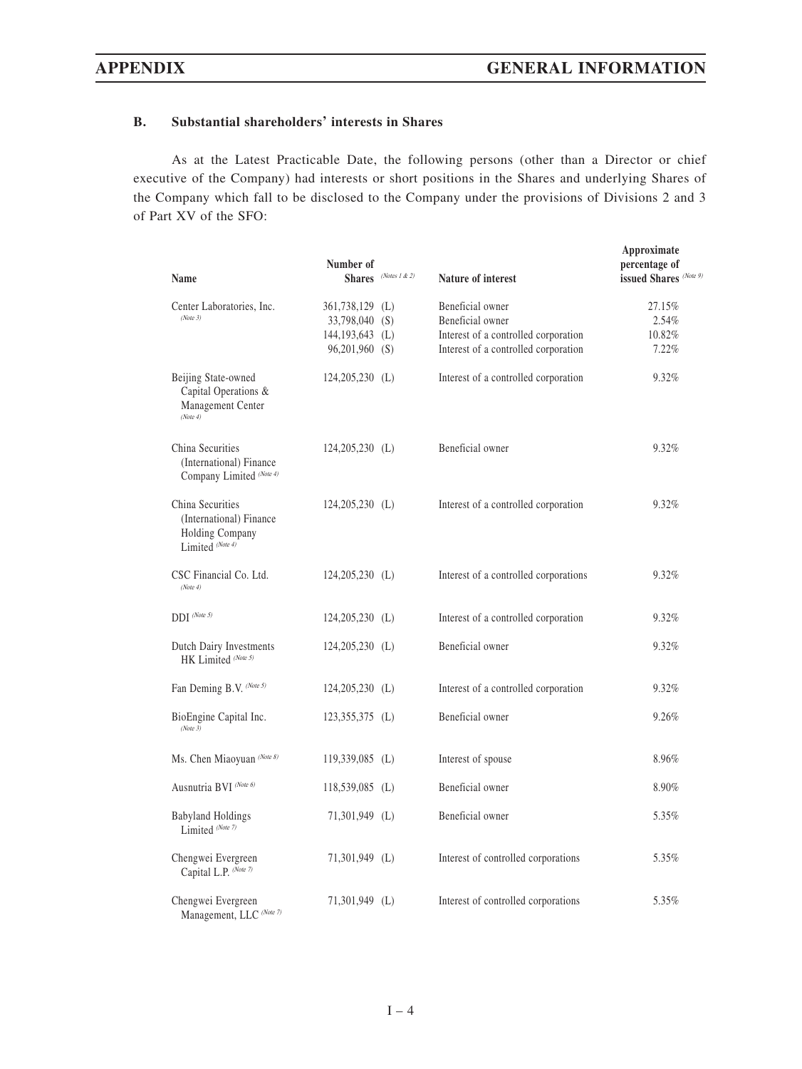### B. Substantial shareholders' interests in Shares

As at the Latest Practicable Date, the following persons (other than a Director or chief executive of the Company) had interests or short positions in the Shares and underlying Shares of the Company which fall to be disclosed to the Company under the provisions of Divisions 2 and 3 of Part XV of the SFO:

| Name | Number of Shares *(Notes 1 & 2)* | Nature of interest | Approximate percentage of issued Shares *(Note 9)* |
|---|---|---|---|
| Center Laboratories, Inc. *(Note 3)* | 361,738,129 (L)<br>33,798,040 (S)<br>144,193,643 (L)<br>96,201,960 (S) | Beneficial owner<br>Beneficial owner<br>Interest of a controlled corporation<br>Interest of a controlled corporation | 27.15%<br>2.54%<br>10.82%<br>7.22% |
| Beijing State-owned Capital Operations & Management Center *(Note 4)* | 124,205,230 (L) | Interest of a controlled corporation | 9.32% |
| China Securities (International) Finance Company Limited *(Note 4)* | 124,205,230 (L) | Beneficial owner | 9.32% |
| China Securities (International) Finance Holding Company Limited *(Note 4)* | 124,205,230 (L) | Interest of a controlled corporation | 9.32% |
| CSC Financial Co. Ltd. *(Note 4)* | 124,205,230 (L) | Interest of a controlled corporations | 9.32% |
| DDI *(Note 5)* | 124,205,230 (L) | Interest of a controlled corporation | 9.32% |
| Dutch Dairy Investments HK Limited *(Note 5)* | 124,205,230 (L) | Beneficial owner | 9.32% |
| Fan Deming B.V. *(Note 5)* | 124,205,230 (L) | Interest of a controlled corporation | 9.32% |
| BioEngine Capital Inc. *(Note 3)* | 123,355,375 (L) | Beneficial owner | 9.26% |
| Ms. Chen Miaoyuan *(Note 8)* | 119,339,085 (L) | Interest of spouse | 8.96% |
| Ausnutria BVI *(Note 6)* | 118,539,085 (L) | Beneficial owner | 8.90% |
| Babyland Holdings Limited *(Note 7)* | 71,301,949 (L) | Beneficial owner | 5.35% |
| Chengwei Evergreen Capital L.P. *(Note 7)* | 71,301,949 (L) | Interest of controlled corporations | 5.35% |
| Chengwei Evergreen Management, LLC *(Note 7)* | 71,301,949 (L) | Interest of controlled corporations | 5.35% |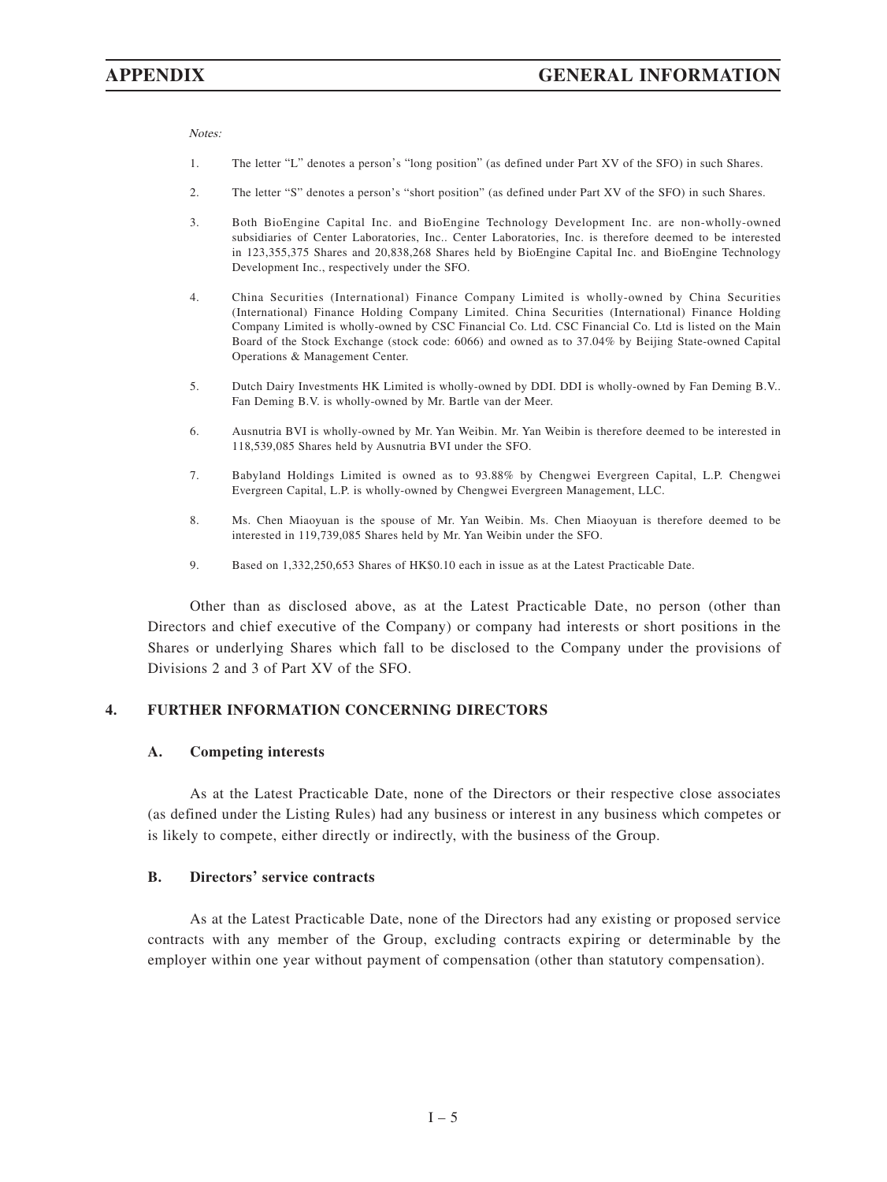*Notes:*

1. The letter "L" denotes a person's "long position" (as defined under Part XV of the SFO) in such Shares.

2. The letter "S" denotes a person's "short position" (as defined under Part XV of the SFO) in such Shares.

3. Both BioEngine Capital Inc. and BioEngine Technology Development Inc. are non-wholly-owned subsidiaries of Center Laboratories, Inc.. Center Laboratories, Inc. is therefore deemed to be interested in 123,355,375 Shares and 20,838,268 Shares held by BioEngine Capital Inc. and BioEngine Technology Development Inc., respectively under the SFO.

4. China Securities (International) Finance Company Limited is wholly-owned by China Securities (International) Finance Holding Company Limited. China Securities (International) Finance Holding Company Limited is wholly-owned by CSC Financial Co. Ltd. CSC Financial Co. Ltd is listed on the Main Board of the Stock Exchange (stock code: 6066) and owned as to 37.04% by Beijing State-owned Capital Operations & Management Center.

5. Dutch Dairy Investments HK Limited is wholly-owned by DDI. DDI is wholly-owned by Fan Deming B.V.. Fan Deming B.V. is wholly-owned by Mr. Bartle van der Meer.

6. Ausnutria BVI is wholly-owned by Mr. Yan Weibin. Mr. Yan Weibin is therefore deemed to be interested in 118,539,085 Shares held by Ausnutria BVI under the SFO.

7. Babyland Holdings Limited is owned as to 93.88% by Chengwei Evergreen Capital, L.P. Chengwei Evergreen Capital, L.P. is wholly-owned by Chengwei Evergreen Management, LLC.

8. Ms. Chen Miaoyuan is the spouse of Mr. Yan Weibin. Ms. Chen Miaoyuan is therefore deemed to be interested in 119,739,085 Shares held by Mr. Yan Weibin under the SFO.

9. Based on 1,332,250,653 Shares of HK$0.10 each in issue as at the Latest Practicable Date.

Other than as disclosed above, as at the Latest Practicable Date, no person (other than Directors and chief executive of the Company) or company had interests or short positions in the Shares or underlying Shares which fall to be disclosed to the Company under the provisions of Divisions 2 and 3 of Part XV of the SFO.

## 4. FURTHER INFORMATION CONCERNING DIRECTORS

### A. Competing interests

As at the Latest Practicable Date, none of the Directors or their respective close associates (as defined under the Listing Rules) had any business or interest in any business which competes or is likely to compete, either directly or indirectly, with the business of the Group.

### B. Directors' service contracts

As at the Latest Practicable Date, none of the Directors had any existing or proposed service contracts with any member of the Group, excluding contracts expiring or determinable by the employer within one year without payment of compensation (other than statutory compensation).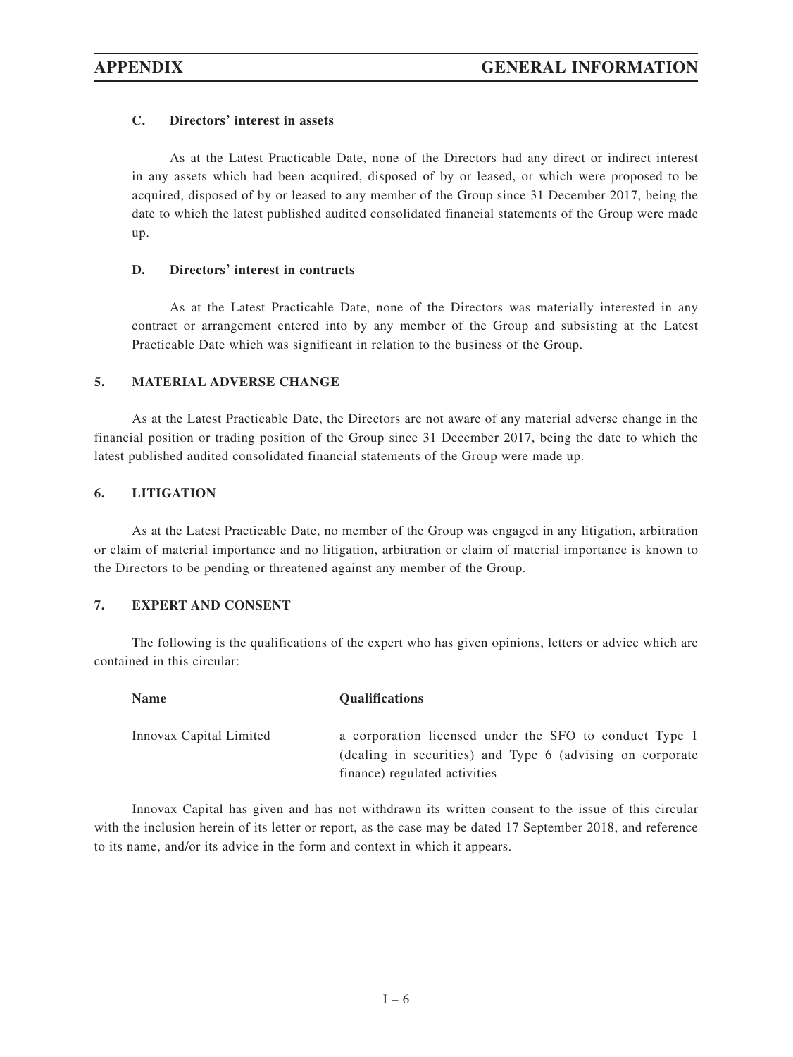### C. Directors' interest in assets

As at the Latest Practicable Date, none of the Directors had any direct or indirect interest in any assets which had been acquired, disposed of by or leased, or which were proposed to be acquired, disposed of by or leased to any member of the Group since 31 December 2017, being the date to which the latest published audited consolidated financial statements of the Group were made up.

### D. Directors' interest in contracts

As at the Latest Practicable Date, none of the Directors was materially interested in any contract or arrangement entered into by any member of the Group and subsisting at the Latest Practicable Date which was significant in relation to the business of the Group.

## 5. MATERIAL ADVERSE CHANGE

As at the Latest Practicable Date, the Directors are not aware of any material adverse change in the financial position or trading position of the Group since 31 December 2017, being the date to which the latest published audited consolidated financial statements of the Group were made up.

## 6. LITIGATION

As at the Latest Practicable Date, no member of the Group was engaged in any litigation, arbitration or claim of material importance and no litigation, arbitration or claim of material importance is known to the Directors to be pending or threatened against any member of the Group.

## 7. EXPERT AND CONSENT

The following is the qualifications of the expert who has given opinions, letters or advice which are contained in this circular:

| Name | Qualifications |
|---|---|
| Innovax Capital Limited | a corporation licensed under the SFO to conduct Type 1 (dealing in securities) and Type 6 (advising on corporate finance) regulated activities |

Innovax Capital has given and has not withdrawn its written consent to the issue of this circular with the inclusion herein of its letter or report, as the case may be dated 17 September 2018, and reference to its name, and/or its advice in the form and context in which it appears.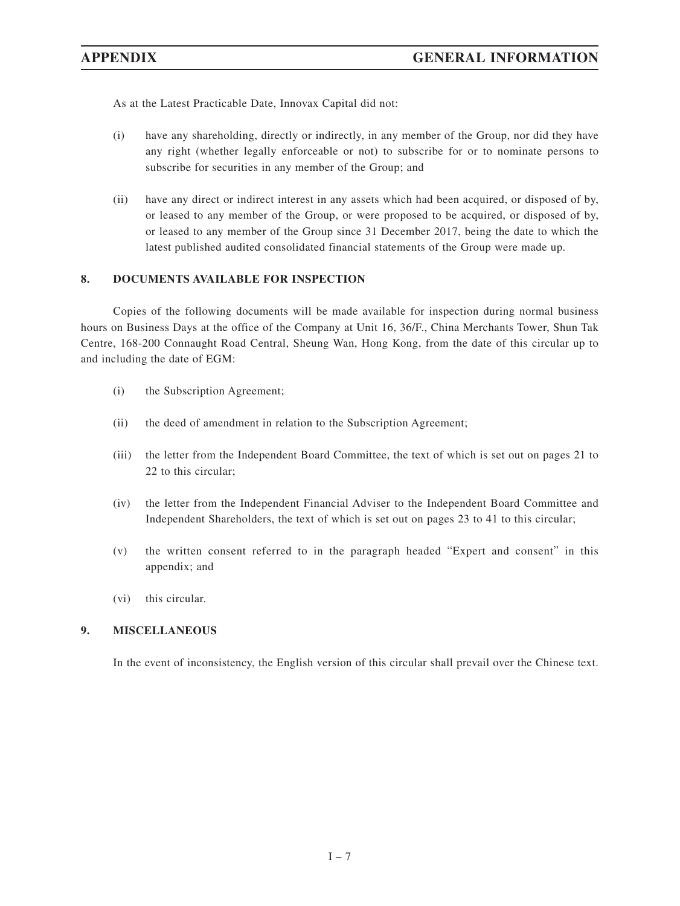As at the Latest Practicable Date, Innovax Capital did not:

(i) have any shareholding, directly or indirectly, in any member of the Group, nor did they have any right (whether legally enforceable or not) to subscribe for or to nominate persons to subscribe for securities in any member of the Group; and

(ii) have any direct or indirect interest in any assets which had been acquired, or disposed of by, or leased to any member of the Group, or were proposed to be acquired, or disposed of by, or leased to any member of the Group since 31 December 2017, being the date to which the latest published audited consolidated financial statements of the Group were made up.

## 8. DOCUMENTS AVAILABLE FOR INSPECTION

Copies of the following documents will be made available for inspection during normal business hours on Business Days at the office of the Company at Unit 16, 36/F., China Merchants Tower, Shun Tak Centre, 168-200 Connaught Road Central, Sheung Wan, Hong Kong, from the date of this circular up to and including the date of EGM:

(i) the Subscription Agreement;

(ii) the deed of amendment in relation to the Subscription Agreement;

(iii) the letter from the Independent Board Committee, the text of which is set out on pages 21 to 22 to this circular;

(iv) the letter from the Independent Financial Adviser to the Independent Board Committee and Independent Shareholders, the text of which is set out on pages 23 to 41 to this circular;

(v) the written consent referred to in the paragraph headed "Expert and consent" in this appendix; and

(vi) this circular.

## 9. MISCELLANEOUS

In the event of inconsistency, the English version of this circular shall prevail over the Chinese text.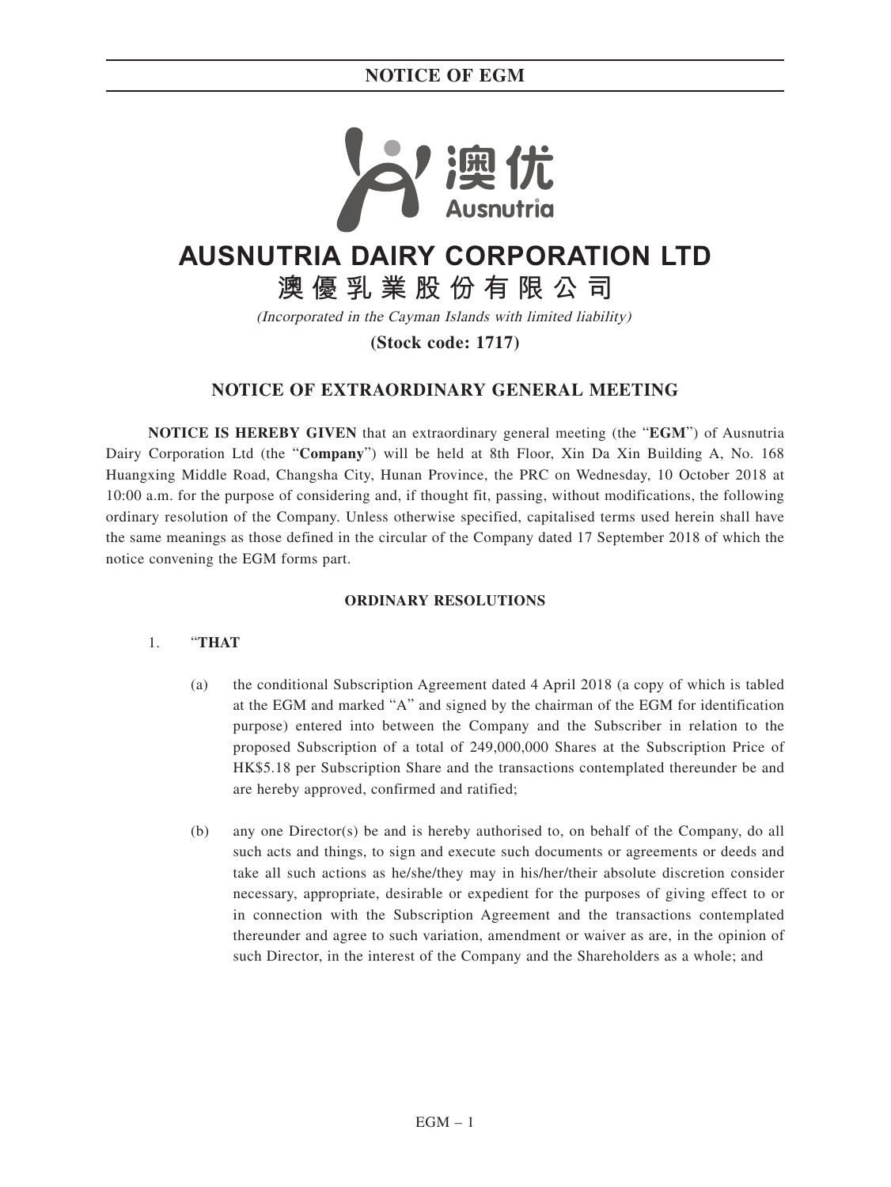# AUSNUTRIA DAIRY CORPORATION LTD

# 澳優乳業股份有限公司

*(Incorporated in the Cayman Islands with limited liability)*

**(Stock code: 1717)**

## NOTICE OF EXTRAORDINARY GENERAL MEETING

**NOTICE IS HEREBY GIVEN** that an extraordinary general meeting (the "**EGM**") of Ausnutria Dairy Corporation Ltd (the "**Company**") will be held at 8th Floor, Xin Da Xin Building A, No. 168 Huangxing Middle Road, Changsha City, Hunan Province, the PRC on Wednesday, 10 October 2018 at 10:00 a.m. for the purpose of considering and, if thought fit, passing, without modifications, the following ordinary resolution of the Company. Unless otherwise specified, capitalised terms used herein shall have the same meanings as those defined in the circular of the Company dated 17 September 2018 of which the notice convening the EGM forms part.

**ORDINARY RESOLUTIONS**

1. "**THAT**

   (a) the conditional Subscription Agreement dated 4 April 2018 (a copy of which is tabled at the EGM and marked "A" and signed by the chairman of the EGM for identification purpose) entered into between the Company and the Subscriber in relation to the proposed Subscription of a total of 249,000,000 Shares at the Subscription Price of HK$5.18 per Subscription Share and the transactions contemplated thereunder be and are hereby approved, confirmed and ratified;

   (b) any one Director(s) be and is hereby authorised to, on behalf of the Company, do all such acts and things, to sign and execute such documents or agreements or deeds and take all such actions as he/she/they may in his/her/their absolute discretion consider necessary, appropriate, desirable or expedient for the purposes of giving effect to or in connection with the Subscription Agreement and the transactions contemplated thereunder and agree to such variation, amendment or waiver as are, in the opinion of such Director, in the interest of the Company and the Shareholders as a whole; and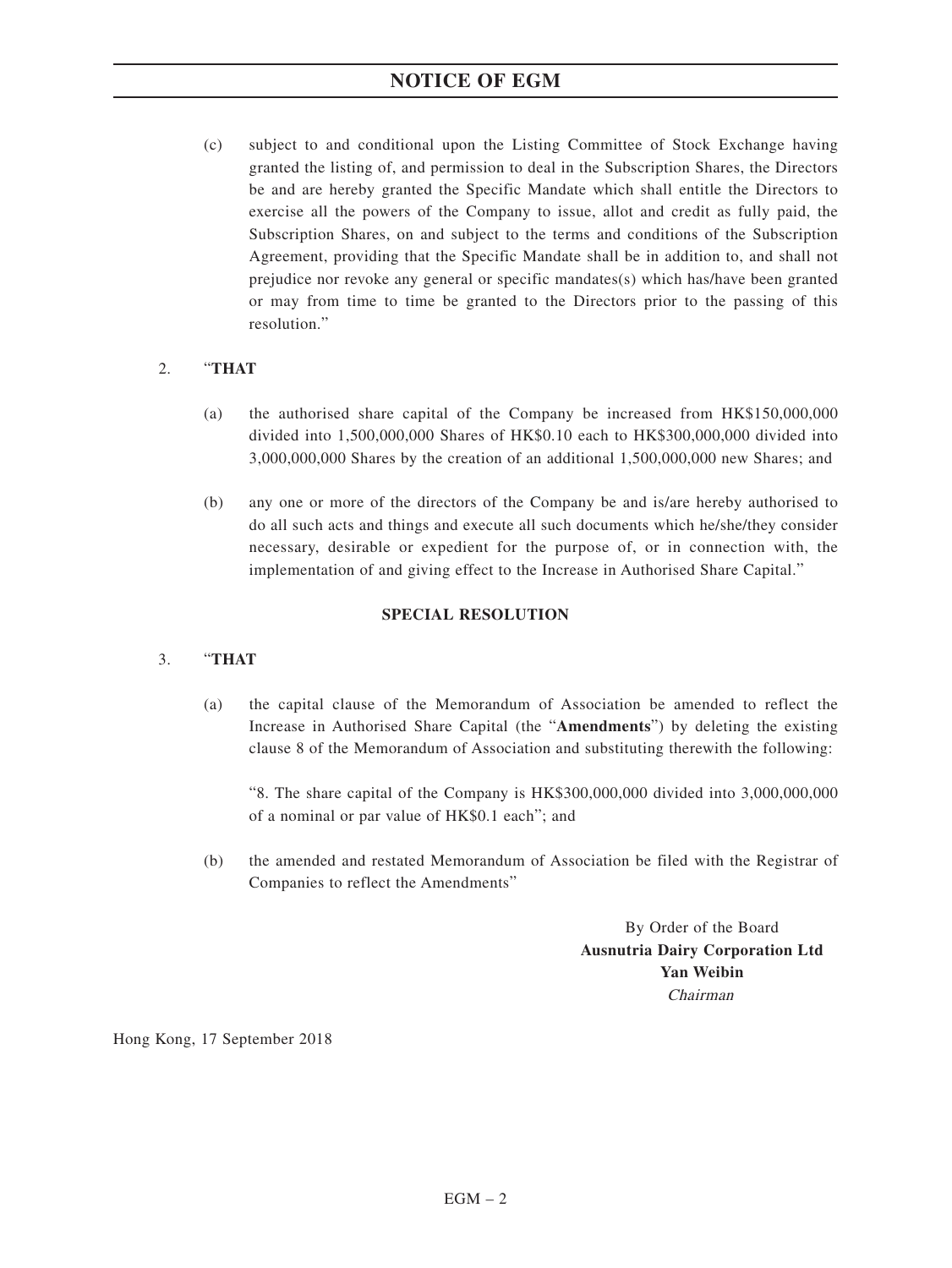(c) subject to and conditional upon the Listing Committee of Stock Exchange having granted the listing of, and permission to deal in the Subscription Shares, the Directors be and are hereby granted the Specific Mandate which shall entitle the Directors to exercise all the powers of the Company to issue, allot and credit as fully paid, the Subscription Shares, on and subject to the terms and conditions of the Subscription Agreement, providing that the Specific Mandate shall be in addition to, and shall not prejudice nor revoke any general or specific mandates(s) which has/have been granted or may from time to time be granted to the Directors prior to the passing of this resolution."

2. "**THAT**

(a) the authorised share capital of the Company be increased from HK$150,000,000 divided into 1,500,000,000 Shares of HK$0.10 each to HK$300,000,000 divided into 3,000,000,000 Shares by the creation of an additional 1,500,000,000 new Shares; and

(b) any one or more of the directors of the Company be and is/are hereby authorised to do all such acts and things and execute all such documents which he/she/they consider necessary, desirable or expedient for the purpose of, or in connection with, the implementation of and giving effect to the Increase in Authorised Share Capital."

**SPECIAL RESOLUTION**

3. "**THAT**

(a) the capital clause of the Memorandum of Association be amended to reflect the Increase in Authorised Share Capital (the "**Amendments**") by deleting the existing clause 8 of the Memorandum of Association and substituting therewith the following:

"8. The share capital of the Company is HK$300,000,000 divided into 3,000,000,000 of a nominal or par value of HK$0.1 each"; and

(b) the amended and restated Memorandum of Association be filed with the Registrar of Companies to reflect the Amendments"

By Order of the Board
**Ausnutria Dairy Corporation Ltd**
**Yan Weibin**
*Chairman*

Hong Kong, 17 September 2018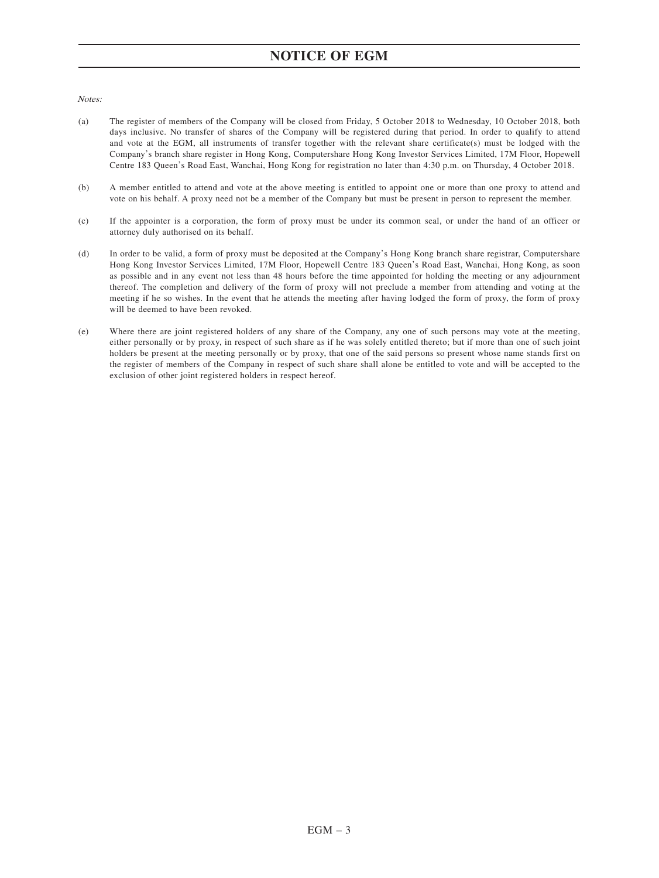# NOTICE OF EGM

*Notes:*

(a) The register of members of the Company will be closed from Friday, 5 October 2018 to Wednesday, 10 October 2018, both days inclusive. No transfer of shares of the Company will be registered during that period. In order to qualify to attend and vote at the EGM, all instruments of transfer together with the relevant share certificate(s) must be lodged with the Company's branch share register in Hong Kong, Computershare Hong Kong Investor Services Limited, 17M Floor, Hopewell Centre 183 Queen's Road East, Wanchai, Hong Kong for registration no later than 4:30 p.m. on Thursday, 4 October 2018.

(b) A member entitled to attend and vote at the above meeting is entitled to appoint one or more than one proxy to attend and vote on his behalf. A proxy need not be a member of the Company but must be present in person to represent the member.

(c) If the appointer is a corporation, the form of proxy must be under its common seal, or under the hand of an officer or attorney duly authorised on its behalf.

(d) In order to be valid, a form of proxy must be deposited at the Company's Hong Kong branch share registrar, Computershare Hong Kong Investor Services Limited, 17M Floor, Hopewell Centre 183 Queen's Road East, Wanchai, Hong Kong, as soon as possible and in any event not less than 48 hours before the time appointed for holding the meeting or any adjournment thereof. The completion and delivery of the form of proxy will not preclude a member from attending and voting at the meeting if he so wishes. In the event that he attends the meeting after having lodged the form of proxy, the form of proxy will be deemed to have been revoked.

(e) Where there are joint registered holders of any share of the Company, any one of such persons may vote at the meeting, either personally or by proxy, in respect of such share as if he was solely entitled thereto; but if more than one of such joint holders be present at the meeting personally or by proxy, that one of the said persons so present whose name stands first on the register of members of the Company in respect of such share shall alone be entitled to vote and will be accepted to the exclusion of other joint registered holders in respect hereof.